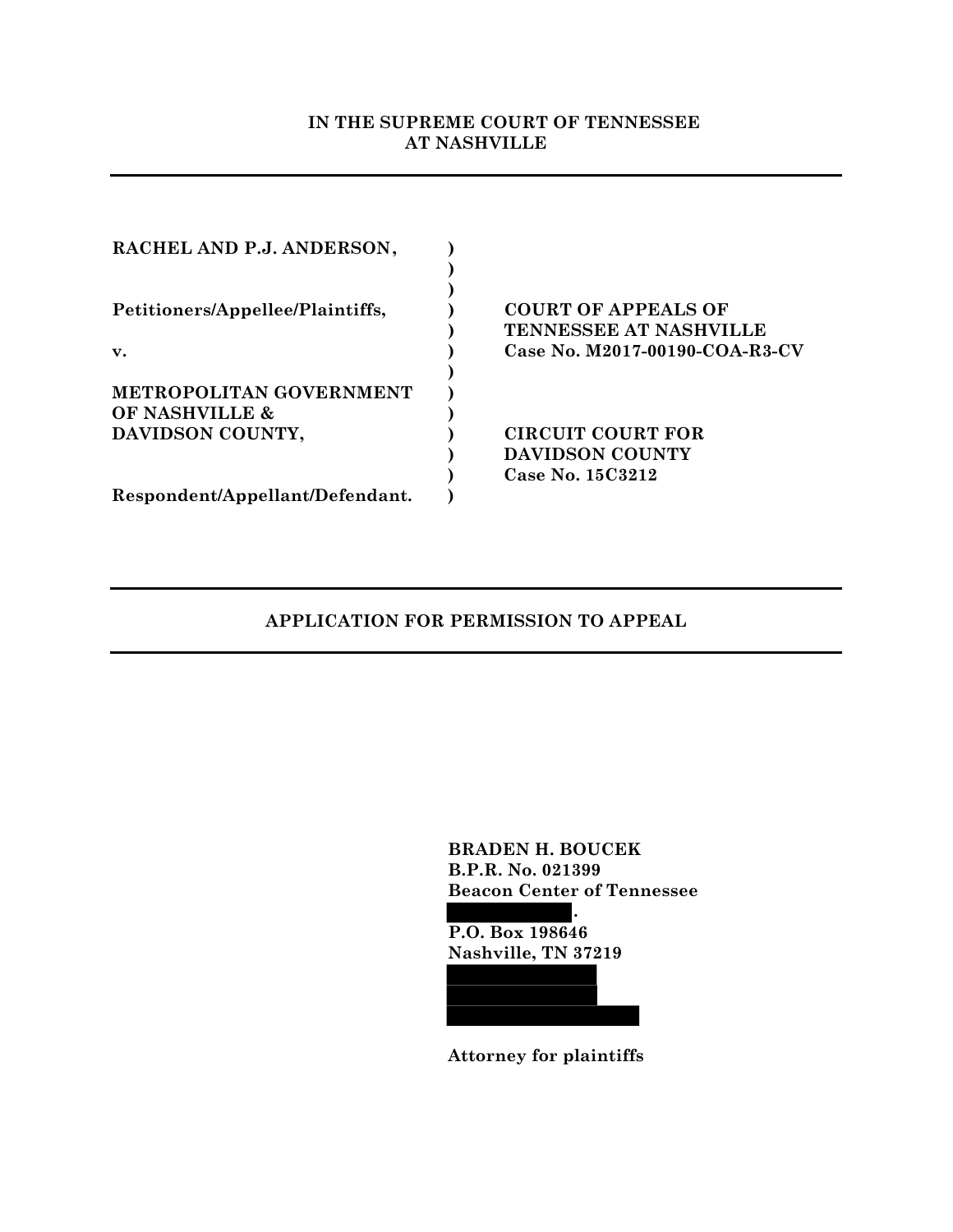**IN THE SUPREME COURT OF TENNESSEE**
**AT NASHVILLE**

---

| | | |
|---|---|---|
| **RACHEL AND P.J. ANDERSON,** | ) | |
| | ) | |
| | ) | |
| **Petitioners/Appellee/Plaintiffs,** | ) | **COURT OF APPEALS OF** |
| | ) | **TENNESSEE AT NASHVILLE** |
| **v.** | ) | **Case No. M2017-00190-COA-R3-CV** |
| | ) | |
| **METROPOLITAN GOVERNMENT** | ) | |
| **OF NASHVILLE &** | ) | |
| **DAVIDSON COUNTY,** | ) | **CIRCUIT COURT FOR** |
| | ) | **DAVIDSON COUNTY** |
| | ) | **Case No. 15C3212** |
| **Respondent/Appellant/Defendant.** | ) | |

---

## APPLICATION FOR PERMISSION TO APPEAL

---

**BRADEN H. BOUCEK**
**B.P.R. No. 021399**
**Beacon Center of Tennessee**
**[REDACTED].**
**P.O. Box 198646**
**Nashville, TN 37219**
**[REDACTED]**
**[REDACTED]**
**[REDACTED]**

**Attorney for plaintiffs**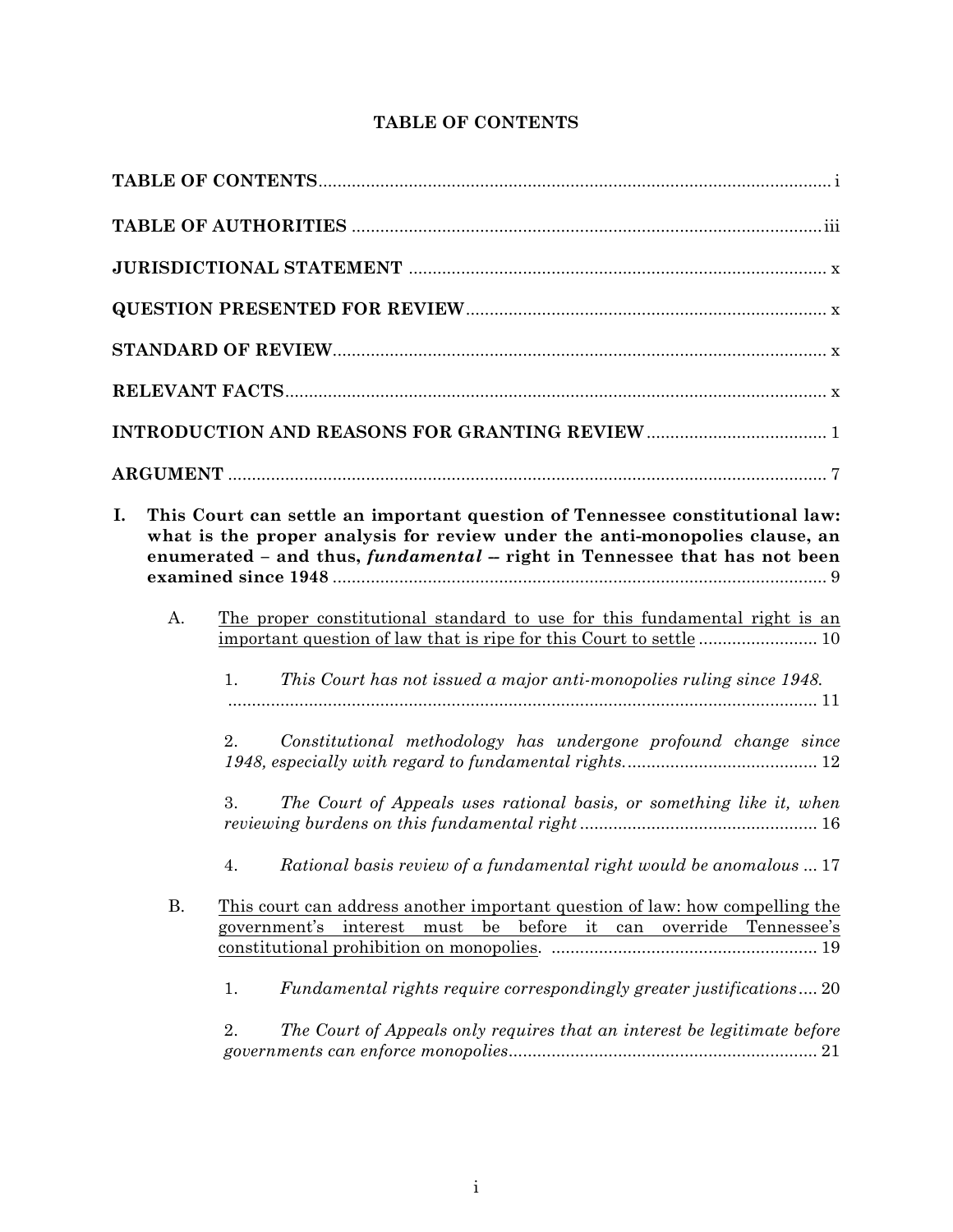# TABLE OF CONTENTS

**TABLE OF CONTENTS** .... i

**TABLE OF AUTHORITIES** .... iii

**JURISDICTIONAL STATEMENT** .... x

**QUESTION PRESENTED FOR REVIEW** .... x

**STANDARD OF REVIEW** .... x

**RELEVANT FACTS** .... x

**INTRODUCTION AND REASONS FOR GRANTING REVIEW** .... 1

**ARGUMENT** .... 7

**I. This Court can settle an important question of Tennessee constitutional law: what is the proper analysis for review under the anti-monopolies clause, an enumerated – and thus, *fundamental* -- right in Tennessee that has not been examined since 1948** .... 9

A. <u>The proper constitutional standard to use for this fundamental right is an important question of law that is ripe for this Court to settle</u> .... 10

1. *This Court has not issued a major anti-monopolies ruling since 1948.* .... 11

2. *Constitutional methodology has undergone profound change since 1948, especially with regard to fundamental rights.* .... 12

3. *The Court of Appeals uses rational basis, or something like it, when reviewing burdens on this fundamental right* .... 16

4. *Rational basis review of a fundamental right would be anomalous* ... 17

B. <u>This court can address another important question of law: how compelling the government's interest must be before it can override Tennessee's constitutional prohibition on monopolies.</u> .... 19

1. *Fundamental rights require correspondingly greater justifications* .... 20

2. *The Court of Appeals only requires that an interest be legitimate before governments can enforce monopolies* .... 21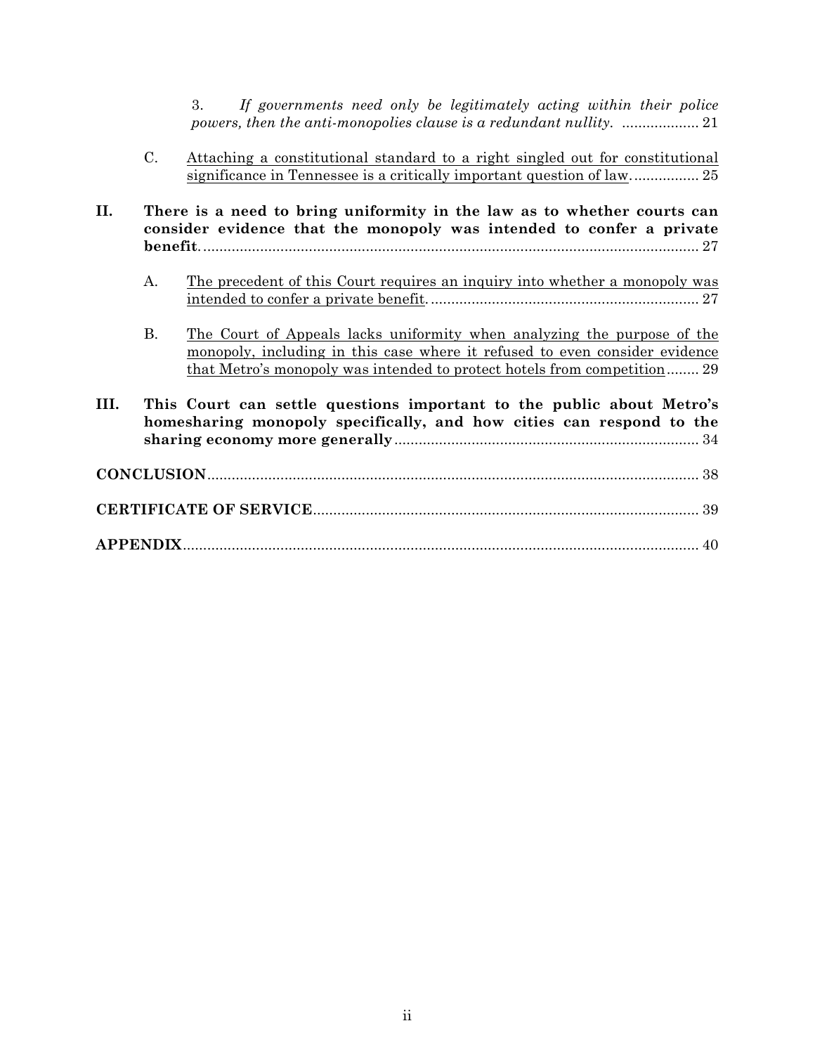3. *If governments need only be legitimately acting within their police powers, then the anti-monopolies clause is a redundant nullity.* .................. 21

C. Attaching a constitutional standard to a right singled out for constitutional significance in Tennessee is a critically important question of law. ................ 25

**II. There is a need to bring uniformity in the law as to whether courts can consider evidence that the monopoly was intended to confer a private benefit.** ........................................................................................................ 27

A. The precedent of this Court requires an inquiry into whether a monopoly was intended to confer a private benefit. .................................................................. 27

B. The Court of Appeals lacks uniformity when analyzing the purpose of the monopoly, including in this case where it refused to even consider evidence that Metro's monopoly was intended to protect hotels from competition ........ 29

**III. This Court can settle questions important to the public about Metro's homesharing monopoly specifically, and how cities can respond to the sharing economy more generally** ........................................................................... 34

**CONCLUSION** ......................................................................................................... 38

**CERTIFICATE OF SERVICE** ............................................................................... 39

**APPENDIX** ............................................................................................................... 40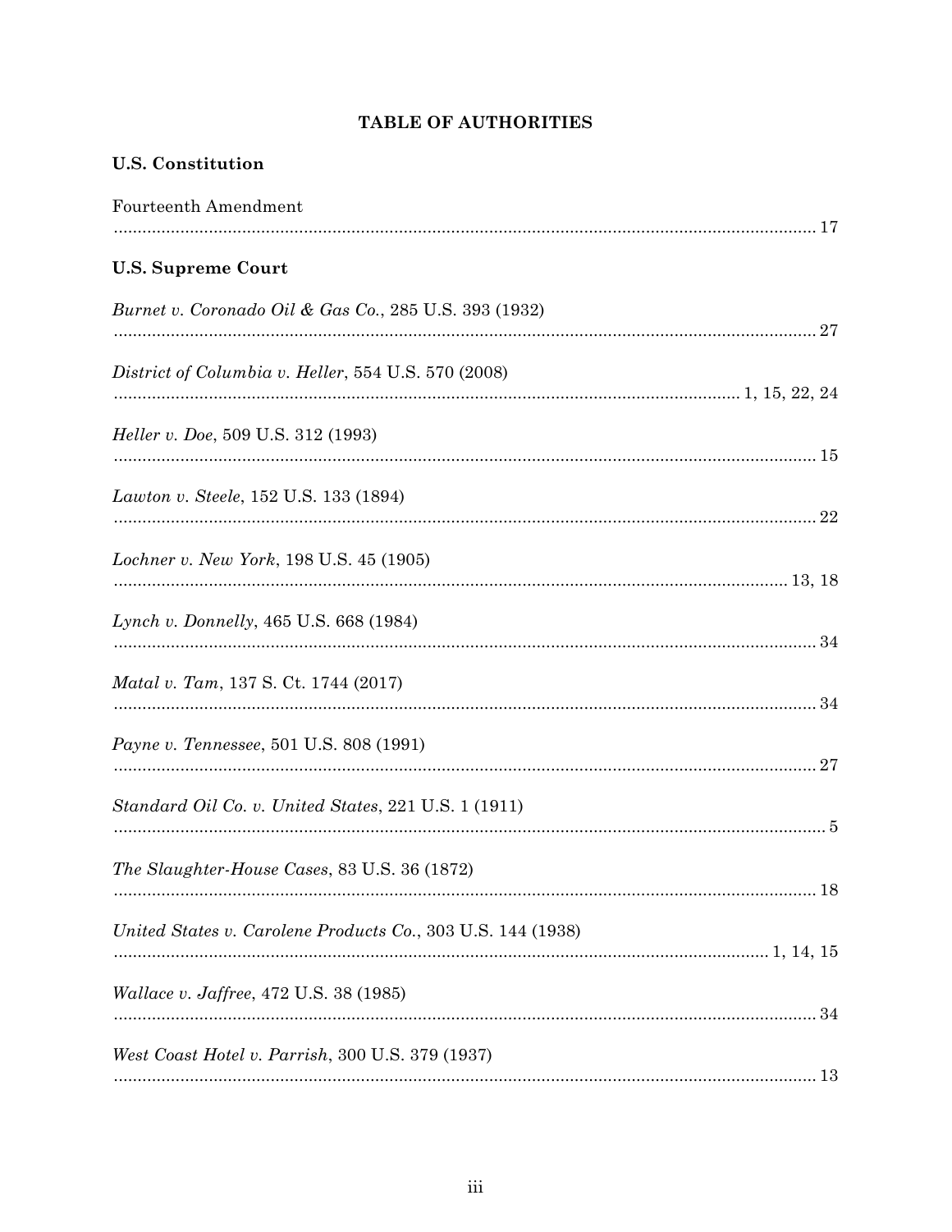# TABLE OF AUTHORITIES

**U.S. Constitution**

Fourteenth Amendment
.......................................................................................................................................... 17

**U.S. Supreme Court**

*Burnet v. Coronado Oil & Gas Co.*, 285 U.S. 393 (1932)
.......................................................................................................................................... 27

*District of Columbia v. Heller*, 554 U.S. 570 (2008)
.......................................................................................................... 1, 15, 22, 24

*Heller v. Doe*, 509 U.S. 312 (1993)
.......................................................................................................................................... 15

*Lawton v. Steele*, 152 U.S. 133 (1894)
.......................................................................................................................................... 22

*Lochner v. New York*, 198 U.S. 45 (1905)
.................................................................................................................................. 13, 18

*Lynch v. Donnelly*, 465 U.S. 668 (1984)
.......................................................................................................................................... 34

*Matal v. Tam*, 137 S. Ct. 1744 (2017)
.......................................................................................................................................... 34

*Payne v. Tennessee*, 501 U.S. 808 (1991)
.......................................................................................................................................... 27

*Standard Oil Co. v. United States*, 221 U.S. 1 (1911)
............................................................................................................................................ 5

*The Slaughter-House Cases*, 83 U.S. 36 (1872)
.......................................................................................................................................... 18

*United States v. Carolene Products Co.*, 303 U.S. 144 (1938)
.............................................................................................................................. 1, 14, 15

*Wallace v. Jaffree*, 472 U.S. 38 (1985)
.......................................................................................................................................... 34

*West Coast Hotel v. Parrish*, 300 U.S. 379 (1937)
.......................................................................................................................................... 13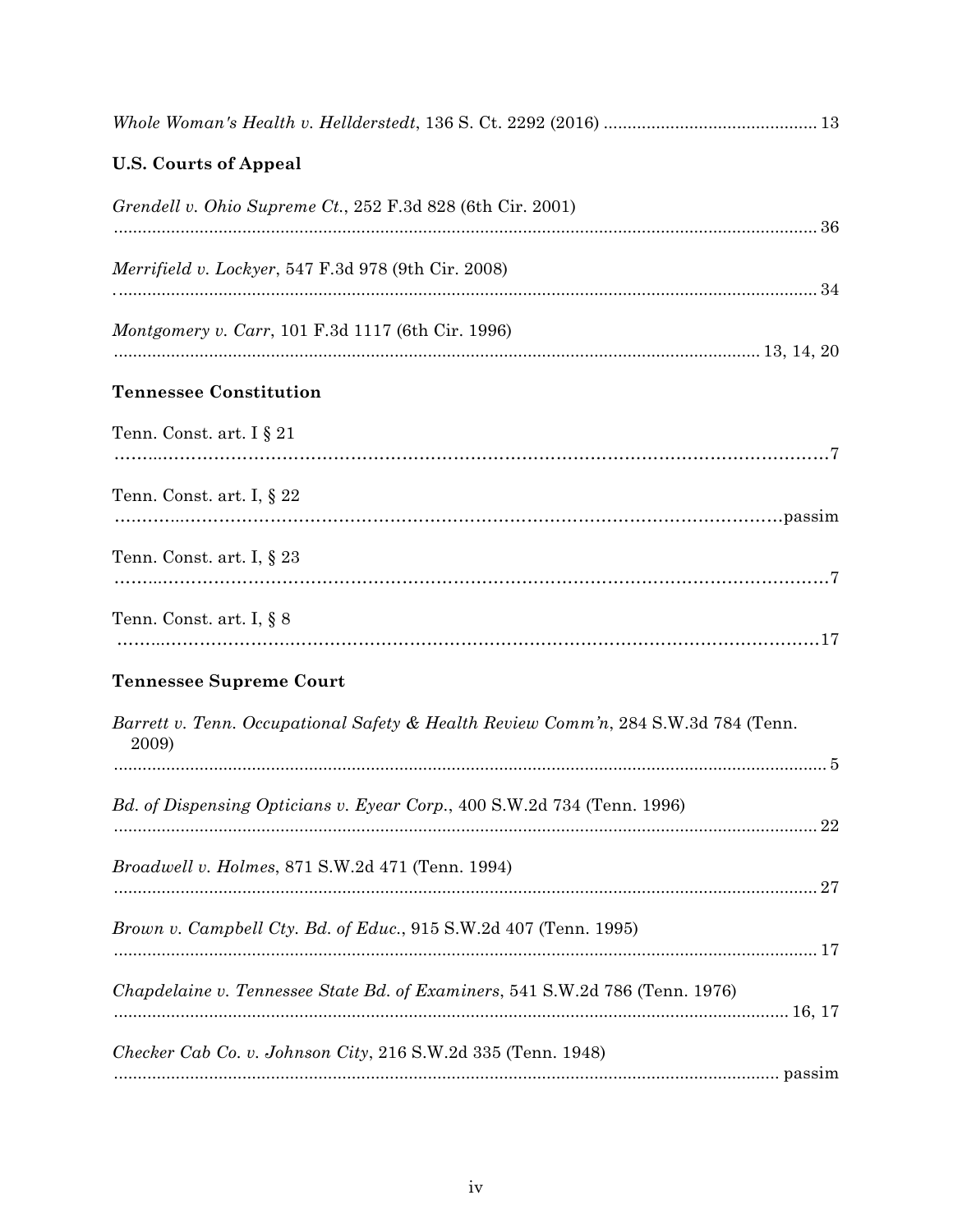*Whole Woman's Health v. Hellderstedt*, 136 S. Ct. 2292 (2016) ............................................ 13

**U.S. Courts of Appeal**

*Grendell v. Ohio Supreme Ct.*, 252 F.3d 828 (6th Cir. 2001)
.................................................................................................................................... 36

*Merrifield v. Lockyer*, 547 F.3d 978 (9th Cir. 2008)
.................................................................................................................................... 34

*Montgomery v. Carr*, 101 F.3d 1117 (6th Cir. 1996)
.................................................................................................................... 13, 14, 20

**Tennessee Constitution**

Tenn. Const. art. I § 21
.........................................................................................................................7

Tenn. Const. art. I, § 22
.........................................................................................................................passim

Tenn. Const. art. I, § 23
.........................................................................................................................7

Tenn. Const. art. I, § 8
.........................................................................................................................17

**Tennessee Supreme Court**

*Barrett v. Tenn. Occupational Safety & Health Review Comm'n*, 284 S.W.3d 784 (Tenn. 2009)
...................................................................................................................................... 5

*Bd. of Dispensing Opticians v. Eyear Corp.*, 400 S.W.2d 734 (Tenn. 1996)
.................................................................................................................................... 22

*Broadwell v. Holmes*, 871 S.W.2d 471 (Tenn. 1994)
.................................................................................................................................... 27

*Brown v. Campbell Cty. Bd. of Educ.*, 915 S.W.2d 407 (Tenn. 1995)
.................................................................................................................................... 17

*Chapdelaine v. Tennessee State Bd. of Examiners*, 541 S.W.2d 786 (Tenn. 1976)
.............................................................................................................................. 16, 17

*Checker Cab Co. v. Johnson City*, 216 S.W.2d 335 (Tenn. 1948)
............................................................................................................................ passim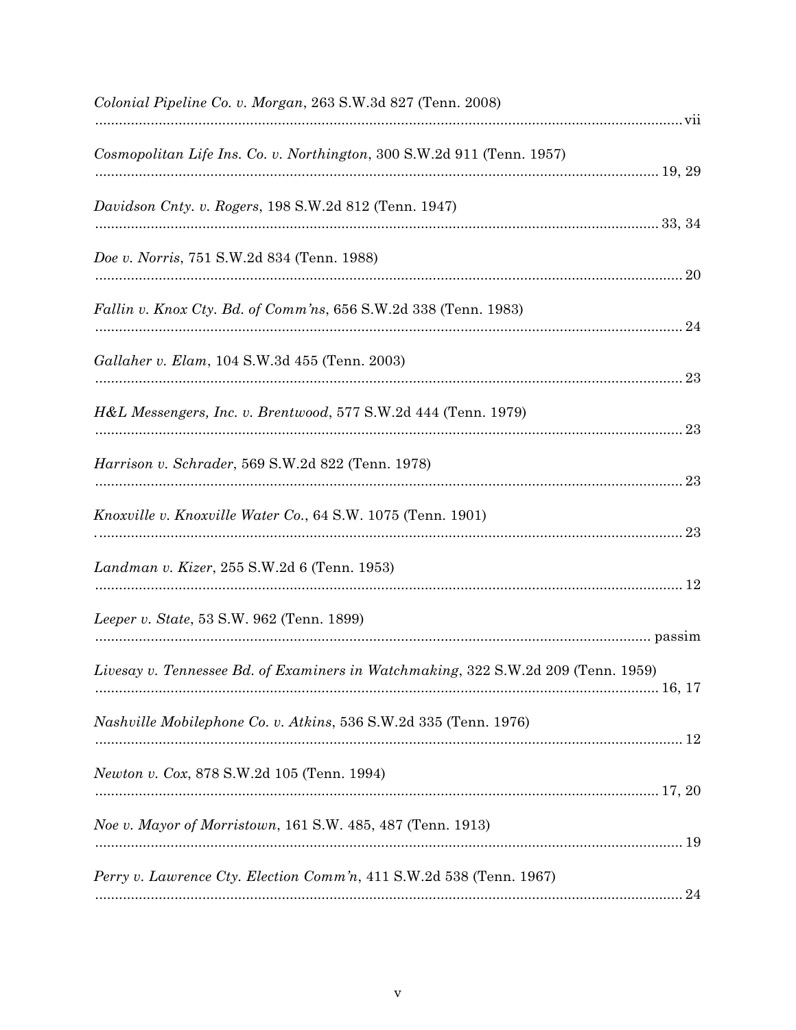*Colonial Pipeline Co. v. Morgan*, 263 S.W.3d 827 (Tenn. 2008) ........ vii

*Cosmopolitan Life Ins. Co. v. Northington*, 300 S.W.2d 911 (Tenn. 1957) ........ 19, 29

*Davidson Cnty. v. Rogers*, 198 S.W.2d 812 (Tenn. 1947) ........ 33, 34

*Doe v. Norris*, 751 S.W.2d 834 (Tenn. 1988) ........ 20

*Fallin v. Knox Cty. Bd. of Comm'ns*, 656 S.W.2d 338 (Tenn. 1983) ........ 24

*Gallaher v. Elam*, 104 S.W.3d 455 (Tenn. 2003) ........ 23

*H&L Messengers, Inc. v. Brentwood*, 577 S.W.2d 444 (Tenn. 1979) ........ 23

*Harrison v. Schrader*, 569 S.W.2d 822 (Tenn. 1978) ........ 23

*Knoxville v. Knoxville Water Co.*, 64 S.W. 1075 (Tenn. 1901) ........ 23

*Landman v. Kizer*, 255 S.W.2d 6 (Tenn. 1953) ........ 12

*Leeper v. State*, 53 S.W. 962 (Tenn. 1899) ........ passim

*Livesay v. Tennessee Bd. of Examiners in Watchmaking*, 322 S.W.2d 209 (Tenn. 1959) ........ 16, 17

*Nashville Mobilephone Co. v. Atkins*, 536 S.W.2d 335 (Tenn. 1976) ........ 12

*Newton v. Cox*, 878 S.W.2d 105 (Tenn. 1994) ........ 17, 20

*Noe v. Mayor of Morristown*, 161 S.W. 485, 487 (Tenn. 1913) ........ 19

*Perry v. Lawrence Cty. Election Comm'n*, 411 S.W.2d 538 (Tenn. 1967) ........ 24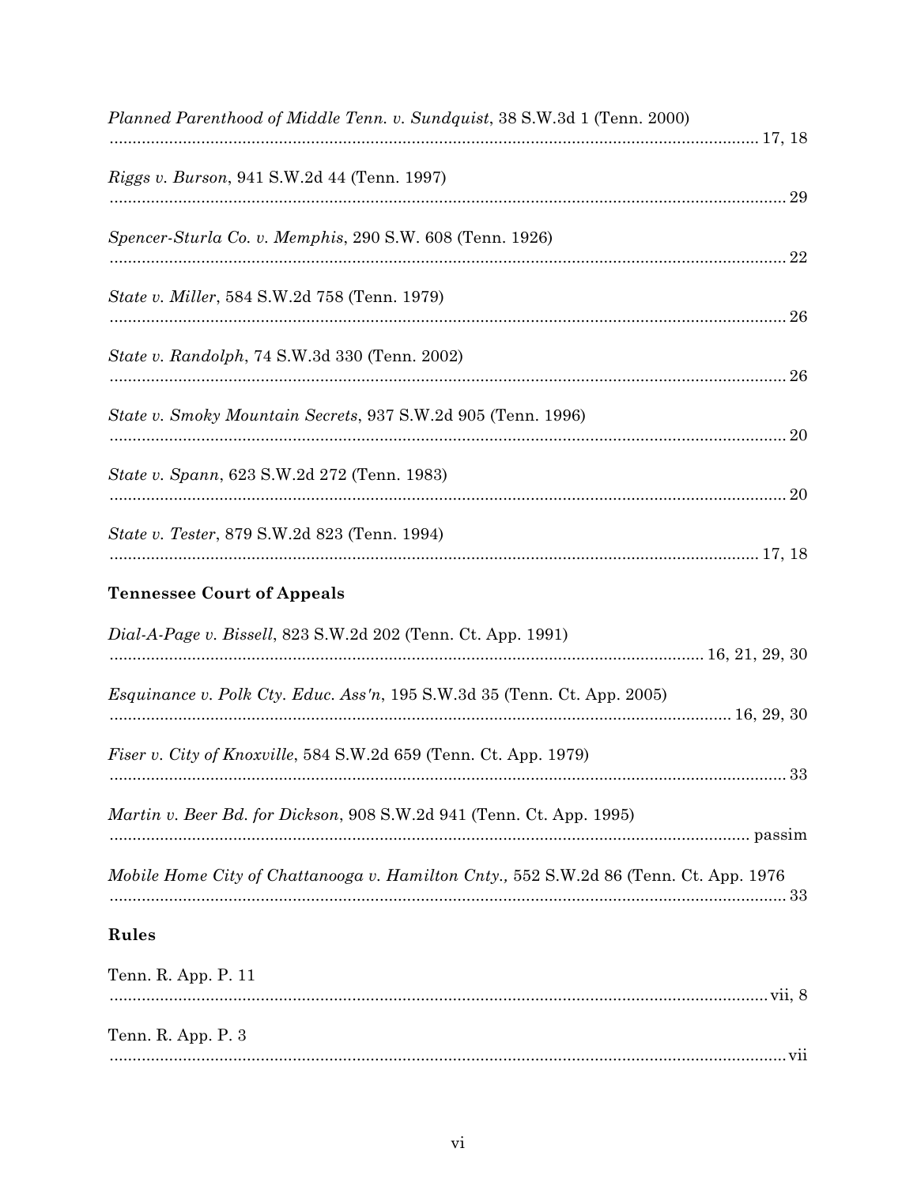*Planned Parenthood of Middle Tenn. v. Sundquist*, 38 S.W.3d 1 (Tenn. 2000) ........................................................................................................ 17, 18

*Riggs v. Burson*, 941 S.W.2d 44 (Tenn. 1997) ........................................................................................................ 29

*Spencer-Sturla Co. v. Memphis*, 290 S.W. 608 (Tenn. 1926) ........................................................................................................ 22

*State v. Miller*, 584 S.W.2d 758 (Tenn. 1979) ........................................................................................................ 26

*State v. Randolph*, 74 S.W.3d 330 (Tenn. 2002) ........................................................................................................ 26

*State v. Smoky Mountain Secrets*, 937 S.W.2d 905 (Tenn. 1996) ........................................................................................................ 20

*State v. Spann*, 623 S.W.2d 272 (Tenn. 1983) ........................................................................................................ 20

*State v. Tester*, 879 S.W.2d 823 (Tenn. 1994) ........................................................................................................ 17, 18

**Tennessee Court of Appeals**

*Dial-A-Page v. Bissell*, 823 S.W.2d 202 (Tenn. Ct. App. 1991) ........................................................................................................ 16, 21, 29, 30

*Esquinance v. Polk Cty. Educ. Ass'n*, 195 S.W.3d 35 (Tenn. Ct. App. 2005) ........................................................................................................ 16, 29, 30

*Fiser v. City of Knoxville*, 584 S.W.2d 659 (Tenn. Ct. App. 1979) ........................................................................................................ 33

*Martin v. Beer Bd. for Dickson*, 908 S.W.2d 941 (Tenn. Ct. App. 1995) ........................................................................................................ passim

*Mobile Home City of Chattanooga v. Hamilton Cnty.,* 552 S.W.2d 86 (Tenn. Ct. App. 1976 ........................................................................................................ 33

**Rules**

Tenn. R. App. P. 11 ........................................................................................................ vii, 8

Tenn. R. App. P. 3 ........................................................................................................ vii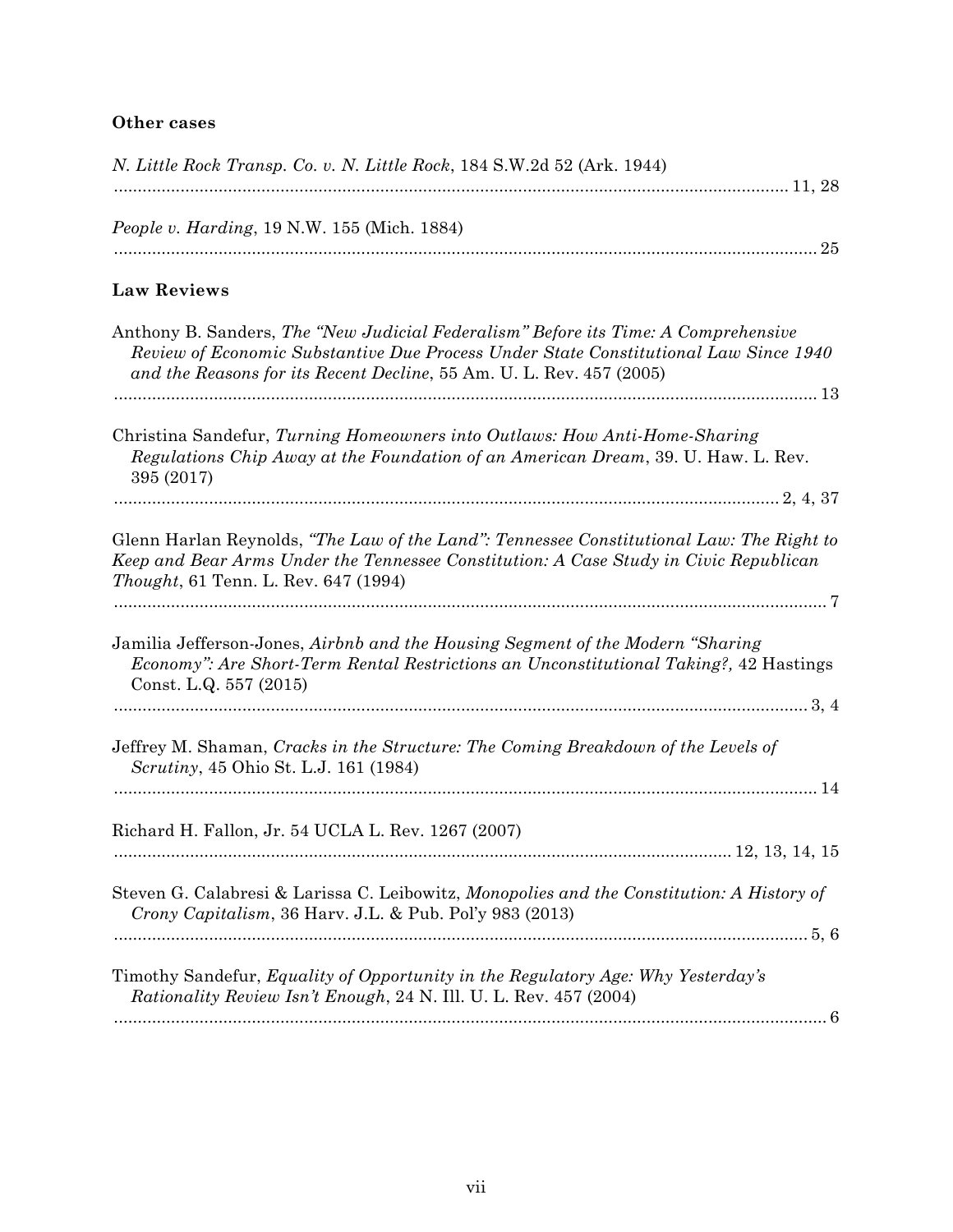**Other cases**

*N. Little Rock Transp. Co. v. N. Little Rock*, 184 S.W.2d 52 (Ark. 1944) ........................................ 11, 28

*People v. Harding*, 19 N.W. 155 (Mich. 1884) ........................................ 25

**Law Reviews**

Anthony B. Sanders, *The "New Judicial Federalism" Before its Time: A Comprehensive Review of Economic Substantive Due Process Under State Constitutional Law Since 1940 and the Reasons for its Recent Decline*, 55 Am. U. L. Rev. 457 (2005) ........................................ 13

Christina Sandefur, *Turning Homeowners into Outlaws: How Anti-Home-Sharing Regulations Chip Away at the Foundation of an American Dream*, 39. U. Haw. L. Rev. 395 (2017) ........................................ 2, 4, 37

Glenn Harlan Reynolds, *"The Law of the Land": Tennessee Constitutional Law: The Right to Keep and Bear Arms Under the Tennessee Constitution: A Case Study in Civic Republican Thought*, 61 Tenn. L. Rev. 647 (1994) ........................................ 7

Jamilia Jefferson-Jones, *Airbnb and the Housing Segment of the Modern "Sharing Economy": Are Short-Term Rental Restrictions an Unconstitutional Taking?,* 42 Hastings Const. L.Q. 557 (2015) ........................................ 3, 4

Jeffrey M. Shaman, *Cracks in the Structure: The Coming Breakdown of the Levels of Scrutiny*, 45 Ohio St. L.J. 161 (1984) ........................................ 14

Richard H. Fallon, Jr. 54 UCLA L. Rev. 1267 (2007) ........................................ 12, 13, 14, 15

Steven G. Calabresi & Larissa C. Leibowitz, *Monopolies and the Constitution: A History of Crony Capitalism*, 36 Harv. J.L. & Pub. Pol'y 983 (2013) ........................................ 5, 6

Timothy Sandefur, *Equality of Opportunity in the Regulatory Age: Why Yesterday's Rationality Review Isn't Enough*, 24 N. Ill. U. L. Rev. 457 (2004) ........................................ 6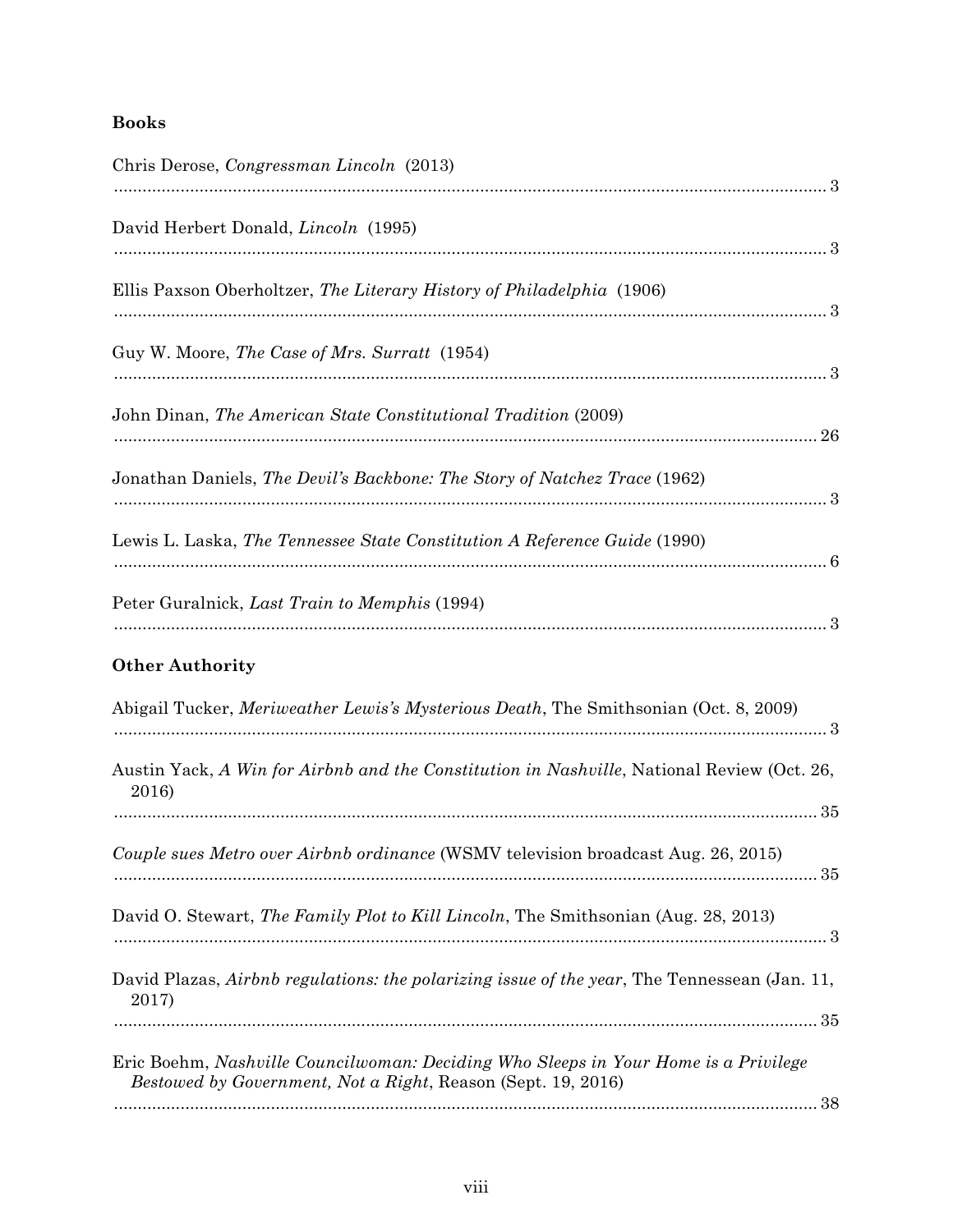**Books**

Chris Derose, *Congressman Lincoln* (2013) .......... 3

David Herbert Donald, *Lincoln* (1995) .......... 3

Ellis Paxson Oberholtzer, *The Literary History of Philadelphia* (1906) .......... 3

Guy W. Moore, *The Case of Mrs. Surratt* (1954) .......... 3

John Dinan, *The American State Constitutional Tradition* (2009) .......... 26

Jonathan Daniels, *The Devil's Backbone: The Story of Natchez Trace* (1962) .......... 3

Lewis L. Laska, *The Tennessee State Constitution A Reference Guide* (1990) .......... 6

Peter Guralnick, *Last Train to Memphis* (1994) .......... 3

**Other Authority**

Abigail Tucker, *Meriweather Lewis's Mysterious Death*, The Smithsonian (Oct. 8, 2009) .......... 3

Austin Yack, *A Win for Airbnb and the Constitution in Nashville*, National Review (Oct. 26, 2016) .......... 35

*Couple sues Metro over Airbnb ordinance* (WSMV television broadcast Aug. 26, 2015) .......... 35

David O. Stewart, *The Family Plot to Kill Lincoln*, The Smithsonian (Aug. 28, 2013) .......... 3

David Plazas, *Airbnb regulations: the polarizing issue of the year*, The Tennessean (Jan. 11, 2017) .......... 35

Eric Boehm, *Nashville Councilwoman: Deciding Who Sleeps in Your Home is a Privilege Bestowed by Government, Not a Right*, Reason (Sept. 19, 2016) .......... 38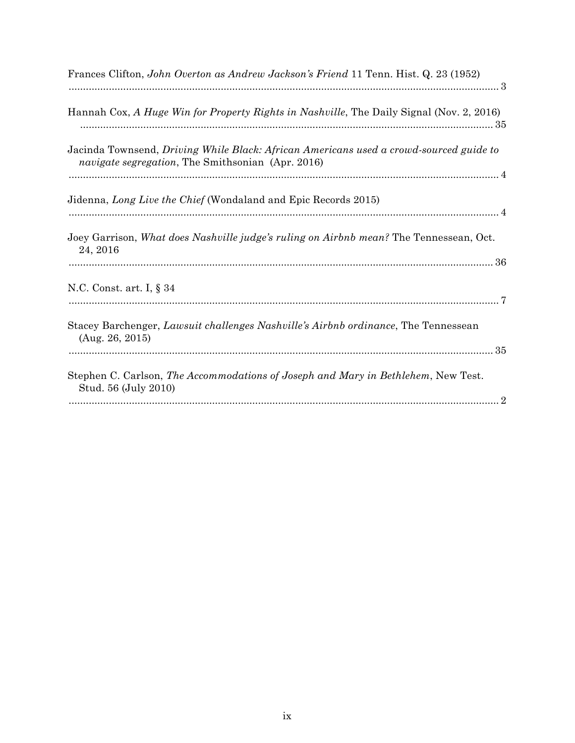Frances Clifton, *John Overton as Andrew Jackson's Friend* 11 Tenn. Hist. Q. 23 (1952) ....... 3

Hannah Cox, *A Huge Win for Property Rights in Nashville*, The Daily Signal (Nov. 2, 2016) ....... 35

Jacinda Townsend, *Driving While Black: African Americans used a crowd-sourced guide to navigate segregation*, The Smithsonian (Apr. 2016) ....... 4

Jidenna, *Long Live the Chief* (Wondaland and Epic Records 2015) ....... 4

Joey Garrison, *What does Nashville judge's ruling on Airbnb mean?* The Tennessean, Oct. 24, 2016 ....... 36

N.C. Const. art. I, § 34 ....... 7

Stacey Barchenger, *Lawsuit challenges Nashville's Airbnb ordinance*, The Tennessean (Aug. 26, 2015) ....... 35

Stephen C. Carlson, *The Accommodations of Joseph and Mary in Bethlehem*, New Test. Stud. 56 (July 2010) ....... 2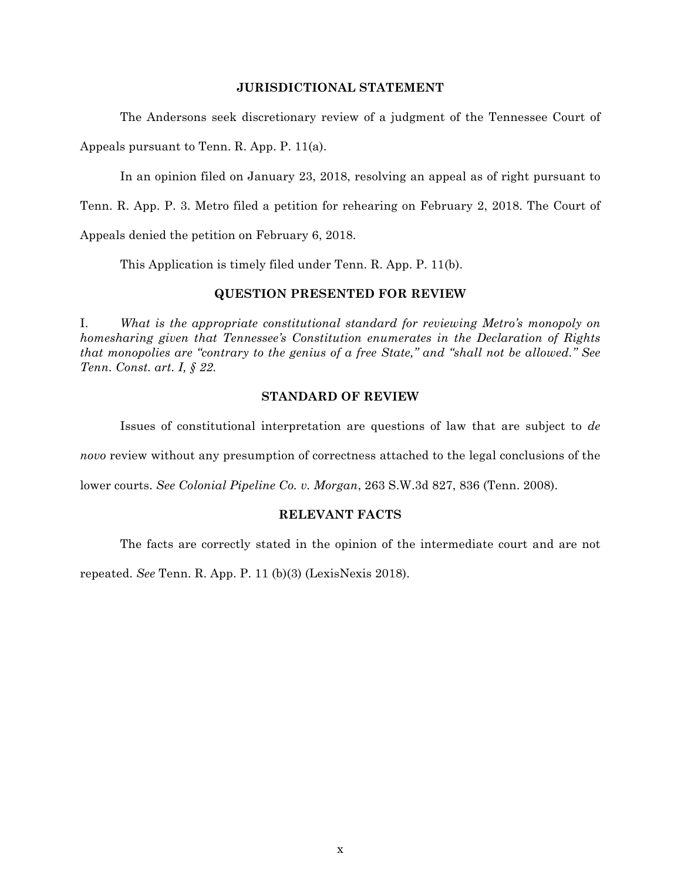## JURISDICTIONAL STATEMENT

The Andersons seek discretionary review of a judgment of the Tennessee Court of Appeals pursuant to Tenn. R. App. P. 11(a).

In an opinion filed on January 23, 2018, resolving an appeal as of right pursuant to Tenn. R. App. P. 3. Metro filed a petition for rehearing on February 2, 2018. The Court of Appeals denied the petition on February 6, 2018.

This Application is timely filed under Tenn. R. App. P. 11(b).

## QUESTION PRESENTED FOR REVIEW

I. *What is the appropriate constitutional standard for reviewing Metro's monopoly on homesharing given that Tennessee's Constitution enumerates in the Declaration of Rights that monopolies are "contrary to the genius of a free State," and "shall not be allowed." See Tenn. Const. art. I, § 22.*

## STANDARD OF REVIEW

Issues of constitutional interpretation are questions of law that are subject to *de novo* review without any presumption of correctness attached to the legal conclusions of the lower courts. *See Colonial Pipeline Co. v. Morgan*, 263 S.W.3d 827, 836 (Tenn. 2008).

## RELEVANT FACTS

The facts are correctly stated in the opinion of the intermediate court and are not repeated. *See* Tenn. R. App. P. 11 (b)(3) (LexisNexis 2018).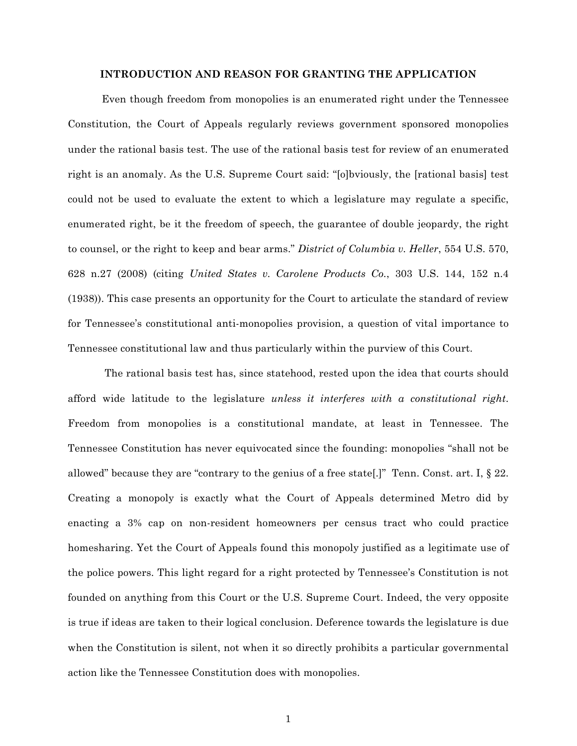## INTRODUCTION AND REASON FOR GRANTING THE APPLICATION

Even though freedom from monopolies is an enumerated right under the Tennessee Constitution, the Court of Appeals regularly reviews government sponsored monopolies under the rational basis test. The use of the rational basis test for review of an enumerated right is an anomaly. As the U.S. Supreme Court said: "[o]bviously, the [rational basis] test could not be used to evaluate the extent to which a legislature may regulate a specific, enumerated right, be it the freedom of speech, the guarantee of double jeopardy, the right to counsel, or the right to keep and bear arms." *District of Columbia v. Heller*, 554 U.S. 570, 628 n.27 (2008) (citing *United States v. Carolene Products Co.*, 303 U.S. 144, 152 n.4 (1938)). This case presents an opportunity for the Court to articulate the standard of review for Tennessee's constitutional anti-monopolies provision, a question of vital importance to Tennessee constitutional law and thus particularly within the purview of this Court.

The rational basis test has, since statehood, rested upon the idea that courts should afford wide latitude to the legislature *unless it interferes with a constitutional right*. Freedom from monopolies is a constitutional mandate, at least in Tennessee. The Tennessee Constitution has never equivocated since the founding: monopolies "shall not be allowed" because they are "contrary to the genius of a free state[.]" Tenn. Const. art. I, § 22. Creating a monopoly is exactly what the Court of Appeals determined Metro did by enacting a 3% cap on non-resident homeowners per census tract who could practice homesharing. Yet the Court of Appeals found this monopoly justified as a legitimate use of the police powers. This light regard for a right protected by Tennessee's Constitution is not founded on anything from this Court or the U.S. Supreme Court. Indeed, the very opposite is true if ideas are taken to their logical conclusion. Deference towards the legislature is due when the Constitution is silent, not when it so directly prohibits a particular governmental action like the Tennessee Constitution does with monopolies.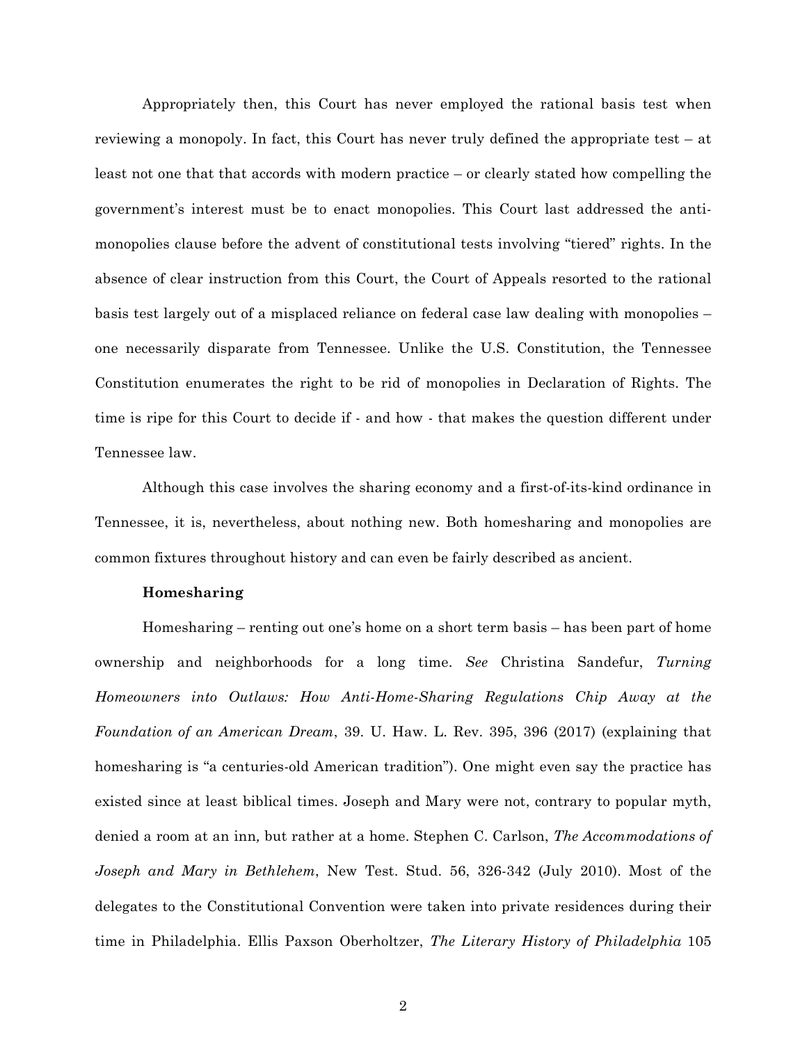Appropriately then, this Court has never employed the rational basis test when reviewing a monopoly. In fact, this Court has never truly defined the appropriate test – at least not one that that accords with modern practice – or clearly stated how compelling the government's interest must be to enact monopolies. This Court last addressed the anti-monopolies clause before the advent of constitutional tests involving "tiered" rights. In the absence of clear instruction from this Court, the Court of Appeals resorted to the rational basis test largely out of a misplaced reliance on federal case law dealing with monopolies – one necessarily disparate from Tennessee. Unlike the U.S. Constitution, the Tennessee Constitution enumerates the right to be rid of monopolies in Declaration of Rights. The time is ripe for this Court to decide if - and how - that makes the question different under Tennessee law.

Although this case involves the sharing economy and a first-of-its-kind ordinance in Tennessee, it is, nevertheless, about nothing new. Both homesharing and monopolies are common fixtures throughout history and can even be fairly described as ancient.

**Homesharing**

Homesharing – renting out one's home on a short term basis – has been part of home ownership and neighborhoods for a long time. *See* Christina Sandefur, *Turning Homeowners into Outlaws: How Anti-Home-Sharing Regulations Chip Away at the Foundation of an American Dream*, 39. U. Haw. L. Rev. 395, 396 (2017) (explaining that homesharing is "a centuries-old American tradition"). One might even say the practice has existed since at least biblical times. Joseph and Mary were not, contrary to popular myth, denied a room at an inn, but rather at a home. Stephen C. Carlson, *The Accommodations of Joseph and Mary in Bethlehem*, New Test. Stud. 56, 326-342 (July 2010). Most of the delegates to the Constitutional Convention were taken into private residences during their time in Philadelphia. Ellis Paxson Oberholtzer, *The Literary History of Philadelphia* 105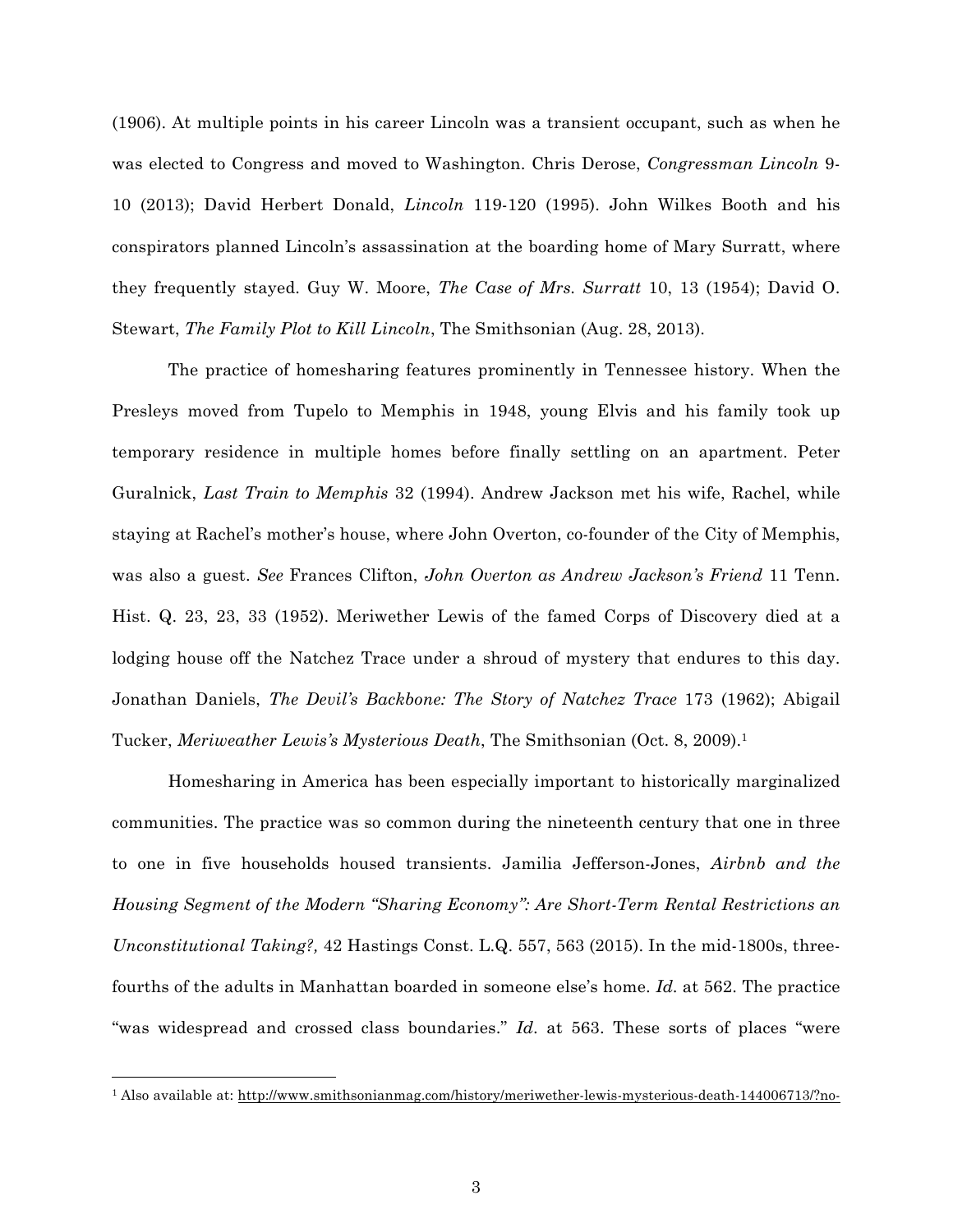(1906). At multiple points in his career Lincoln was a transient occupant, such as when he was elected to Congress and moved to Washington. Chris Derose, *Congressman Lincoln* 9-10 (2013); David Herbert Donald, *Lincoln* 119-120 (1995). John Wilkes Booth and his conspirators planned Lincoln's assassination at the boarding home of Mary Surratt, where they frequently stayed. Guy W. Moore, *The Case of Mrs. Surratt* 10, 13 (1954); David O. Stewart, *The Family Plot to Kill Lincoln*, The Smithsonian (Aug. 28, 2013).

The practice of homesharing features prominently in Tennessee history. When the Presleys moved from Tupelo to Memphis in 1948, young Elvis and his family took up temporary residence in multiple homes before finally settling on an apartment. Peter Guralnick, *Last Train to Memphis* 32 (1994). Andrew Jackson met his wife, Rachel, while staying at Rachel's mother's house, where John Overton, co-founder of the City of Memphis, was also a guest. *See* Frances Clifton, *John Overton as Andrew Jackson's Friend* 11 Tenn. Hist. Q. 23, 23, 33 (1952). Meriwether Lewis of the famed Corps of Discovery died at a lodging house off the Natchez Trace under a shroud of mystery that endures to this day. Jonathan Daniels, *The Devil's Backbone: The Story of Natchez Trace* 173 (1962); Abigail Tucker, *Meriweather Lewis's Mysterious Death*, The Smithsonian (Oct. 8, 2009).[1]

Homesharing in America has been especially important to historically marginalized communities. The practice was so common during the nineteenth century that one in three to one in five households housed transients. Jamilia Jefferson-Jones, *Airbnb and the Housing Segment of the Modern "Sharing Economy": Are Short-Term Rental Restrictions an Unconstitutional Taking?,* 42 Hastings Const. L.Q. 557, 563 (2015). In the mid-1800s, three-fourths of the adults in Manhattan boarded in someone else's home. *Id.* at 562. The practice "was widespread and crossed class boundaries." *Id.* at 563. These sorts of places "were

[1] Also available at: http://www.smithsonianmag.com/history/meriwether-lewis-mysterious-death-144006713/?no-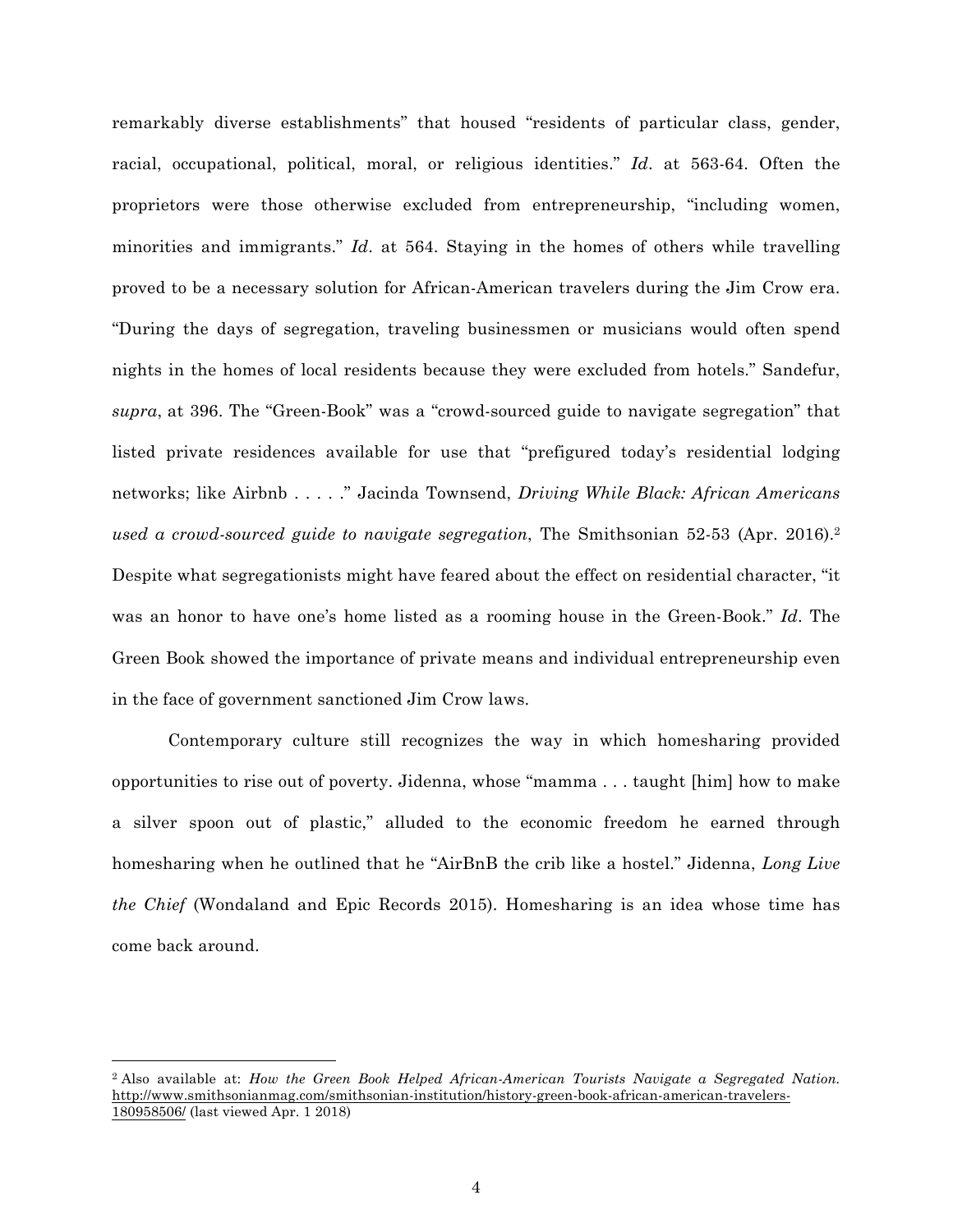remarkably diverse establishments" that housed "residents of particular class, gender, racial, occupational, political, moral, or religious identities." *Id*. at 563-64. Often the proprietors were those otherwise excluded from entrepreneurship, "including women, minorities and immigrants." *Id*. at 564. Staying in the homes of others while travelling proved to be a necessary solution for African-American travelers during the Jim Crow era. "During the days of segregation, traveling businessmen or musicians would often spend nights in the homes of local residents because they were excluded from hotels." Sandefur, *supra*, at 396. The "Green-Book" was a "crowd-sourced guide to navigate segregation" that listed private residences available for use that "prefigured today's residential lodging networks; like Airbnb . . . . ." Jacinda Townsend, *Driving While Black: African Americans used a crowd-sourced guide to navigate segregation*, The Smithsonian 52-53 (Apr. 2016).[2] Despite what segregationists might have feared about the effect on residential character, "it was an honor to have one's home listed as a rooming house in the Green-Book." *Id*. The Green Book showed the importance of private means and individual entrepreneurship even in the face of government sanctioned Jim Crow laws.

Contemporary culture still recognizes the way in which homesharing provided opportunities to rise out of poverty. Jidenna, whose "mamma . . . taught [him] how to make a silver spoon out of plastic," alluded to the economic freedom he earned through homesharing when he outlined that he "AirBnB the crib like a hostel." Jidenna, *Long Live the Chief* (Wondaland and Epic Records 2015). Homesharing is an idea whose time has come back around.

---

[2] Also available at: *How the Green Book Helped African-American Tourists Navigate a Segregated Nation.* http://www.smithsonianmag.com/smithsonian-institution/history-green-book-african-american-travelers-180958506/ (last viewed Apr. 1 2018)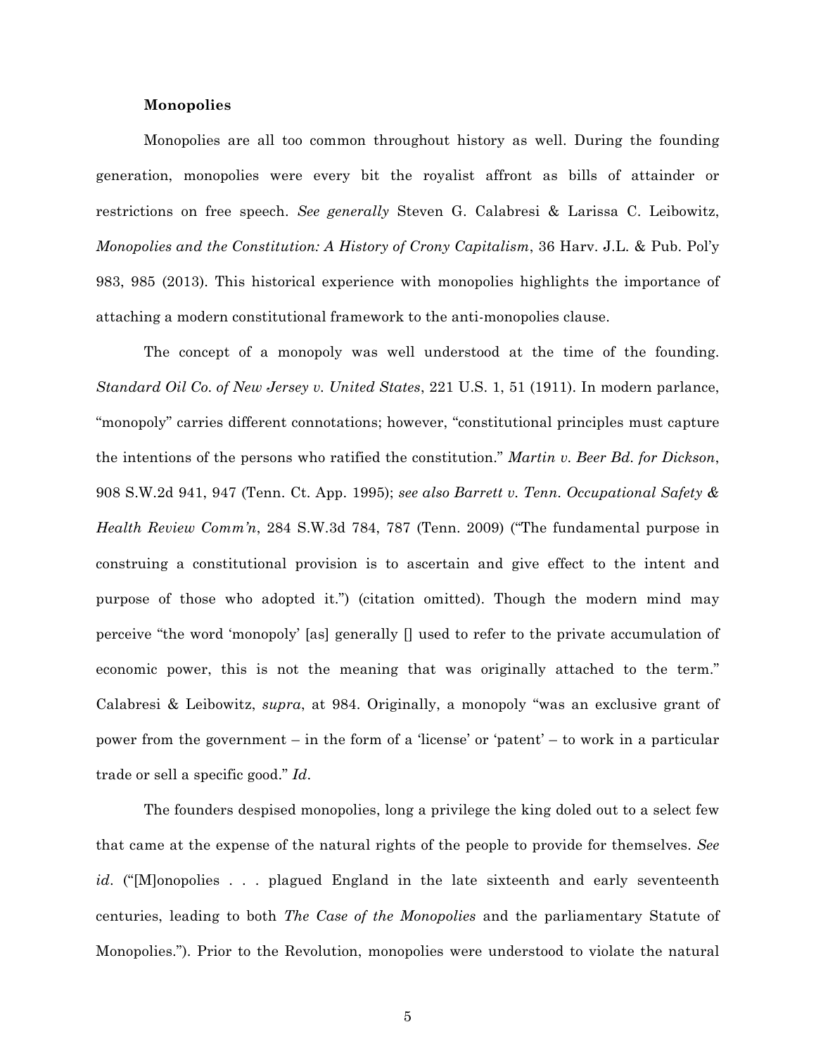**Monopolies**

Monopolies are all too common throughout history as well. During the founding generation, monopolies were every bit the royalist affront as bills of attainder or restrictions on free speech. *See generally* Steven G. Calabresi & Larissa C. Leibowitz, *Monopolies and the Constitution: A History of Crony Capitalism*, 36 Harv. J.L. & Pub. Pol'y 983, 985 (2013). This historical experience with monopolies highlights the importance of attaching a modern constitutional framework to the anti-monopolies clause.

The concept of a monopoly was well understood at the time of the founding. *Standard Oil Co. of New Jersey v. United States*, 221 U.S. 1, 51 (1911). In modern parlance, "monopoly" carries different connotations; however, "constitutional principles must capture the intentions of the persons who ratified the constitution." *Martin v. Beer Bd. for Dickson*, 908 S.W.2d 941, 947 (Tenn. Ct. App. 1995); *see also Barrett v. Tenn. Occupational Safety & Health Review Comm'n*, 284 S.W.3d 784, 787 (Tenn. 2009) ("The fundamental purpose in construing a constitutional provision is to ascertain and give effect to the intent and purpose of those who adopted it.") (citation omitted). Though the modern mind may perceive "the word 'monopoly' [as] generally [] used to refer to the private accumulation of economic power, this is not the meaning that was originally attached to the term." Calabresi & Leibowitz, *supra*, at 984. Originally, a monopoly "was an exclusive grant of power from the government – in the form of a 'license' or 'patent' – to work in a particular trade or sell a specific good." *Id*.

The founders despised monopolies, long a privilege the king doled out to a select few that came at the expense of the natural rights of the people to provide for themselves. *See id*. ("[M]onopolies . . . plagued England in the late sixteenth and early seventeenth centuries, leading to both *The Case of the Monopolies* and the parliamentary Statute of Monopolies."). Prior to the Revolution, monopolies were understood to violate the natural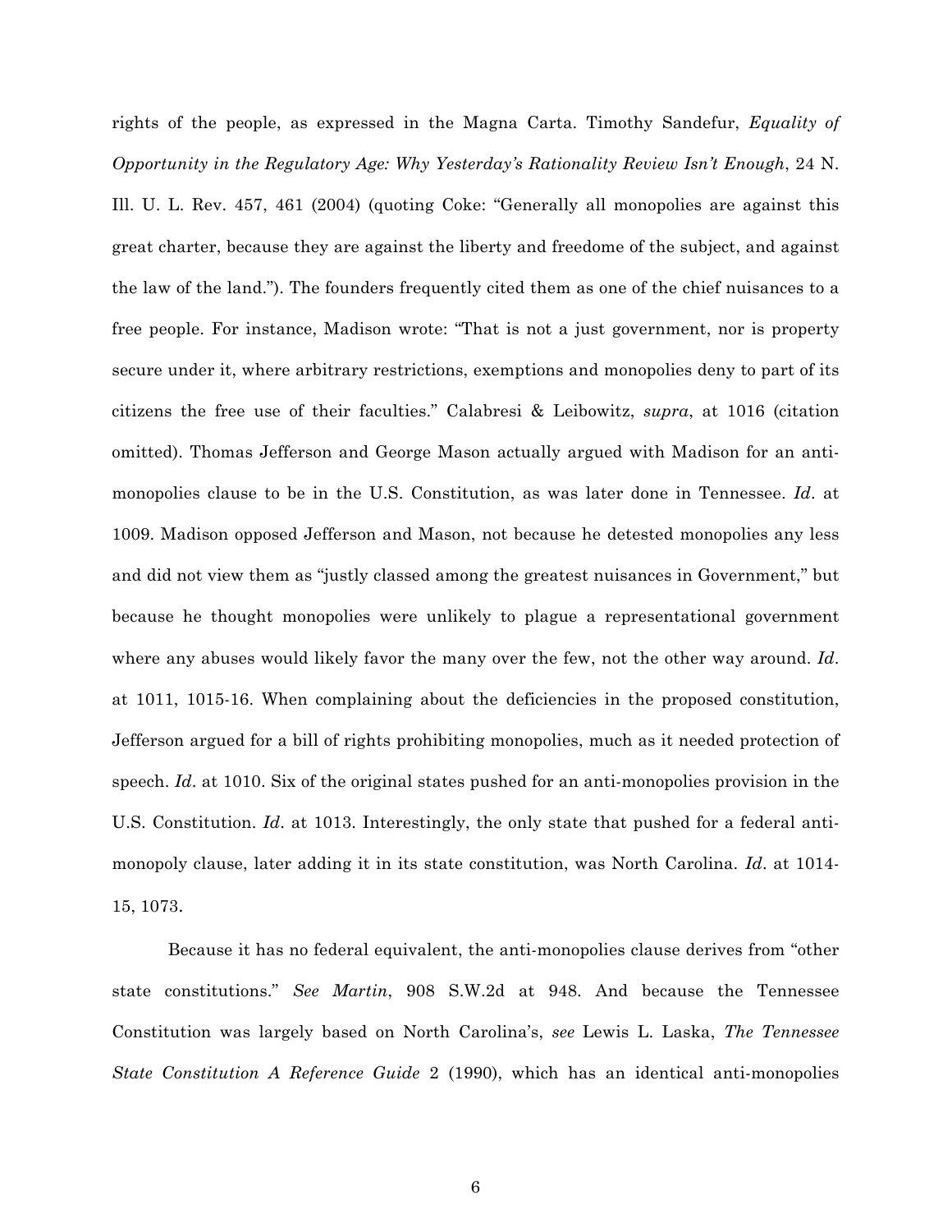rights of the people, as expressed in the Magna Carta. Timothy Sandefur, *Equality of Opportunity in the Regulatory Age: Why Yesterday's Rationality Review Isn't Enough*, 24 N. Ill. U. L. Rev. 457, 461 (2004) (quoting Coke: "Generally all monopolies are against this great charter, because they are against the liberty and freedome of the subject, and against the law of the land."). The founders frequently cited them as one of the chief nuisances to a free people. For instance, Madison wrote: "That is not a just government, nor is property secure under it, where arbitrary restrictions, exemptions and monopolies deny to part of its citizens the free use of their faculties." Calabresi & Leibowitz, *supra*, at 1016 (citation omitted). Thomas Jefferson and George Mason actually argued with Madison for an anti-monopolies clause to be in the U.S. Constitution, as was later done in Tennessee. *Id*. at 1009. Madison opposed Jefferson and Mason, not because he detested monopolies any less and did not view them as "justly classed among the greatest nuisances in Government," but because he thought monopolies were unlikely to plague a representational government where any abuses would likely favor the many over the few, not the other way around. *Id*. at 1011, 1015-16. When complaining about the deficiencies in the proposed constitution, Jefferson argued for a bill of rights prohibiting monopolies, much as it needed protection of speech. *Id*. at 1010. Six of the original states pushed for an anti-monopolies provision in the U.S. Constitution. *Id*. at 1013. Interestingly, the only state that pushed for a federal anti-monopoly clause, later adding it in its state constitution, was North Carolina. *Id*. at 1014-15, 1073.

Because it has no federal equivalent, the anti-monopolies clause derives from "other state constitutions." *See Martin*, 908 S.W.2d at 948. And because the Tennessee Constitution was largely based on North Carolina's, *see* Lewis L. Laska, *The Tennessee State Constitution A Reference Guide* 2 (1990), which has an identical anti-monopolies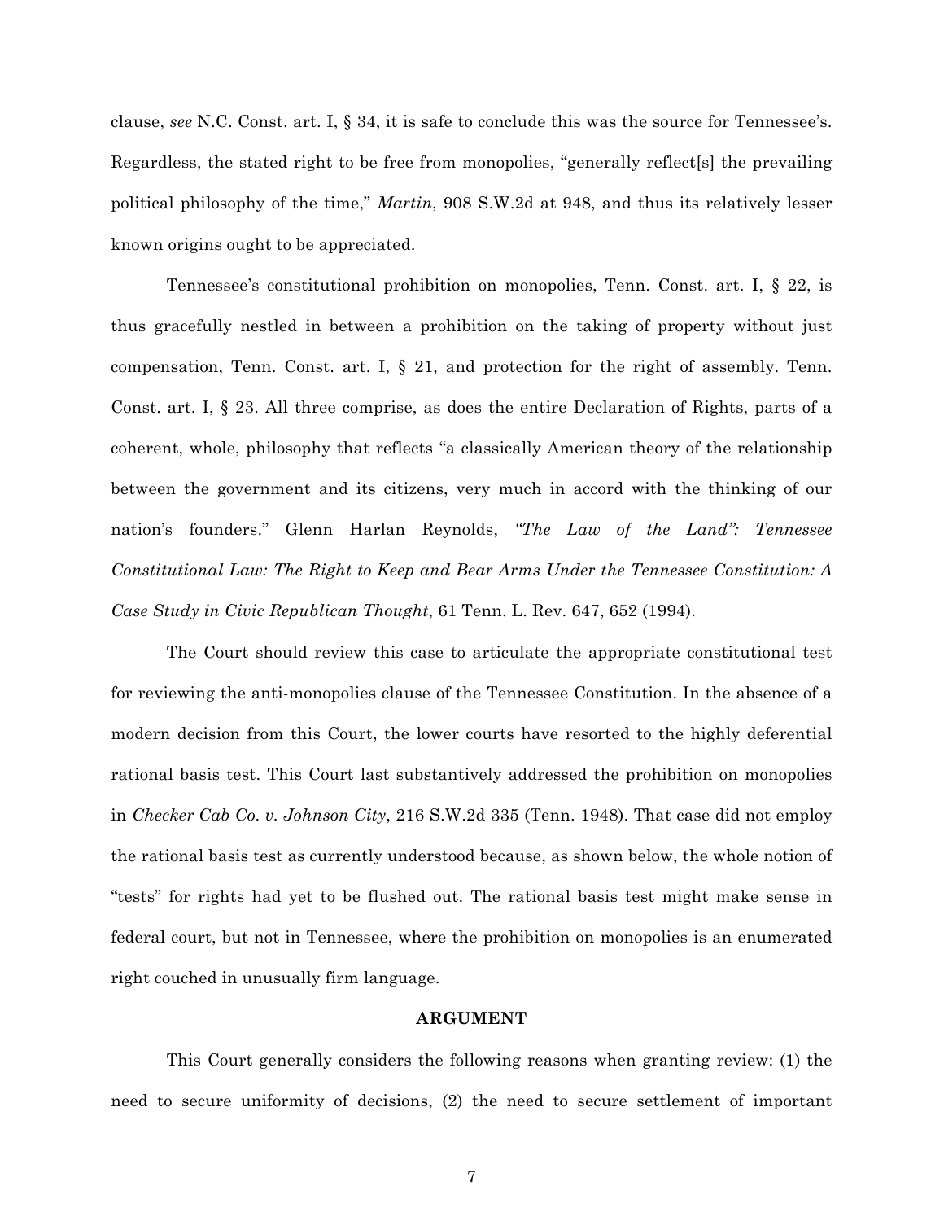clause, *see* N.C. Const. art. I, § 34, it is safe to conclude this was the source for Tennessee's. Regardless, the stated right to be free from monopolies, "generally reflect[s] the prevailing political philosophy of the time," *Martin*, 908 S.W.2d at 948, and thus its relatively lesser known origins ought to be appreciated.

Tennessee's constitutional prohibition on monopolies, Tenn. Const. art. I, § 22, is thus gracefully nestled in between a prohibition on the taking of property without just compensation, Tenn. Const. art. I, § 21, and protection for the right of assembly. Tenn. Const. art. I, § 23. All three comprise, as does the entire Declaration of Rights, parts of a coherent, whole, philosophy that reflects "a classically American theory of the relationship between the government and its citizens, very much in accord with the thinking of our nation's founders." Glenn Harlan Reynolds, *"The Law of the Land": Tennessee Constitutional Law: The Right to Keep and Bear Arms Under the Tennessee Constitution: A Case Study in Civic Republican Thought*, 61 Tenn. L. Rev. 647, 652 (1994).

The Court should review this case to articulate the appropriate constitutional test for reviewing the anti-monopolies clause of the Tennessee Constitution. In the absence of a modern decision from this Court, the lower courts have resorted to the highly deferential rational basis test. This Court last substantively addressed the prohibition on monopolies in *Checker Cab Co. v. Johnson City*, 216 S.W.2d 335 (Tenn. 1948). That case did not employ the rational basis test as currently understood because, as shown below, the whole notion of "tests" for rights had yet to be flushed out. The rational basis test might make sense in federal court, but not in Tennessee, where the prohibition on monopolies is an enumerated right couched in unusually firm language.

## ARGUMENT

This Court generally considers the following reasons when granting review: (1) the need to secure uniformity of decisions, (2) the need to secure settlement of important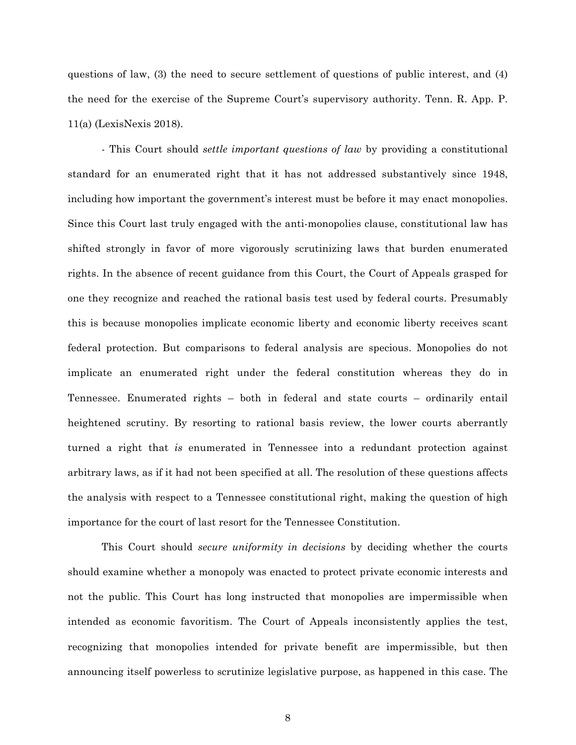questions of law, (3) the need to secure settlement of questions of public interest, and (4) the need for the exercise of the Supreme Court's supervisory authority. Tenn. R. App. P. 11(a) (LexisNexis 2018).

- This Court should *settle important questions of law* by providing a constitutional standard for an enumerated right that it has not addressed substantively since 1948, including how important the government's interest must be before it may enact monopolies. Since this Court last truly engaged with the anti-monopolies clause, constitutional law has shifted strongly in favor of more vigorously scrutinizing laws that burden enumerated rights. In the absence of recent guidance from this Court, the Court of Appeals grasped for one they recognize and reached the rational basis test used by federal courts. Presumably this is because monopolies implicate economic liberty and economic liberty receives scant federal protection. But comparisons to federal analysis are specious. Monopolies do not implicate an enumerated right under the federal constitution whereas they do in Tennessee. Enumerated rights – both in federal and state courts – ordinarily entail heightened scrutiny. By resorting to rational basis review, the lower courts aberrantly turned a right that *is* enumerated in Tennessee into a redundant protection against arbitrary laws, as if it had not been specified at all. The resolution of these questions affects the analysis with respect to a Tennessee constitutional right, making the question of high importance for the court of last resort for the Tennessee Constitution.

This Court should *secure uniformity in decisions* by deciding whether the courts should examine whether a monopoly was enacted to protect private economic interests and not the public. This Court has long instructed that monopolies are impermissible when intended as economic favoritism. The Court of Appeals inconsistently applies the test, recognizing that monopolies intended for private benefit are impermissible, but then announcing itself powerless to scrutinize legislative purpose, as happened in this case. The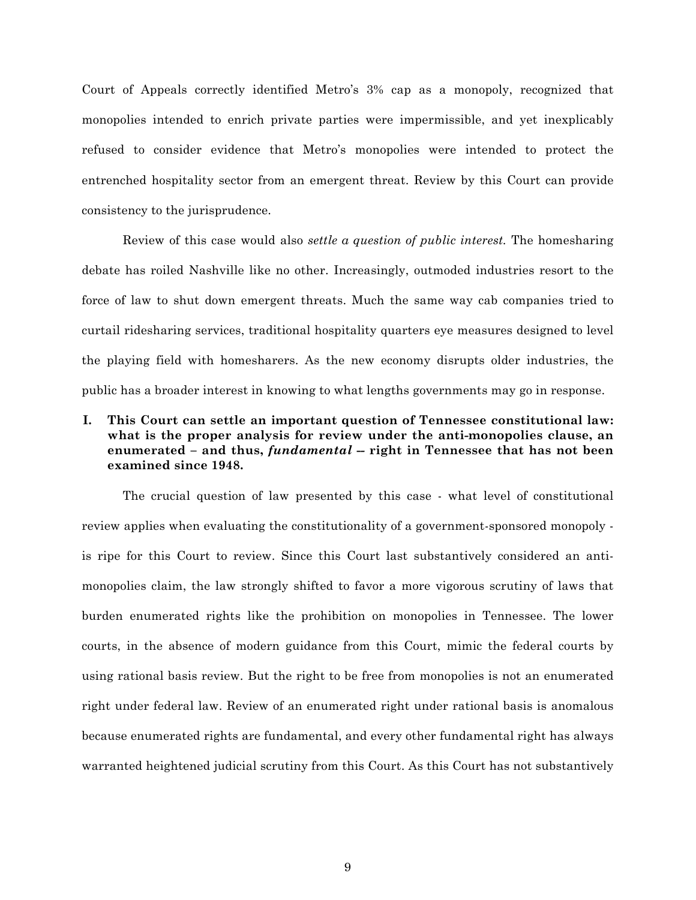Court of Appeals correctly identified Metro's 3% cap as a monopoly, recognized that monopolies intended to enrich private parties were impermissible, and yet inexplicably refused to consider evidence that Metro's monopolies were intended to protect the entrenched hospitality sector from an emergent threat. Review by this Court can provide consistency to the jurisprudence.

Review of this case would also *settle a question of public interest.* The homesharing debate has roiled Nashville like no other. Increasingly, outmoded industries resort to the force of law to shut down emergent threats. Much the same way cab companies tried to curtail ridesharing services, traditional hospitality quarters eye measures designed to level the playing field with homesharers. As the new economy disrupts older industries, the public has a broader interest in knowing to what lengths governments may go in response.

## I. This Court can settle an important question of Tennessee constitutional law: what is the proper analysis for review under the anti-monopolies clause, an enumerated – and thus, *fundamental* – right in Tennessee that has not been examined since 1948.

The crucial question of law presented by this case - what level of constitutional review applies when evaluating the constitutionality of a government-sponsored monopoly - is ripe for this Court to review. Since this Court last substantively considered an anti-monopolies claim, the law strongly shifted to favor a more vigorous scrutiny of laws that burden enumerated rights like the prohibition on monopolies in Tennessee. The lower courts, in the absence of modern guidance from this Court, mimic the federal courts by using rational basis review. But the right to be free from monopolies is not an enumerated right under federal law. Review of an enumerated right under rational basis is anomalous because enumerated rights are fundamental, and every other fundamental right has always warranted heightened judicial scrutiny from this Court. As this Court has not substantively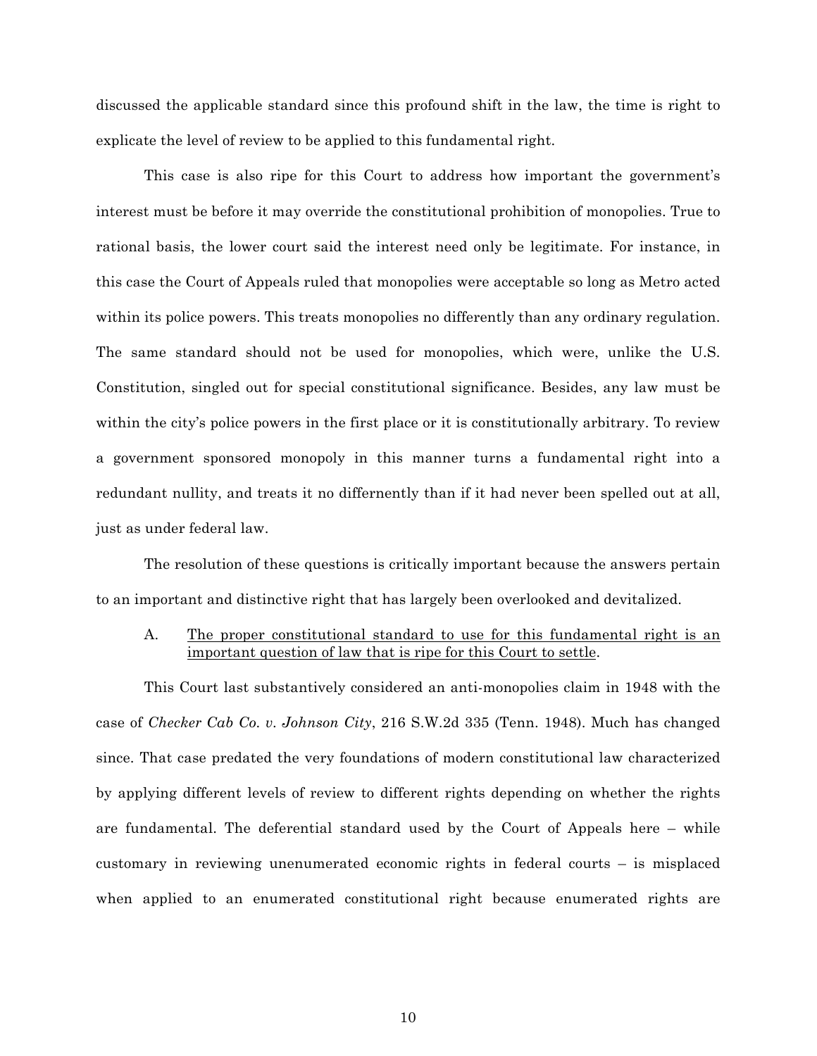discussed the applicable standard since this profound shift in the law, the time is right to explicate the level of review to be applied to this fundamental right.

This case is also ripe for this Court to address how important the government's interest must be before it may override the constitutional prohibition of monopolies. True to rational basis, the lower court said the interest need only be legitimate. For instance, in this case the Court of Appeals ruled that monopolies were acceptable so long as Metro acted within its police powers. This treats monopolies no differently than any ordinary regulation. The same standard should not be used for monopolies, which were, unlike the U.S. Constitution, singled out for special constitutional significance. Besides, any law must be within the city's police powers in the first place or it is constitutionally arbitrary. To review a government sponsored monopoly in this manner turns a fundamental right into a redundant nullity, and treats it no differnently than if it had never been spelled out at all, just as under federal law.

The resolution of these questions is critically important because the answers pertain to an important and distinctive right that has largely been overlooked and devitalized.

A. <u>The proper constitutional standard to use for this fundamental right is an important question of law that is ripe for this Court to settle</u>.

This Court last substantively considered an anti-monopolies claim in 1948 with the case of *Checker Cab Co. v. Johnson City*, 216 S.W.2d 335 (Tenn. 1948). Much has changed since. That case predated the very foundations of modern constitutional law characterized by applying different levels of review to different rights depending on whether the rights are fundamental. The deferential standard used by the Court of Appeals here – while customary in reviewing unenumerated economic rights in federal courts – is misplaced when applied to an enumerated constitutional right because enumerated rights are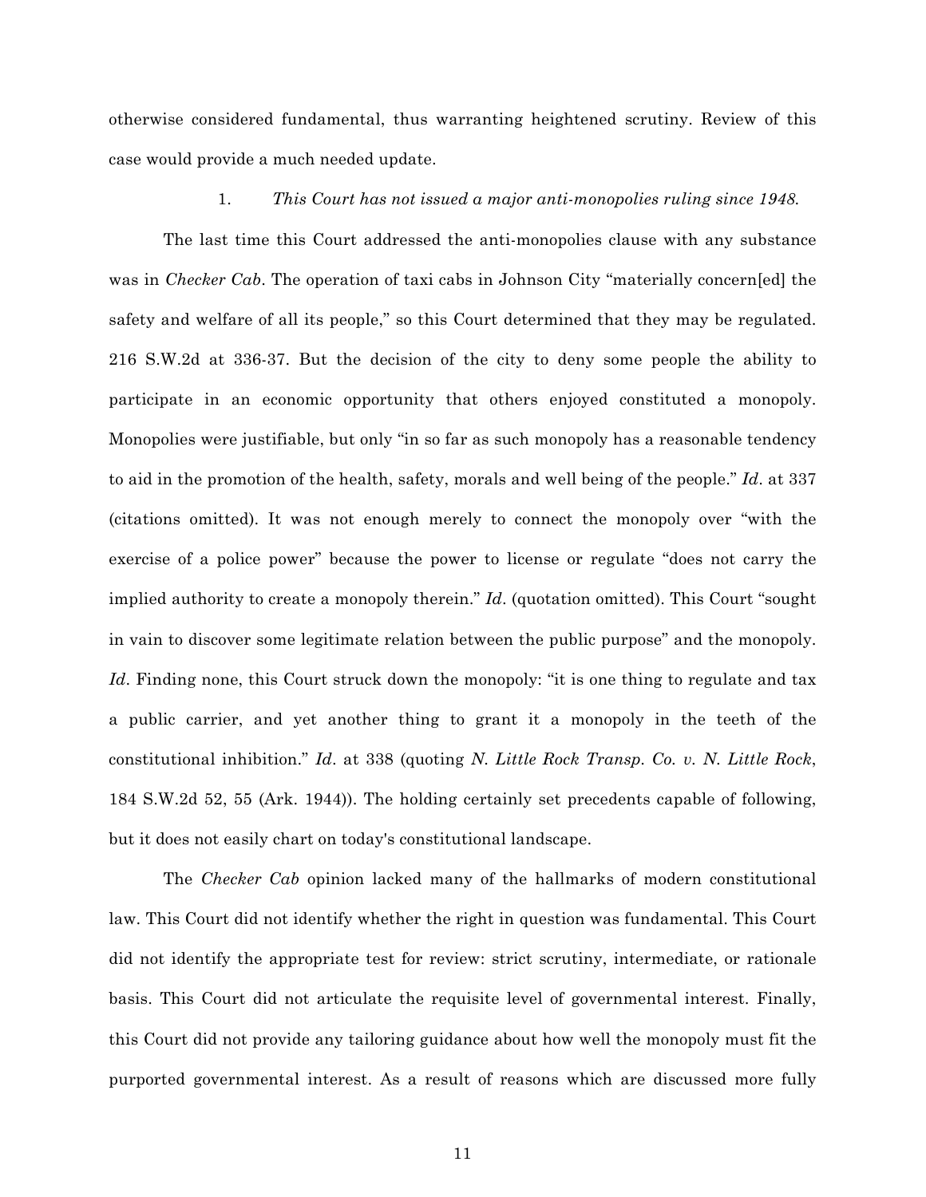otherwise considered fundamental, thus warranting heightened scrutiny. Review of this case would provide a much needed update.

### 1. *This Court has not issued a major anti-monopolies ruling since 1948.*

The last time this Court addressed the anti-monopolies clause with any substance was in *Checker Cab*. The operation of taxi cabs in Johnson City "materially concern[ed] the safety and welfare of all its people," so this Court determined that they may be regulated. 216 S.W.2d at 336-37. But the decision of the city to deny some people the ability to participate in an economic opportunity that others enjoyed constituted a monopoly. Monopolies were justifiable, but only "in so far as such monopoly has a reasonable tendency to aid in the promotion of the health, safety, morals and well being of the people." *Id*. at 337 (citations omitted). It was not enough merely to connect the monopoly over "with the exercise of a police power" because the power to license or regulate "does not carry the implied authority to create a monopoly therein." *Id*. (quotation omitted). This Court "sought in vain to discover some legitimate relation between the public purpose" and the monopoly. *Id*. Finding none, this Court struck down the monopoly: "it is one thing to regulate and tax a public carrier, and yet another thing to grant it a monopoly in the teeth of the constitutional inhibition." *Id*. at 338 (quoting *N. Little Rock Transp. Co. v. N. Little Rock*, 184 S.W.2d 52, 55 (Ark. 1944)). The holding certainly set precedents capable of following, but it does not easily chart on today's constitutional landscape.

The *Checker Cab* opinion lacked many of the hallmarks of modern constitutional law. This Court did not identify whether the right in question was fundamental. This Court did not identify the appropriate test for review: strict scrutiny, intermediate, or rationale basis. This Court did not articulate the requisite level of governmental interest. Finally, this Court did not provide any tailoring guidance about how well the monopoly must fit the purported governmental interest. As a result of reasons which are discussed more fully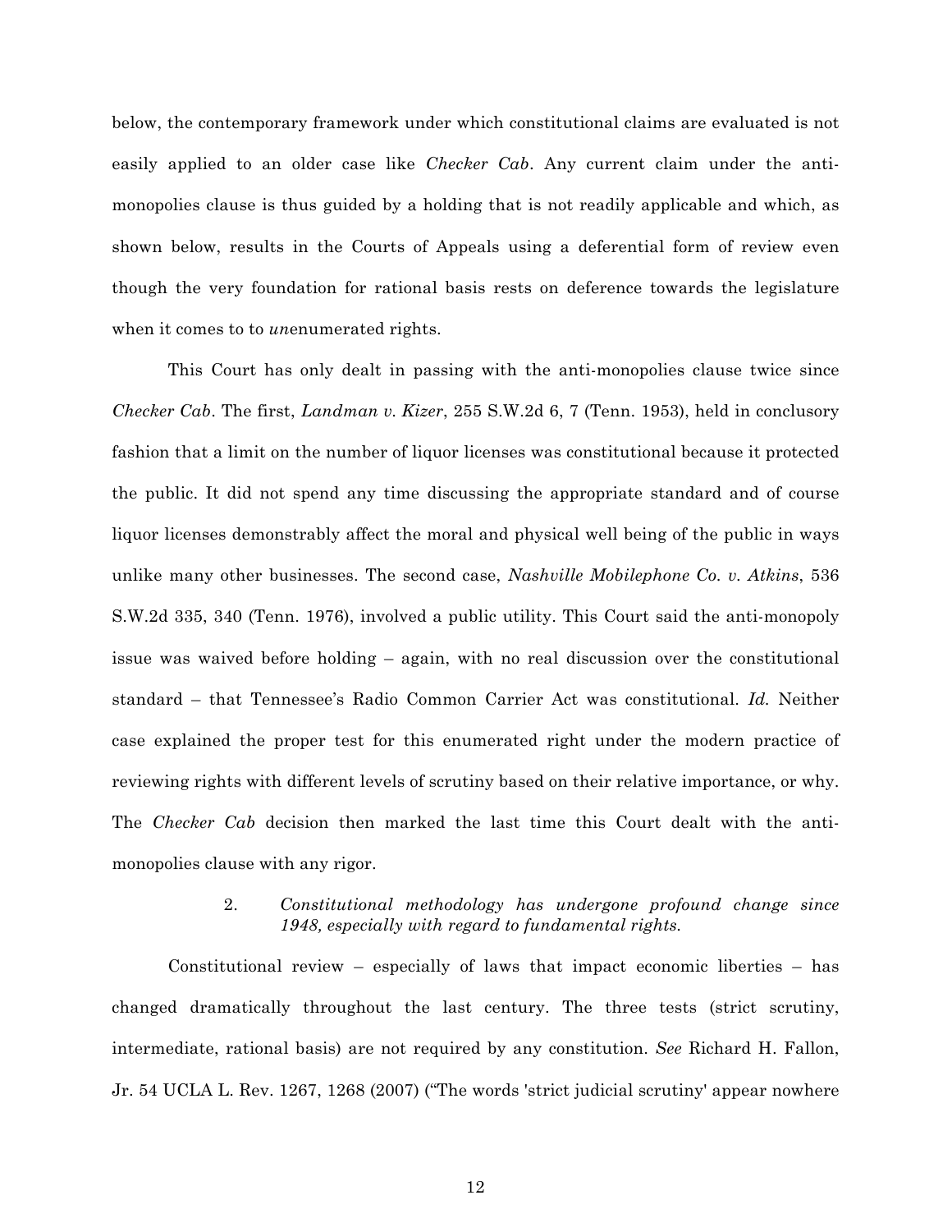below, the contemporary framework under which constitutional claims are evaluated is not easily applied to an older case like *Checker Cab*. Any current claim under the anti-monopolies clause is thus guided by a holding that is not readily applicable and which, as shown below, results in the Courts of Appeals using a deferential form of review even though the very foundation for rational basis rests on deference towards the legislature when it comes to to *un*enumerated rights.

This Court has only dealt in passing with the anti-monopolies clause twice since *Checker Cab*. The first, *Landman v. Kizer*, 255 S.W.2d 6, 7 (Tenn. 1953), held in conclusory fashion that a limit on the number of liquor licenses was constitutional because it protected the public. It did not spend any time discussing the appropriate standard and of course liquor licenses demonstrably affect the moral and physical well being of the public in ways unlike many other businesses. The second case, *Nashville Mobilephone Co. v. Atkins*, 536 S.W.2d 335, 340 (Tenn. 1976), involved a public utility. This Court said the anti-monopoly issue was waived before holding – again, with no real discussion over the constitutional standard – that Tennessee's Radio Common Carrier Act was constitutional. *Id.* Neither case explained the proper test for this enumerated right under the modern practice of reviewing rights with different levels of scrutiny based on their relative importance, or why. The *Checker Cab* decision then marked the last time this Court dealt with the anti-monopolies clause with any rigor.

2. *Constitutional methodology has undergone profound change since 1948, especially with regard to fundamental rights.*

Constitutional review – especially of laws that impact economic liberties – has changed dramatically throughout the last century. The three tests (strict scrutiny, intermediate, rational basis) are not required by any constitution. *See* Richard H. Fallon, Jr. 54 UCLA L. Rev. 1267, 1268 (2007) ("The words 'strict judicial scrutiny' appear nowhere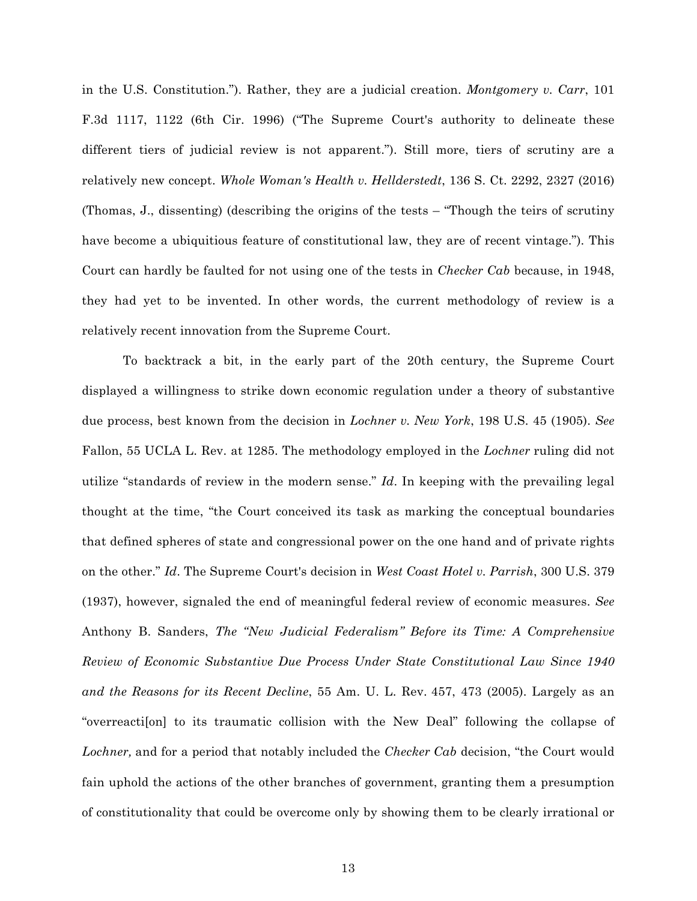in the U.S. Constitution."). Rather, they are a judicial creation. *Montgomery v. Carr*, 101 F.3d 1117, 1122 (6th Cir. 1996) ("The Supreme Court's authority to delineate these different tiers of judicial review is not apparent."). Still more, tiers of scrutiny are a relatively new concept. *Whole Woman's Health v. Hellderstedt*, 136 S. Ct. 2292, 2327 (2016) (Thomas, J., dissenting) (describing the origins of the tests – "Though the teirs of scrutiny have become a ubiquitious feature of constitutional law, they are of recent vintage."). This Court can hardly be faulted for not using one of the tests in *Checker Cab* because, in 1948, they had yet to be invented. In other words, the current methodology of review is a relatively recent innovation from the Supreme Court.

To backtrack a bit, in the early part of the 20th century, the Supreme Court displayed a willingness to strike down economic regulation under a theory of substantive due process, best known from the decision in *Lochner v. New York*, 198 U.S. 45 (1905). *See* Fallon, 55 UCLA L. Rev. at 1285. The methodology employed in the *Lochner* ruling did not utilize "standards of review in the modern sense." *Id*. In keeping with the prevailing legal thought at the time, "the Court conceived its task as marking the conceptual boundaries that defined spheres of state and congressional power on the one hand and of private rights on the other." *Id*. The Supreme Court's decision in *West Coast Hotel v. Parrish*, 300 U.S. 379 (1937), however, signaled the end of meaningful federal review of economic measures. *See* Anthony B. Sanders, *The "New Judicial Federalism" Before its Time: A Comprehensive Review of Economic Substantive Due Process Under State Constitutional Law Since 1940 and the Reasons for its Recent Decline*, 55 Am. U. L. Rev. 457, 473 (2005). Largely as an "overreacti[on] to its traumatic collision with the New Deal" following the collapse of *Lochner,* and for a period that notably included the *Checker Cab* decision, "the Court would fain uphold the actions of the other branches of government, granting them a presumption of constitutionality that could be overcome only by showing them to be clearly irrational or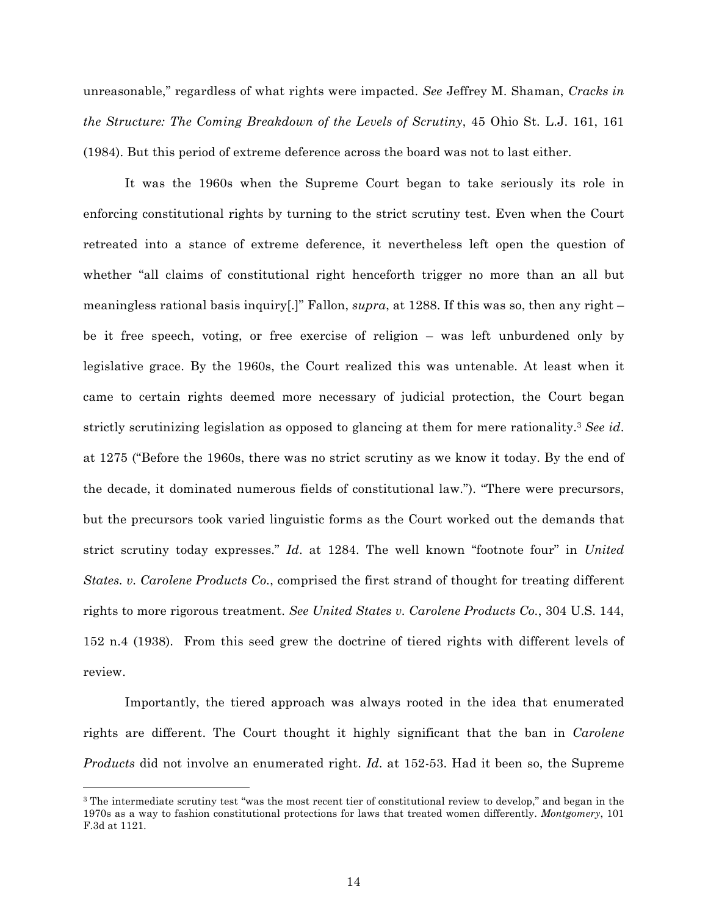unreasonable," regardless of what rights were impacted. *See* Jeffrey M. Shaman, *Cracks in the Structure: The Coming Breakdown of the Levels of Scrutiny*, 45 Ohio St. L.J. 161, 161 (1984). But this period of extreme deference across the board was not to last either.

It was the 1960s when the Supreme Court began to take seriously its role in enforcing constitutional rights by turning to the strict scrutiny test. Even when the Court retreated into a stance of extreme deference, it nevertheless left open the question of whether "all claims of constitutional right henceforth trigger no more than an all but meaningless rational basis inquiry[.]" Fallon, *supra*, at 1288. If this was so, then any right – be it free speech, voting, or free exercise of religion – was left unburdened only by legislative grace. By the 1960s, the Court realized this was untenable. At least when it came to certain rights deemed more necessary of judicial protection, the Court began strictly scrutinizing legislation as opposed to glancing at them for mere rationality.[3] *See id*. at 1275 ("Before the 1960s, there was no strict scrutiny as we know it today. By the end of the decade, it dominated numerous fields of constitutional law."). "There were precursors, but the precursors took varied linguistic forms as the Court worked out the demands that strict scrutiny today expresses." *Id*. at 1284. The well known "footnote four" in *United States. v. Carolene Products Co.*, comprised the first strand of thought for treating different rights to more rigorous treatment. *See United States v. Carolene Products Co.*, 304 U.S. 144, 152 n.4 (1938). From this seed grew the doctrine of tiered rights with different levels of review.

Importantly, the tiered approach was always rooted in the idea that enumerated rights are different. The Court thought it highly significant that the ban in *Carolene Products* did not involve an enumerated right. *Id*. at 152-53. Had it been so, the Supreme

[3] The intermediate scrutiny test "was the most recent tier of constitutional review to develop," and began in the 1970s as a way to fashion constitutional protections for laws that treated women differently. *Montgomery*, 101 F.3d at 1121.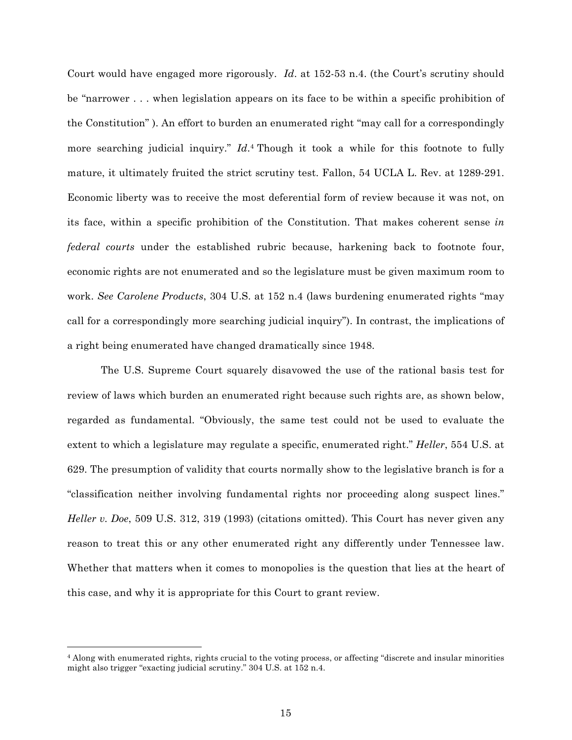Court would have engaged more rigorously. *Id*. at 152-53 n.4. (the Court's scrutiny should be "narrower . . . when legislation appears on its face to be within a specific prohibition of the Constitution" ). An effort to burden an enumerated right "may call for a correspondingly more searching judicial inquiry." *Id*.[4] Though it took a while for this footnote to fully mature, it ultimately fruited the strict scrutiny test. Fallon, 54 UCLA L. Rev. at 1289-291. Economic liberty was to receive the most deferential form of review because it was not, on its face, within a specific prohibition of the Constitution. That makes coherent sense *in federal courts* under the established rubric because, harkening back to footnote four, economic rights are not enumerated and so the legislature must be given maximum room to work. *See Carolene Products*, 304 U.S. at 152 n.4 (laws burdening enumerated rights "may call for a correspondingly more searching judicial inquiry"). In contrast, the implications of a right being enumerated have changed dramatically since 1948.

The U.S. Supreme Court squarely disavowed the use of the rational basis test for review of laws which burden an enumerated right because such rights are, as shown below, regarded as fundamental. "Obviously, the same test could not be used to evaluate the extent to which a legislature may regulate a specific, enumerated right." *Heller*, 554 U.S. at 629. The presumption of validity that courts normally show to the legislative branch is for a "classification neither involving fundamental rights nor proceeding along suspect lines." *Heller v. Doe*, 509 U.S. 312, 319 (1993) (citations omitted). This Court has never given any reason to treat this or any other enumerated right any differently under Tennessee law. Whether that matters when it comes to monopolies is the question that lies at the heart of this case, and why it is appropriate for this Court to grant review.

[4] Along with enumerated rights, rights crucial to the voting process, or affecting "discrete and insular minorities might also trigger "exacting judicial scrutiny." 304 U.S. at 152 n.4.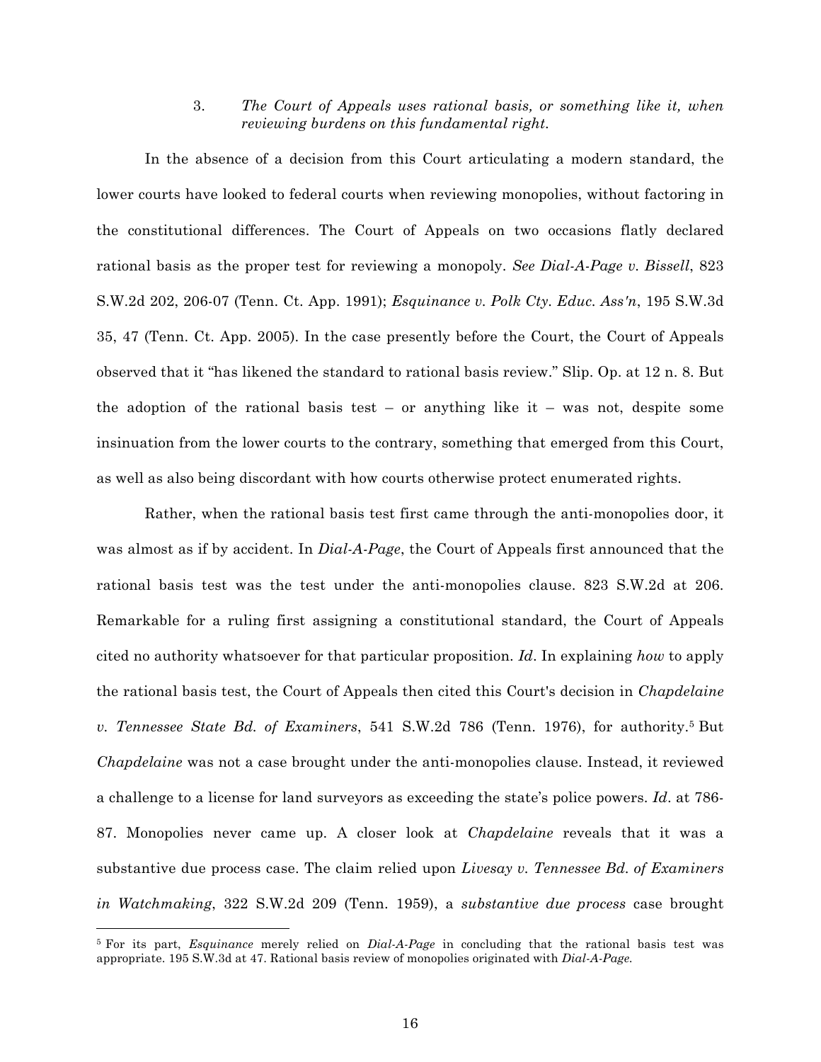3. *The Court of Appeals uses rational basis, or something like it, when reviewing burdens on this fundamental right.*

In the absence of a decision from this Court articulating a modern standard, the lower courts have looked to federal courts when reviewing monopolies, without factoring in the constitutional differences. The Court of Appeals on two occasions flatly declared rational basis as the proper test for reviewing a monopoly. *See Dial-A-Page v. Bissell*, 823 S.W.2d 202, 206-07 (Tenn. Ct. App. 1991); *Esquinance v. Polk Cty. Educ. Ass'n*, 195 S.W.3d 35, 47 (Tenn. Ct. App. 2005). In the case presently before the Court, the Court of Appeals observed that it "has likened the standard to rational basis review." Slip. Op. at 12 n. 8. But the adoption of the rational basis test – or anything like it – was not, despite some insinuation from the lower courts to the contrary, something that emerged from this Court, as well as also being discordant with how courts otherwise protect enumerated rights.

Rather, when the rational basis test first came through the anti-monopolies door, it was almost as if by accident. In *Dial-A-Page*, the Court of Appeals first announced that the rational basis test was the test under the anti-monopolies clause. 823 S.W.2d at 206. Remarkable for a ruling first assigning a constitutional standard, the Court of Appeals cited no authority whatsoever for that particular proposition. *Id*. In explaining *how* to apply the rational basis test, the Court of Appeals then cited this Court's decision in *Chapdelaine v. Tennessee State Bd. of Examiners*, 541 S.W.2d 786 (Tenn. 1976), for authority.[5] But *Chapdelaine* was not a case brought under the anti-monopolies clause. Instead, it reviewed a challenge to a license for land surveyors as exceeding the state's police powers. *Id*. at 786-87. Monopolies never came up. A closer look at *Chapdelaine* reveals that it was a substantive due process case. The claim relied upon *Livesay v. Tennessee Bd. of Examiners in Watchmaking*, 322 S.W.2d 209 (Tenn. 1959), a *substantive due process* case brought

[5] For its part, *Esquinance* merely relied on *Dial-A-Page* in concluding that the rational basis test was appropriate. 195 S.W.3d at 47. Rational basis review of monopolies originated with *Dial-A-Page*.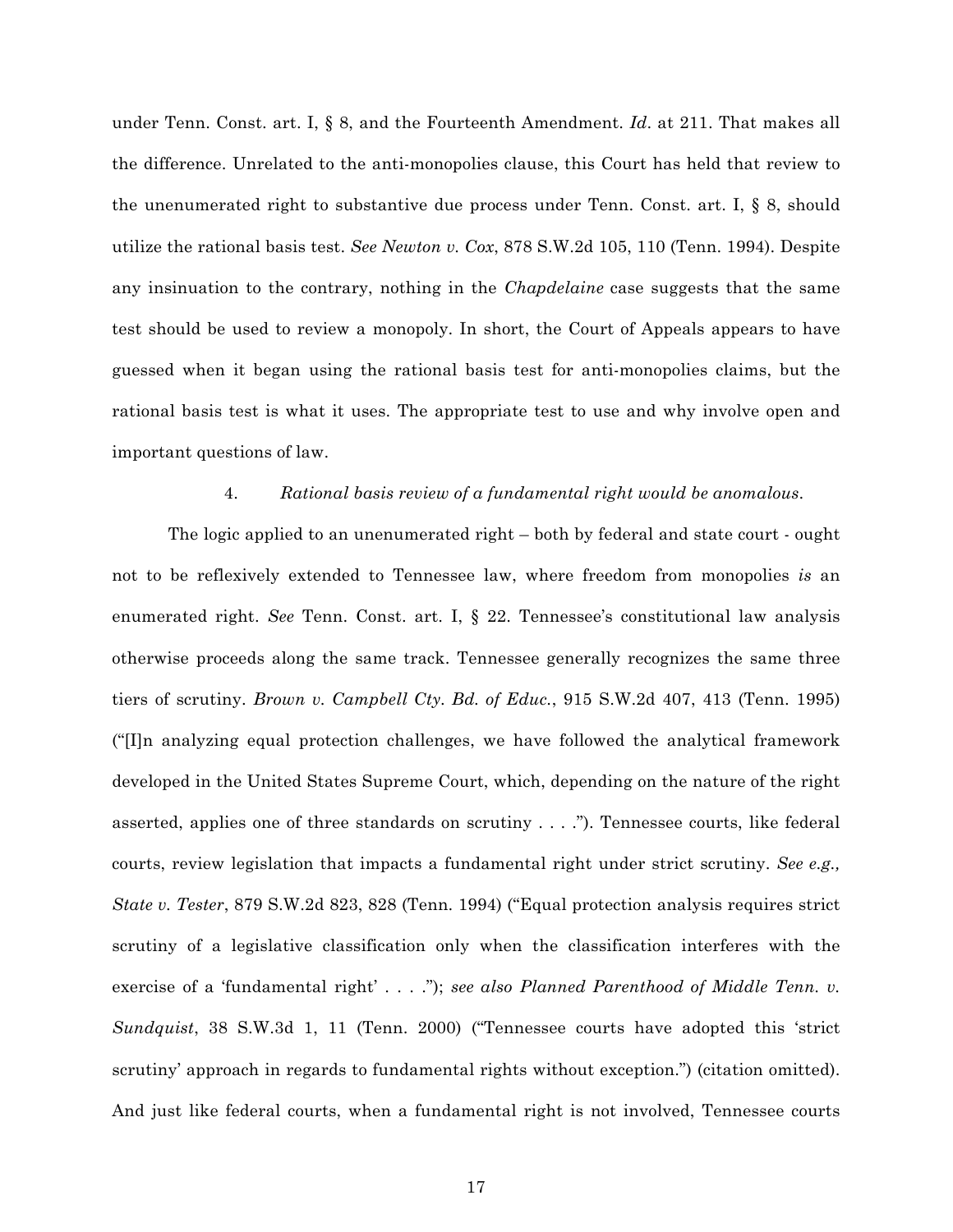under Tenn. Const. art. I, § 8, and the Fourteenth Amendment. *Id*. at 211. That makes all the difference. Unrelated to the anti-monopolies clause, this Court has held that review to the unenumerated right to substantive due process under Tenn. Const. art. I, § 8, should utilize the rational basis test. *See Newton v. Cox*, 878 S.W.2d 105, 110 (Tenn. 1994). Despite any insinuation to the contrary, nothing in the *Chapdelaine* case suggests that the same test should be used to review a monopoly. In short, the Court of Appeals appears to have guessed when it began using the rational basis test for anti-monopolies claims, but the rational basis test is what it uses. The appropriate test to use and why involve open and important questions of law.

4. *Rational basis review of a fundamental right would be anomalous.*

The logic applied to an unenumerated right – both by federal and state court - ought not to be reflexively extended to Tennessee law, where freedom from monopolies *is* an enumerated right. *See* Tenn. Const. art. I, § 22. Tennessee's constitutional law analysis otherwise proceeds along the same track. Tennessee generally recognizes the same three tiers of scrutiny. *Brown v. Campbell Cty. Bd. of Educ.*, 915 S.W.2d 407, 413 (Tenn. 1995) ("[I]n analyzing equal protection challenges, we have followed the analytical framework developed in the United States Supreme Court, which, depending on the nature of the right asserted, applies one of three standards on scrutiny . . . ."). Tennessee courts, like federal courts, review legislation that impacts a fundamental right under strict scrutiny. *See e.g., State v. Tester*, 879 S.W.2d 823, 828 (Tenn. 1994) ("Equal protection analysis requires strict scrutiny of a legislative classification only when the classification interferes with the exercise of a 'fundamental right' . . . ."); *see also Planned Parenthood of Middle Tenn. v. Sundquist*, 38 S.W.3d 1, 11 (Tenn. 2000) ("Tennessee courts have adopted this 'strict scrutiny' approach in regards to fundamental rights without exception.") (citation omitted). And just like federal courts, when a fundamental right is not involved, Tennessee courts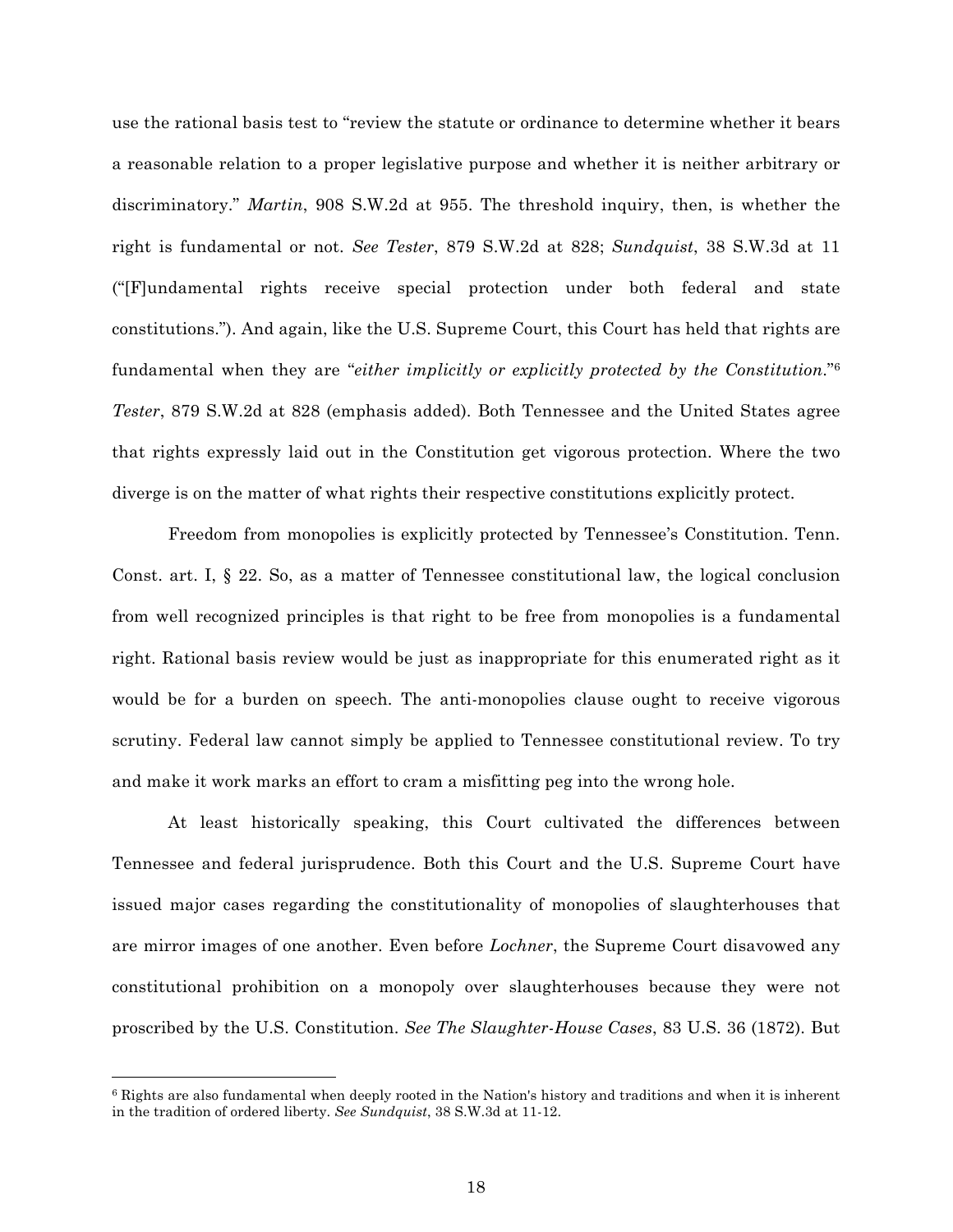use the rational basis test to "review the statute or ordinance to determine whether it bears a reasonable relation to a proper legislative purpose and whether it is neither arbitrary or discriminatory." *Martin*, 908 S.W.2d at 955. The threshold inquiry, then, is whether the right is fundamental or not. *See Tester*, 879 S.W.2d at 828; *Sundquist*, 38 S.W.3d at 11 ("[F]undamental rights receive special protection under both federal and state constitutions."). And again, like the U.S. Supreme Court, this Court has held that rights are fundamental when they are "*either implicitly or explicitly protected by the Constitution*."[6] *Tester*, 879 S.W.2d at 828 (emphasis added). Both Tennessee and the United States agree that rights expressly laid out in the Constitution get vigorous protection. Where the two diverge is on the matter of what rights their respective constitutions explicitly protect.

Freedom from monopolies is explicitly protected by Tennessee's Constitution. Tenn. Const. art. I, § 22. So, as a matter of Tennessee constitutional law, the logical conclusion from well recognized principles is that right to be free from monopolies is a fundamental right. Rational basis review would be just as inappropriate for this enumerated right as it would be for a burden on speech. The anti-monopolies clause ought to receive vigorous scrutiny. Federal law cannot simply be applied to Tennessee constitutional review. To try and make it work marks an effort to cram a misfitting peg into the wrong hole.

At least historically speaking, this Court cultivated the differences between Tennessee and federal jurisprudence. Both this Court and the U.S. Supreme Court have issued major cases regarding the constitutionality of monopolies of slaughterhouses that are mirror images of one another. Even before *Lochner*, the Supreme Court disavowed any constitutional prohibition on a monopoly over slaughterhouses because they were not proscribed by the U.S. Constitution. *See The Slaughter-House Cases*, 83 U.S. 36 (1872). But

---

[6] Rights are also fundamental when deeply rooted in the Nation's history and traditions and when it is inherent in the tradition of ordered liberty. *See Sundquist*, 38 S.W.3d at 11-12.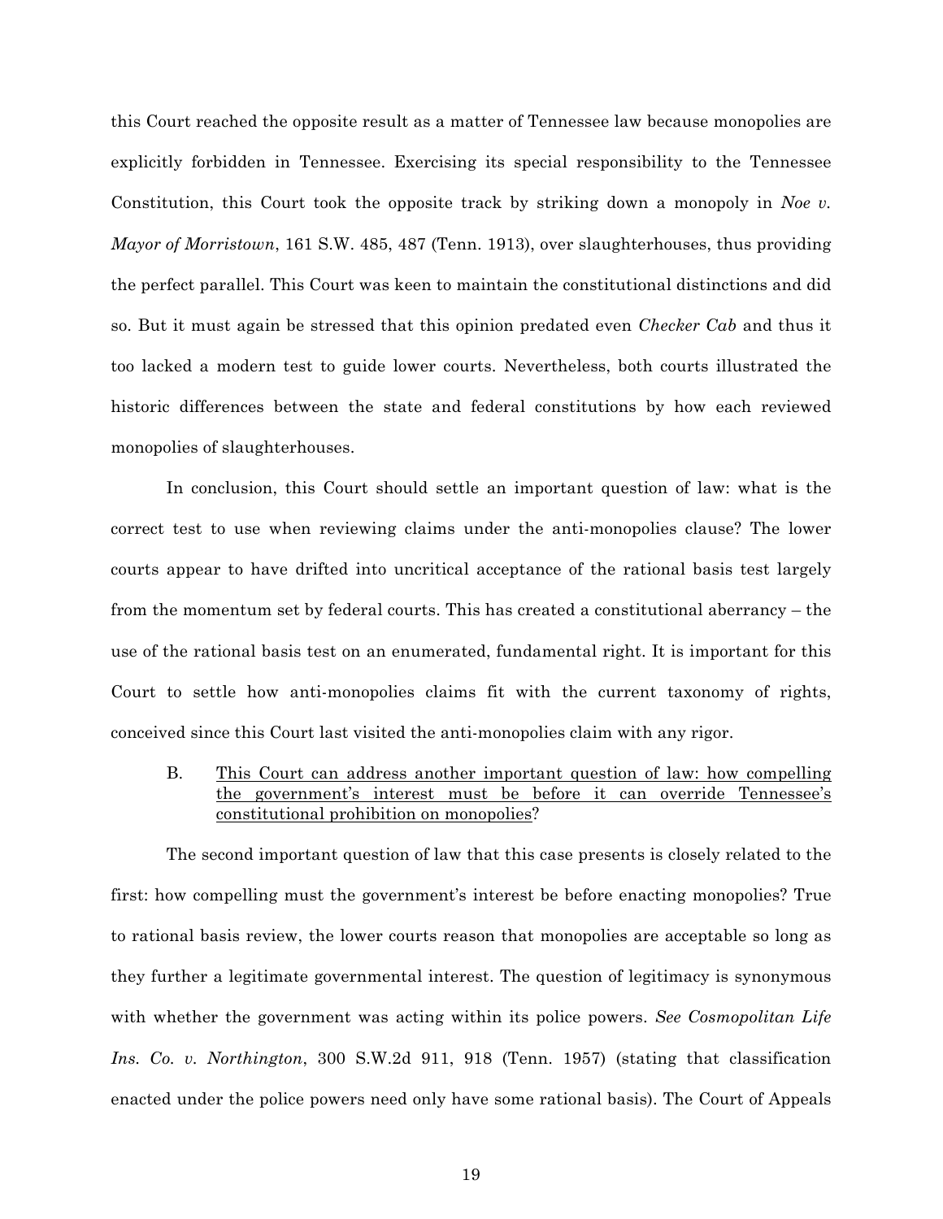this Court reached the opposite result as a matter of Tennessee law because monopolies are explicitly forbidden in Tennessee. Exercising its special responsibility to the Tennessee Constitution, this Court took the opposite track by striking down a monopoly in *Noe v. Mayor of Morristown*, 161 S.W. 485, 487 (Tenn. 1913), over slaughterhouses, thus providing the perfect parallel. This Court was keen to maintain the constitutional distinctions and did so. But it must again be stressed that this opinion predated even *Checker Cab* and thus it too lacked a modern test to guide lower courts. Nevertheless, both courts illustrated the historic differences between the state and federal constitutions by how each reviewed monopolies of slaughterhouses.

In conclusion, this Court should settle an important question of law: what is the correct test to use when reviewing claims under the anti-monopolies clause? The lower courts appear to have drifted into uncritical acceptance of the rational basis test largely from the momentum set by federal courts. This has created a constitutional aberrancy – the use of the rational basis test on an enumerated, fundamental right. It is important for this Court to settle how anti-monopolies claims fit with the current taxonomy of rights, conceived since this Court last visited the anti-monopolies claim with any rigor.

B. <u>This Court can address another important question of law: how compelling the government's interest must be before it can override Tennessee's constitutional prohibition on monopolies</u>?

The second important question of law that this case presents is closely related to the first: how compelling must the government's interest be before enacting monopolies? True to rational basis review, the lower courts reason that monopolies are acceptable so long as they further a legitimate governmental interest. The question of legitimacy is synonymous with whether the government was acting within its police powers. *See Cosmopolitan Life Ins. Co. v. Northington*, 300 S.W.2d 911, 918 (Tenn. 1957) (stating that classification enacted under the police powers need only have some rational basis). The Court of Appeals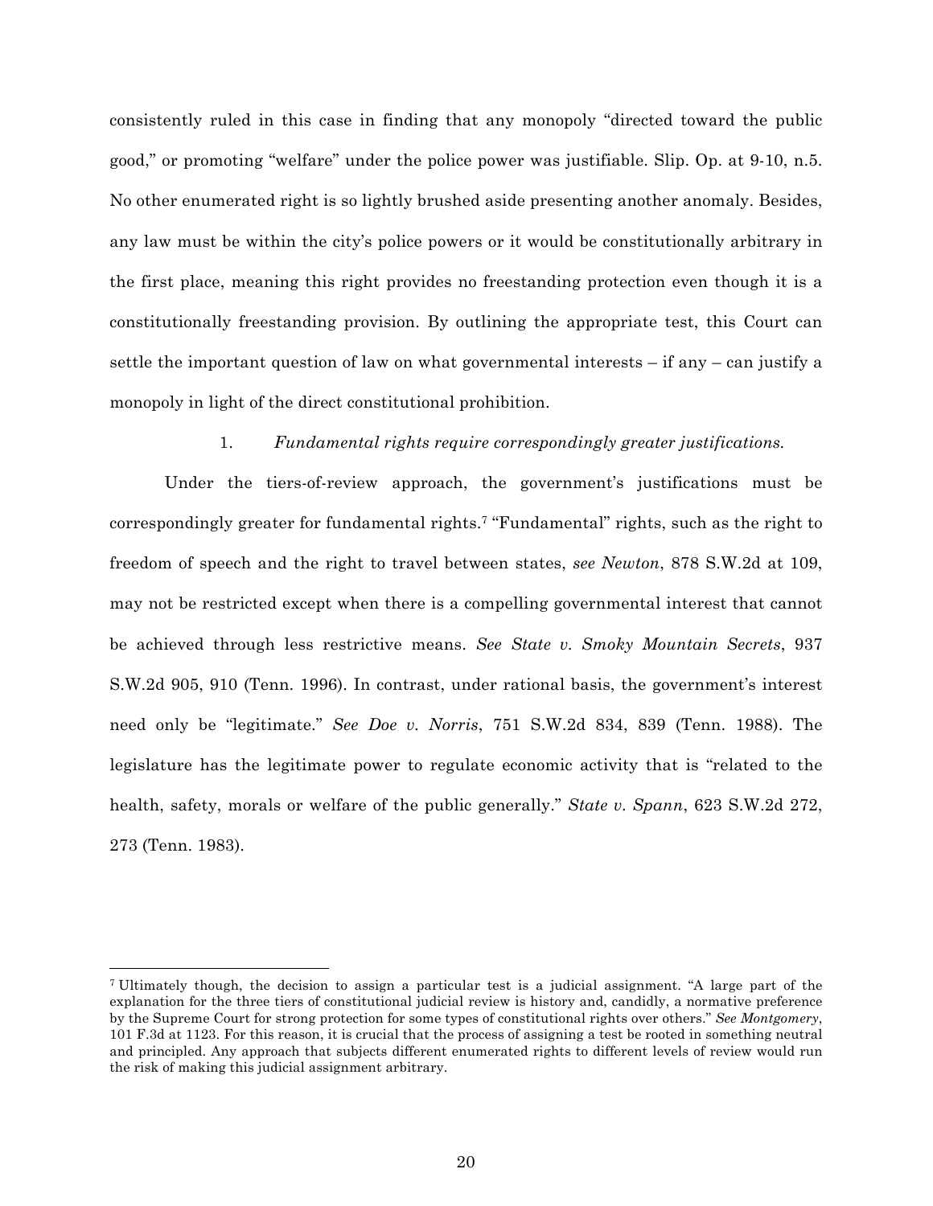consistently ruled in this case in finding that any monopoly "directed toward the public good," or promoting "welfare" under the police power was justifiable. Slip. Op. at 9-10, n.5. No other enumerated right is so lightly brushed aside presenting another anomaly. Besides, any law must be within the city's police powers or it would be constitutionally arbitrary in the first place, meaning this right provides no freestanding protection even though it is a constitutionally freestanding provision. By outlining the appropriate test, this Court can settle the important question of law on what governmental interests – if any – can justify a monopoly in light of the direct constitutional prohibition.

#### 1. *Fundamental rights require correspondingly greater justifications.*

Under the tiers-of-review approach, the government's justifications must be correspondingly greater for fundamental rights.[7] "Fundamental" rights, such as the right to freedom of speech and the right to travel between states, *see Newton*, 878 S.W.2d at 109, may not be restricted except when there is a compelling governmental interest that cannot be achieved through less restrictive means. *See State v. Smoky Mountain Secrets*, 937 S.W.2d 905, 910 (Tenn. 1996). In contrast, under rational basis, the government's interest need only be "legitimate." *See Doe v. Norris*, 751 S.W.2d 834, 839 (Tenn. 1988). The legislature has the legitimate power to regulate economic activity that is "related to the health, safety, morals or welfare of the public generally." *State v. Spann*, 623 S.W.2d 272, 273 (Tenn. 1983).

---

[7] Ultimately though, the decision to assign a particular test is a judicial assignment. "A large part of the explanation for the three tiers of constitutional judicial review is history and, candidly, a normative preference by the Supreme Court for strong protection for some types of constitutional rights over others." *See Montgomery*, 101 F.3d at 1123. For this reason, it is crucial that the process of assigning a test be rooted in something neutral and principled. Any approach that subjects different enumerated rights to different levels of review would run the risk of making this judicial assignment arbitrary.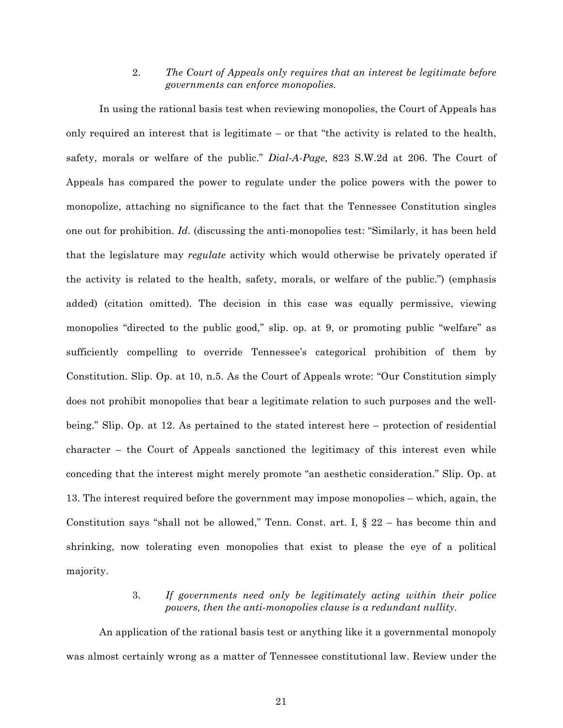2. *The Court of Appeals only requires that an interest be legitimate before governments can enforce monopolies.*

In using the rational basis test when reviewing monopolies, the Court of Appeals has only required an interest that is legitimate – or that "the activity is related to the health, safety, morals or welfare of the public." *Dial-A-Page,* 823 S.W.2d at 206. The Court of Appeals has compared the power to regulate under the police powers with the power to monopolize, attaching no significance to the fact that the Tennessee Constitution singles one out for prohibition. *Id*. (discussing the anti-monopolies test: "Similarly, it has been held that the legislature may *regulate* activity which would otherwise be privately operated if the activity is related to the health, safety, morals, or welfare of the public.") (emphasis added) (citation omitted). The decision in this case was equally permissive, viewing monopolies "directed to the public good," slip. op. at 9, or promoting public "welfare" as sufficiently compelling to override Tennessee's categorical prohibition of them by Constitution. Slip. Op. at 10, n.5. As the Court of Appeals wrote: "Our Constitution simply does not prohibit monopolies that bear a legitimate relation to such purposes and the well-being." Slip. Op. at 12. As pertained to the stated interest here – protection of residential character – the Court of Appeals sanctioned the legitimacy of this interest even while conceding that the interest might merely promote "an aesthetic consideration." Slip. Op. at 13. The interest required before the government may impose monopolies – which, again, the Constitution says "shall not be allowed," Tenn. Const. art. I, § 22 – has become thin and shrinking, now tolerating even monopolies that exist to please the eye of a political majority.

3. *If governments need only be legitimately acting within their police powers, then the anti-monopolies clause is a redundant nullity.*

An application of the rational basis test or anything like it a governmental monopoly was almost certainly wrong as a matter of Tennessee constitutional law. Review under the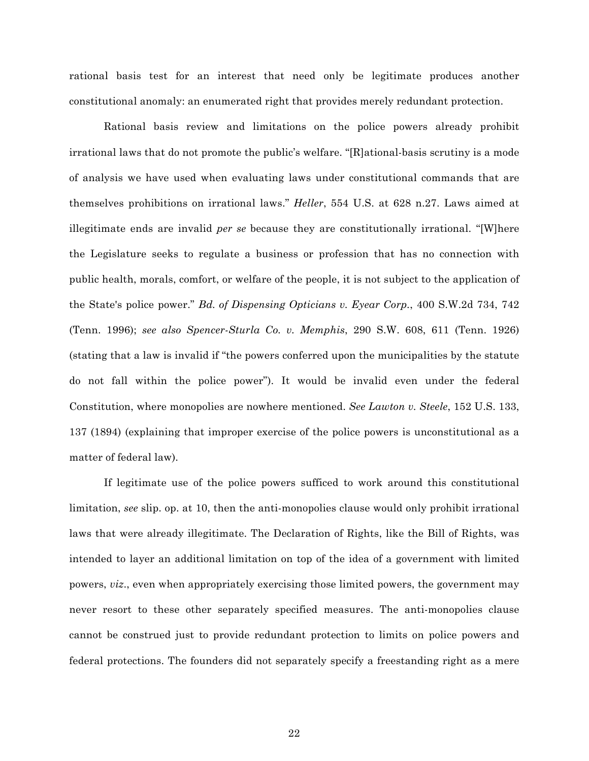rational basis test for an interest that need only be legitimate produces another constitutional anomaly: an enumerated right that provides merely redundant protection.

Rational basis review and limitations on the police powers already prohibit irrational laws that do not promote the public's welfare. "[R]ational-basis scrutiny is a mode of analysis we have used when evaluating laws under constitutional commands that are themselves prohibitions on irrational laws." *Heller*, 554 U.S. at 628 n.27. Laws aimed at illegitimate ends are invalid *per se* because they are constitutionally irrational. "[W]here the Legislature seeks to regulate a business or profession that has no connection with public health, morals, comfort, or welfare of the people, it is not subject to the application of the State's police power." *Bd. of Dispensing Opticians v. Eyear Corp.*, 400 S.W.2d 734, 742 (Tenn. 1996); *see also Spencer-Sturla Co. v. Memphis*, 290 S.W. 608, 611 (Tenn. 1926) (stating that a law is invalid if "the powers conferred upon the municipalities by the statute do not fall within the police power"). It would be invalid even under the federal Constitution, where monopolies are nowhere mentioned. *See Lawton v. Steele*, 152 U.S. 133, 137 (1894) (explaining that improper exercise of the police powers is unconstitutional as a matter of federal law).

If legitimate use of the police powers sufficed to work around this constitutional limitation, *see* slip. op. at 10, then the anti-monopolies clause would only prohibit irrational laws that were already illegitimate. The Declaration of Rights, like the Bill of Rights, was intended to layer an additional limitation on top of the idea of a government with limited powers, *viz*., even when appropriately exercising those limited powers, the government may never resort to these other separately specified measures. The anti-monopolies clause cannot be construed just to provide redundant protection to limits on police powers and federal protections. The founders did not separately specify a freestanding right as a mere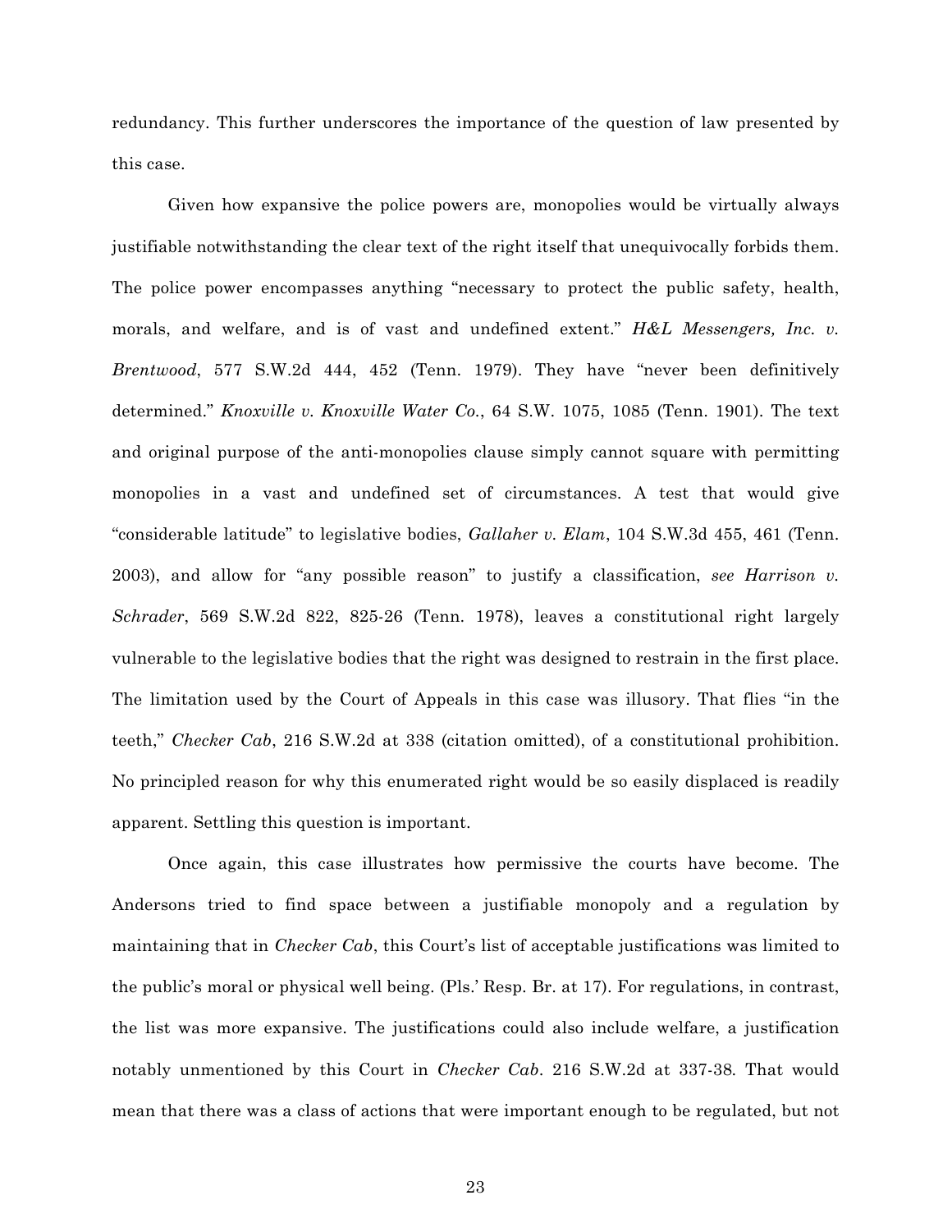redundancy. This further underscores the importance of the question of law presented by this case.

Given how expansive the police powers are, monopolies would be virtually always justifiable notwithstanding the clear text of the right itself that unequivocally forbids them. The police power encompasses anything "necessary to protect the public safety, health, morals, and welfare, and is of vast and undefined extent." *H&L Messengers, Inc. v. Brentwood*, 577 S.W.2d 444, 452 (Tenn. 1979). They have "never been definitively determined." *Knoxville v. Knoxville Water Co.*, 64 S.W. 1075, 1085 (Tenn. 1901). The text and original purpose of the anti-monopolies clause simply cannot square with permitting monopolies in a vast and undefined set of circumstances. A test that would give "considerable latitude" to legislative bodies, *Gallaher v. Elam*, 104 S.W.3d 455, 461 (Tenn. 2003), and allow for "any possible reason" to justify a classification, *see Harrison v. Schrader*, 569 S.W.2d 822, 825-26 (Tenn. 1978), leaves a constitutional right largely vulnerable to the legislative bodies that the right was designed to restrain in the first place. The limitation used by the Court of Appeals in this case was illusory. That flies "in the teeth," *Checker Cab*, 216 S.W.2d at 338 (citation omitted), of a constitutional prohibition. No principled reason for why this enumerated right would be so easily displaced is readily apparent. Settling this question is important.

Once again, this case illustrates how permissive the courts have become. The Andersons tried to find space between a justifiable monopoly and a regulation by maintaining that in *Checker Cab*, this Court's list of acceptable justifications was limited to the public's moral or physical well being. (Pls.' Resp. Br. at 17). For regulations, in contrast, the list was more expansive. The justifications could also include welfare, a justification notably unmentioned by this Court in *Checker Cab*. 216 S.W.2d at 337-38. That would mean that there was a class of actions that were important enough to be regulated, but not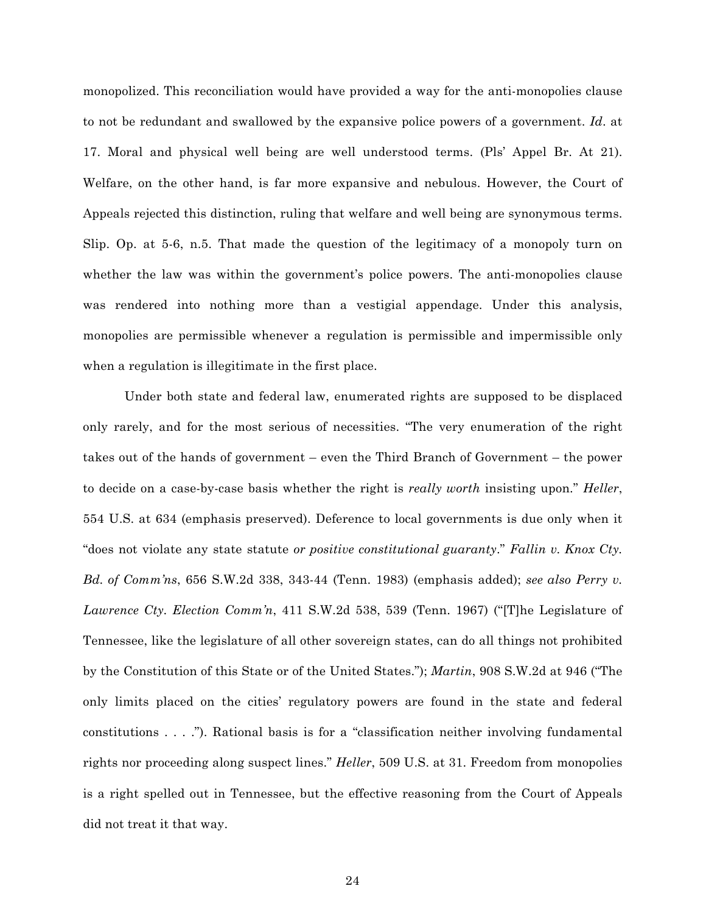monopolized. This reconciliation would have provided a way for the anti-monopolies clause to not be redundant and swallowed by the expansive police powers of a government. *Id*. at 17. Moral and physical well being are well understood terms. (Pls' Appel Br. At 21). Welfare, on the other hand, is far more expansive and nebulous. However, the Court of Appeals rejected this distinction, ruling that welfare and well being are synonymous terms. Slip. Op. at 5-6, n.5. That made the question of the legitimacy of a monopoly turn on whether the law was within the government's police powers. The anti-monopolies clause was rendered into nothing more than a vestigial appendage. Under this analysis, monopolies are permissible whenever a regulation is permissible and impermissible only when a regulation is illegitimate in the first place.

Under both state and federal law, enumerated rights are supposed to be displaced only rarely, and for the most serious of necessities. "The very enumeration of the right takes out of the hands of government – even the Third Branch of Government – the power to decide on a case-by-case basis whether the right is *really worth* insisting upon." *Heller*, 554 U.S. at 634 (emphasis preserved). Deference to local governments is due only when it "does not violate any state statute *or positive constitutional guaranty*." *Fallin v. Knox Cty. Bd. of Comm'ns*, 656 S.W.2d 338, 343-44 (Tenn. 1983) (emphasis added); *see also Perry v. Lawrence Cty. Election Comm'n*, 411 S.W.2d 538, 539 (Tenn. 1967) ("[T]he Legislature of Tennessee, like the legislature of all other sovereign states, can do all things not prohibited by the Constitution of this State or of the United States."); *Martin*, 908 S.W.2d at 946 ("The only limits placed on the cities' regulatory powers are found in the state and federal constitutions . . . ."). Rational basis is for a "classification neither involving fundamental rights nor proceeding along suspect lines." *Heller*, 509 U.S. at 31. Freedom from monopolies is a right spelled out in Tennessee, but the effective reasoning from the Court of Appeals did not treat it that way.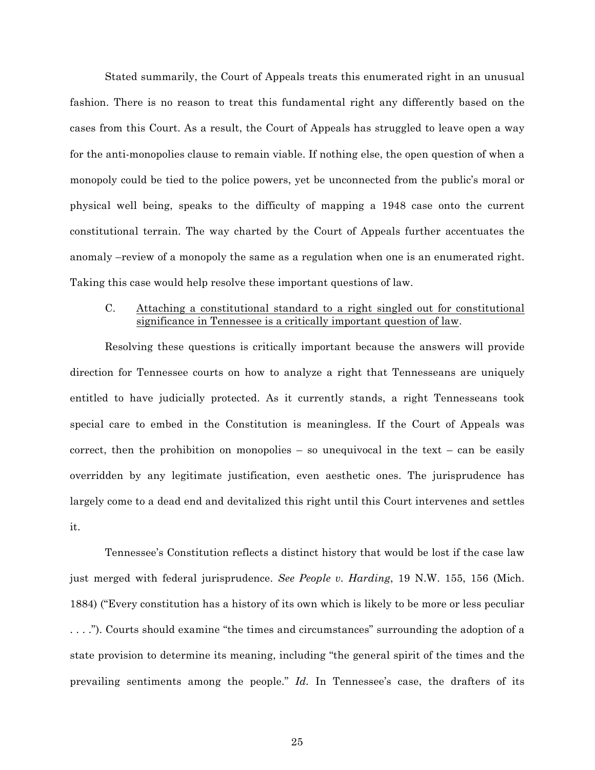Stated summarily, the Court of Appeals treats this enumerated right in an unusual fashion. There is no reason to treat this fundamental right any differently based on the cases from this Court. As a result, the Court of Appeals has struggled to leave open a way for the anti-monopolies clause to remain viable. If nothing else, the open question of when a monopoly could be tied to the police powers, yet be unconnected from the public's moral or physical well being, speaks to the difficulty of mapping a 1948 case onto the current constitutional terrain. The way charted by the Court of Appeals further accentuates the anomaly –review of a monopoly the same as a regulation when one is an enumerated right. Taking this case would help resolve these important questions of law.

C. <u>Attaching a constitutional standard to a right singled out for constitutional significance in Tennessee is a critically important question of law</u>.

Resolving these questions is critically important because the answers will provide direction for Tennessee courts on how to analyze a right that Tennesseans are uniquely entitled to have judicially protected. As it currently stands, a right Tennesseans took special care to embed in the Constitution is meaningless. If the Court of Appeals was correct, then the prohibition on monopolies – so unequivocal in the text – can be easily overridden by any legitimate justification, even aesthetic ones. The jurisprudence has largely come to a dead end and devitalized this right until this Court intervenes and settles it.

Tennessee's Constitution reflects a distinct history that would be lost if the case law just merged with federal jurisprudence. *See People v. Harding*, 19 N.W. 155, 156 (Mich. 1884) ("Every constitution has a history of its own which is likely to be more or less peculiar . . . ."). Courts should examine "the times and circumstances" surrounding the adoption of a state provision to determine its meaning, including "the general spirit of the times and the prevailing sentiments among the people." *Id.* In Tennessee's case, the drafters of its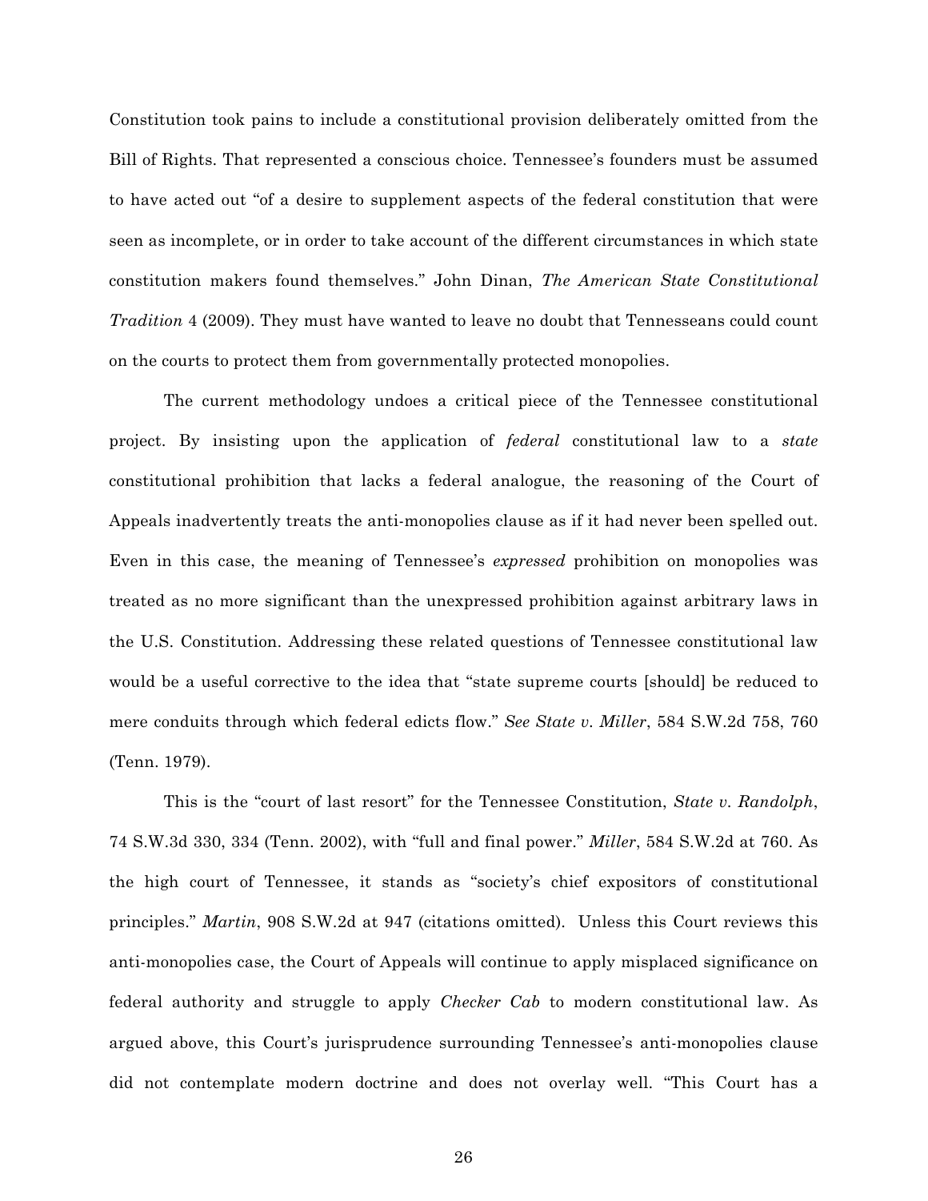Constitution took pains to include a constitutional provision deliberately omitted from the Bill of Rights. That represented a conscious choice. Tennessee's founders must be assumed to have acted out "of a desire to supplement aspects of the federal constitution that were seen as incomplete, or in order to take account of the different circumstances in which state constitution makers found themselves." John Dinan, *The American State Constitutional Tradition* 4 (2009). They must have wanted to leave no doubt that Tennesseans could count on the courts to protect them from governmentally protected monopolies.

The current methodology undoes a critical piece of the Tennessee constitutional project. By insisting upon the application of *federal* constitutional law to a *state* constitutional prohibition that lacks a federal analogue, the reasoning of the Court of Appeals inadvertently treats the anti-monopolies clause as if it had never been spelled out. Even in this case, the meaning of Tennessee's *expressed* prohibition on monopolies was treated as no more significant than the unexpressed prohibition against arbitrary laws in the U.S. Constitution. Addressing these related questions of Tennessee constitutional law would be a useful corrective to the idea that "state supreme courts [should] be reduced to mere conduits through which federal edicts flow." *See State v. Miller*, 584 S.W.2d 758, 760 (Tenn. 1979).

This is the "court of last resort" for the Tennessee Constitution, *State v. Randolph*, 74 S.W.3d 330, 334 (Tenn. 2002), with "full and final power." *Miller*, 584 S.W.2d at 760. As the high court of Tennessee, it stands as "society's chief expositors of constitutional principles." *Martin*, 908 S.W.2d at 947 (citations omitted). Unless this Court reviews this anti-monopolies case, the Court of Appeals will continue to apply misplaced significance on federal authority and struggle to apply *Checker Cab* to modern constitutional law. As argued above, this Court's jurisprudence surrounding Tennessee's anti-monopolies clause did not contemplate modern doctrine and does not overlay well. "This Court has a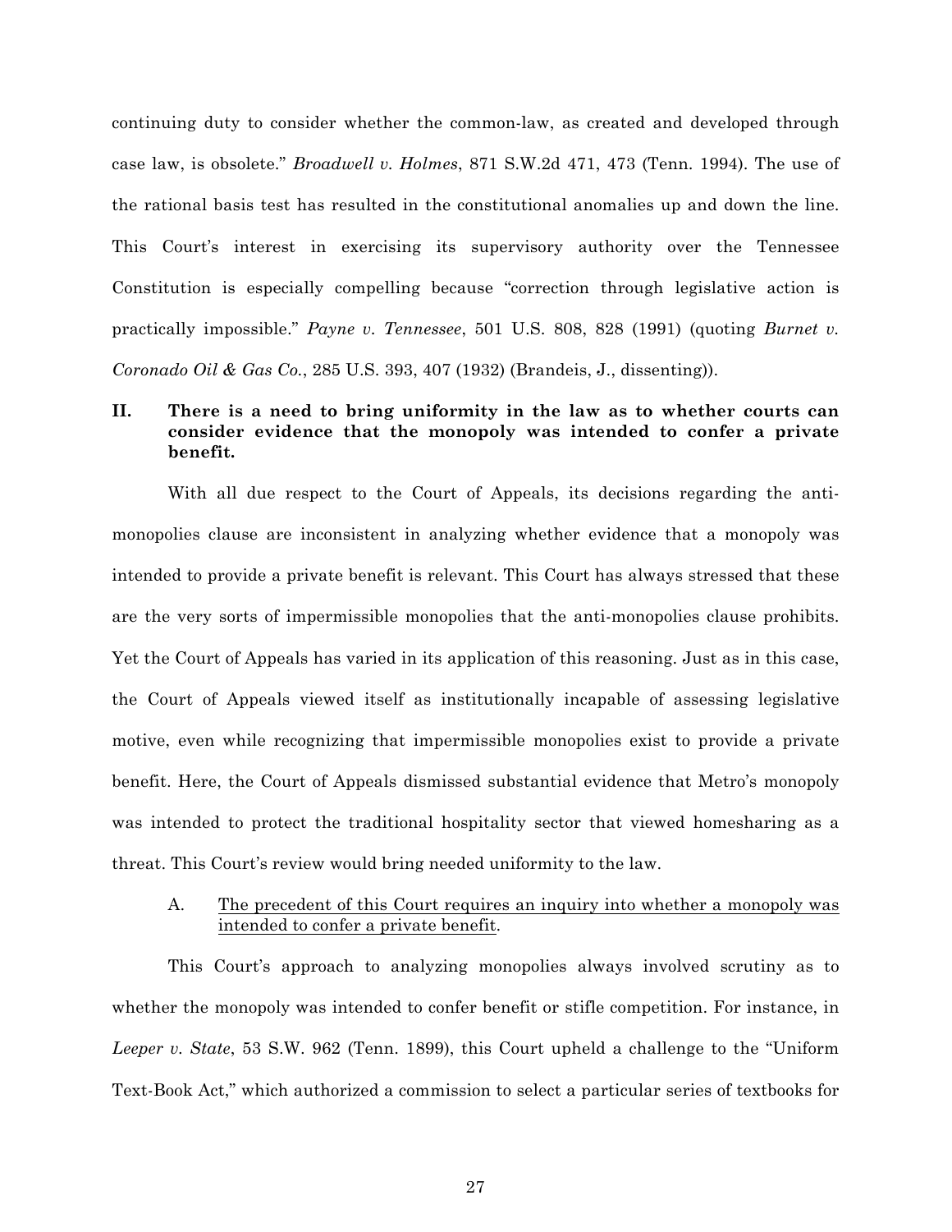continuing duty to consider whether the common-law, as created and developed through case law, is obsolete." *Broadwell v. Holmes*, 871 S.W.2d 471, 473 (Tenn. 1994). The use of the rational basis test has resulted in the constitutional anomalies up and down the line. This Court's interest in exercising its supervisory authority over the Tennessee Constitution is especially compelling because "correction through legislative action is practically impossible." *Payne v. Tennessee*, 501 U.S. 808, 828 (1991) (quoting *Burnet v. Coronado Oil & Gas Co.*, 285 U.S. 393, 407 (1932) (Brandeis, J., dissenting)).

## II. There is a need to bring uniformity in the law as to whether courts can consider evidence that the monopoly was intended to confer a private benefit.

With all due respect to the Court of Appeals, its decisions regarding the anti-monopolies clause are inconsistent in analyzing whether evidence that a monopoly was intended to provide a private benefit is relevant. This Court has always stressed that these are the very sorts of impermissible monopolies that the anti-monopolies clause prohibits. Yet the Court of Appeals has varied in its application of this reasoning. Just as in this case, the Court of Appeals viewed itself as institutionally incapable of assessing legislative motive, even while recognizing that impermissible monopolies exist to provide a private benefit. Here, the Court of Appeals dismissed substantial evidence that Metro's monopoly was intended to protect the traditional hospitality sector that viewed homesharing as a threat. This Court's review would bring needed uniformity to the law.

### A. The precedent of this Court requires an inquiry into whether a monopoly was intended to confer a private benefit.

This Court's approach to analyzing monopolies always involved scrutiny as to whether the monopoly was intended to confer benefit or stifle competition. For instance, in *Leeper v. State*, 53 S.W. 962 (Tenn. 1899), this Court upheld a challenge to the "Uniform Text-Book Act," which authorized a commission to select a particular series of textbooks for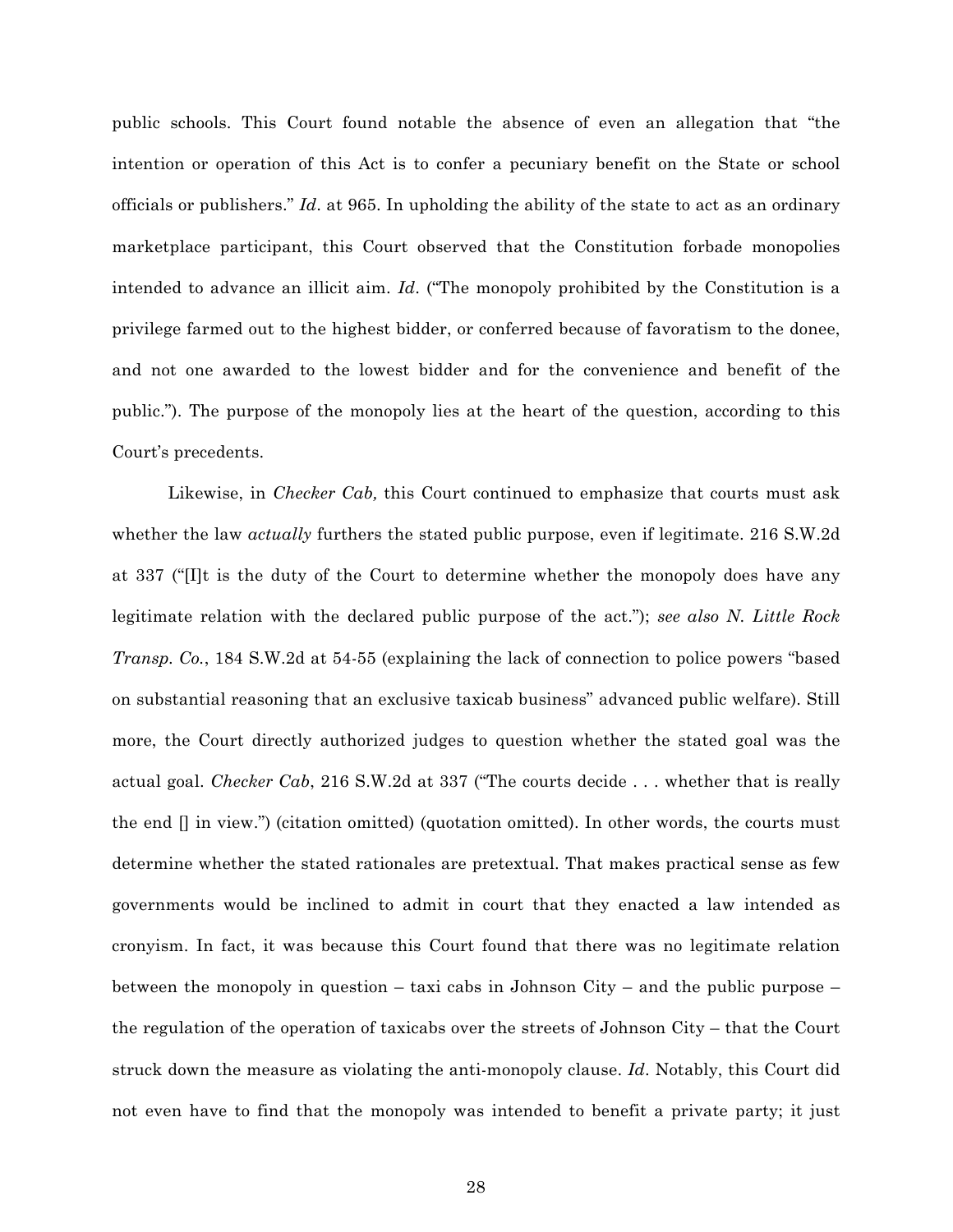public schools. This Court found notable the absence of even an allegation that "the intention or operation of this Act is to confer a pecuniary benefit on the State or school officials or publishers." *Id*. at 965. In upholding the ability of the state to act as an ordinary marketplace participant, this Court observed that the Constitution forbade monopolies intended to advance an illicit aim. *Id*. ("The monopoly prohibited by the Constitution is a privilege farmed out to the highest bidder, or conferred because of favoratism to the donee, and not one awarded to the lowest bidder and for the convenience and benefit of the public."). The purpose of the monopoly lies at the heart of the question, according to this Court's precedents.

Likewise, in *Checker Cab,* this Court continued to emphasize that courts must ask whether the law *actually* furthers the stated public purpose, even if legitimate. 216 S.W.2d at 337 ("[I]t is the duty of the Court to determine whether the monopoly does have any legitimate relation with the declared public purpose of the act."); *see also N. Little Rock Transp. Co.*, 184 S.W.2d at 54-55 (explaining the lack of connection to police powers "based on substantial reasoning that an exclusive taxicab business" advanced public welfare). Still more, the Court directly authorized judges to question whether the stated goal was the actual goal. *Checker Cab*, 216 S.W.2d at 337 ("The courts decide . . . whether that is really the end [] in view.") (citation omitted) (quotation omitted). In other words, the courts must determine whether the stated rationales are pretextual. That makes practical sense as few governments would be inclined to admit in court that they enacted a law intended as cronyism. In fact, it was because this Court found that there was no legitimate relation between the monopoly in question – taxi cabs in Johnson City – and the public purpose – the regulation of the operation of taxicabs over the streets of Johnson City – that the Court struck down the measure as violating the anti-monopoly clause. *Id*. Notably, this Court did not even have to find that the monopoly was intended to benefit a private party; it just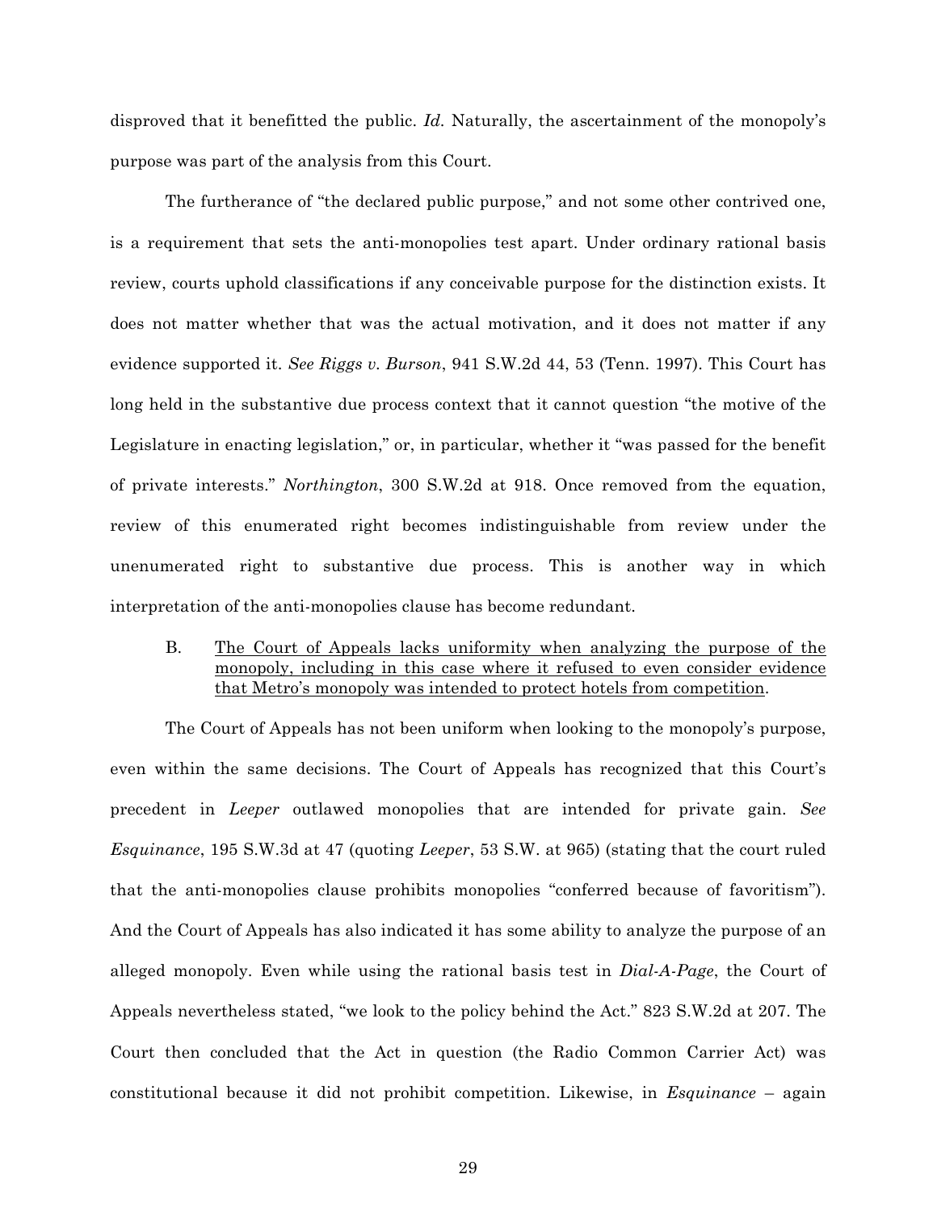disproved that it benefitted the public. *Id.* Naturally, the ascertainment of the monopoly's purpose was part of the analysis from this Court.

The furtherance of "the declared public purpose," and not some other contrived one, is a requirement that sets the anti-monopolies test apart. Under ordinary rational basis review, courts uphold classifications if any conceivable purpose for the distinction exists. It does not matter whether that was the actual motivation, and it does not matter if any evidence supported it. *See Riggs v. Burson*, 941 S.W.2d 44, 53 (Tenn. 1997). This Court has long held in the substantive due process context that it cannot question "the motive of the Legislature in enacting legislation," or, in particular, whether it "was passed for the benefit of private interests." *Northington*, 300 S.W.2d at 918. Once removed from the equation, review of this enumerated right becomes indistinguishable from review under the unenumerated right to substantive due process. This is another way in which interpretation of the anti-monopolies clause has become redundant.

B. <u>The Court of Appeals lacks uniformity when analyzing the purpose of the monopoly, including in this case where it refused to even consider evidence that Metro's monopoly was intended to protect hotels from competition</u>.

The Court of Appeals has not been uniform when looking to the monopoly's purpose, even within the same decisions. The Court of Appeals has recognized that this Court's precedent in *Leeper* outlawed monopolies that are intended for private gain. *See Esquinance*, 195 S.W.3d at 47 (quoting *Leeper*, 53 S.W. at 965) (stating that the court ruled that the anti-monopolies clause prohibits monopolies "conferred because of favoritism"). And the Court of Appeals has also indicated it has some ability to analyze the purpose of an alleged monopoly. Even while using the rational basis test in *Dial-A-Page*, the Court of Appeals nevertheless stated, "we look to the policy behind the Act." 823 S.W.2d at 207. The Court then concluded that the Act in question (the Radio Common Carrier Act) was constitutional because it did not prohibit competition. Likewise, in *Esquinance* – again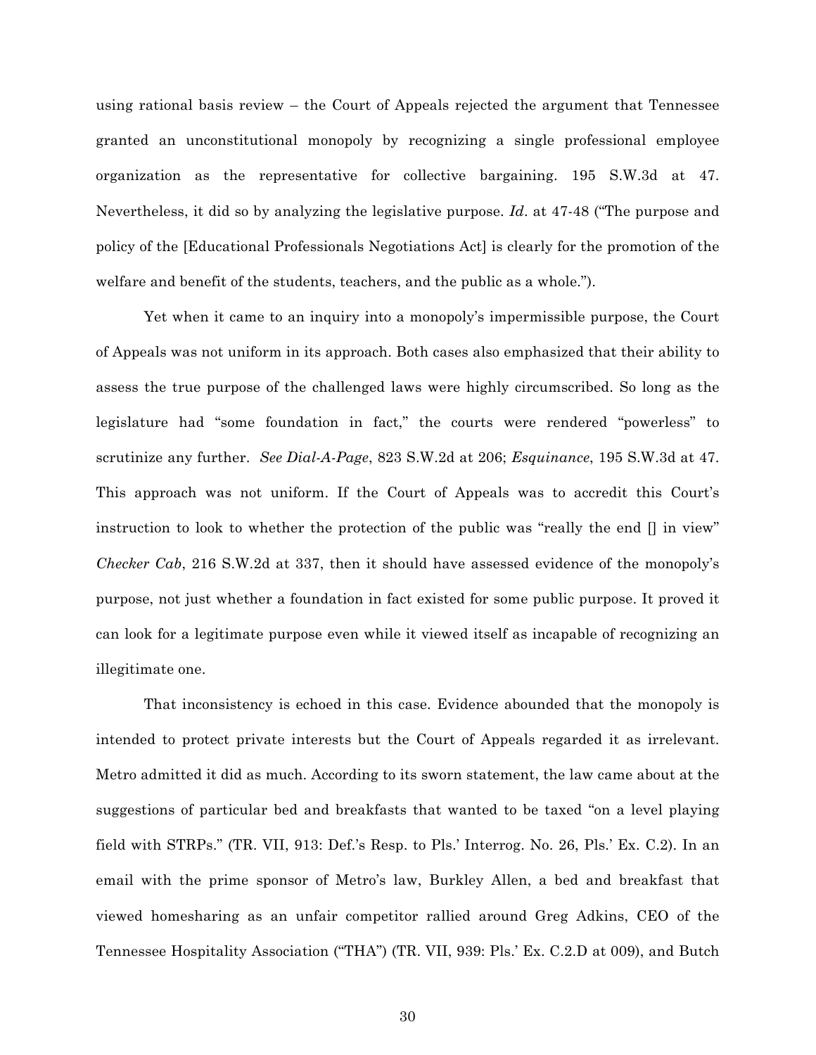using rational basis review – the Court of Appeals rejected the argument that Tennessee granted an unconstitutional monopoly by recognizing a single professional employee organization as the representative for collective bargaining. 195 S.W.3d at 47. Nevertheless, it did so by analyzing the legislative purpose. *Id*. at 47-48 ("The purpose and policy of the [Educational Professionals Negotiations Act] is clearly for the promotion of the welfare and benefit of the students, teachers, and the public as a whole.").

Yet when it came to an inquiry into a monopoly's impermissible purpose, the Court of Appeals was not uniform in its approach. Both cases also emphasized that their ability to assess the true purpose of the challenged laws were highly circumscribed. So long as the legislature had "some foundation in fact," the courts were rendered "powerless" to scrutinize any further. *See Dial-A-Page*, 823 S.W.2d at 206; *Esquinance*, 195 S.W.3d at 47. This approach was not uniform. If the Court of Appeals was to accredit this Court's instruction to look to whether the protection of the public was "really the end [] in view" *Checker Cab*, 216 S.W.2d at 337, then it should have assessed evidence of the monopoly's purpose, not just whether a foundation in fact existed for some public purpose. It proved it can look for a legitimate purpose even while it viewed itself as incapable of recognizing an illegitimate one.

That inconsistency is echoed in this case. Evidence abounded that the monopoly is intended to protect private interests but the Court of Appeals regarded it as irrelevant. Metro admitted it did as much. According to its sworn statement, the law came about at the suggestions of particular bed and breakfasts that wanted to be taxed "on a level playing field with STRPs." (TR. VII, 913: Def.'s Resp. to Pls.' Interrog. No. 26, Pls.' Ex. C.2). In an email with the prime sponsor of Metro's law, Burkley Allen, a bed and breakfast that viewed homesharing as an unfair competitor rallied around Greg Adkins, CEO of the Tennessee Hospitality Association ("THA") (TR. VII, 939: Pls.' Ex. C.2.D at 009), and Butch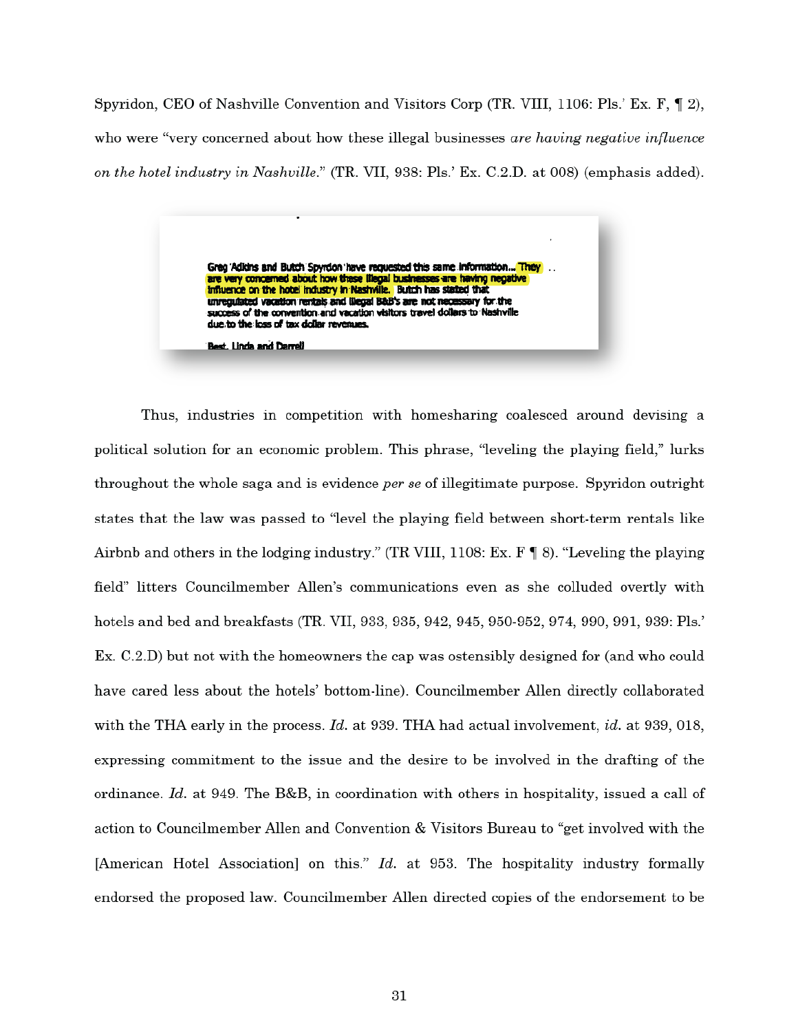Spyridon, CEO of Nashville Convention and Visitors Corp (TR. VIII, 1106: Pls.' Ex. F, ¶ 2), who were "very concerned about how these illegal businesses *are having negative influence on the hotel industry in Nashville*." (TR. VII, 938: Pls.' Ex. C.2.D. at 008) (emphasis added).

> Greg Adkins and Butch Spyrdon have requested this same information... They are very concerned about how these illegal businesses are having negative influence on the hotel industry in Nashville. Butch has stated that unregulated vacation rentals and illegal B&B's are not necessary for the success of the convention and vacation visitors travel dollars to Nashville due to the loss of tax dollar revenues.
>
> Best, Linda and Darrell

Thus, industries in competition with homesharing coalesced around devising a political solution for an economic problem. This phrase, "leveling the playing field," lurks throughout the whole saga and is evidence *per se* of illegitimate purpose. Spyridon outright states that the law was passed to "level the playing field between short-term rentals like Airbnb and others in the lodging industry." (TR VIII, 1108: Ex. F ¶ 8). "Leveling the playing field" litters Councilmember Allen's communications even as she colluded overtly with hotels and bed and breakfasts (TR. VII, 933, 935, 942, 945, 950-952, 974, 990, 991, 939: Pls.' Ex. C.2.D) but not with the homeowners the cap was ostensibly designed for (and who could have cared less about the hotels' bottom-line). Councilmember Allen directly collaborated with the THA early in the process. *Id.* at 939. THA had actual involvement, *id.* at 939, 018, expressing commitment to the issue and the desire to be involved in the drafting of the ordinance. *Id.* at 949. The B&B, in coordination with others in hospitality, issued a call of action to Councilmember Allen and Convention & Visitors Bureau to "get involved with the [American Hotel Association] on this." *Id.* at 953. The hospitality industry formally endorsed the proposed law. Councilmember Allen directed copies of the endorsement to be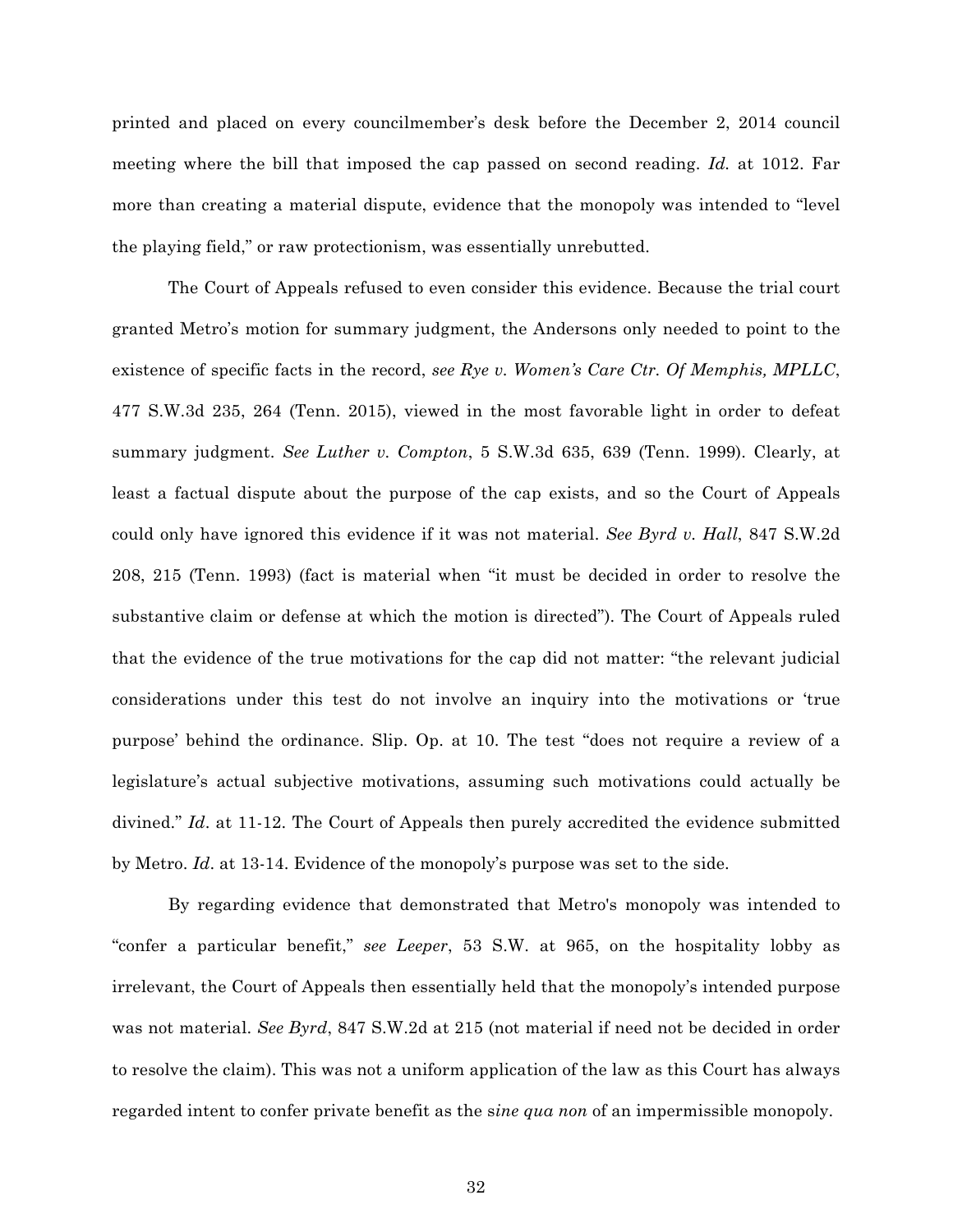printed and placed on every councilmember's desk before the December 2, 2014 council meeting where the bill that imposed the cap passed on second reading. *Id.* at 1012. Far more than creating a material dispute, evidence that the monopoly was intended to "level the playing field," or raw protectionism, was essentially unrebutted.

The Court of Appeals refused to even consider this evidence. Because the trial court granted Metro's motion for summary judgment, the Andersons only needed to point to the existence of specific facts in the record, *see Rye v. Women's Care Ctr. Of Memphis, MPLLC*, 477 S.W.3d 235, 264 (Tenn. 2015), viewed in the most favorable light in order to defeat summary judgment. *See Luther v. Compton*, 5 S.W.3d 635, 639 (Tenn. 1999). Clearly, at least a factual dispute about the purpose of the cap exists, and so the Court of Appeals could only have ignored this evidence if it was not material. *See Byrd v. Hall*, 847 S.W.2d 208, 215 (Tenn. 1993) (fact is material when "it must be decided in order to resolve the substantive claim or defense at which the motion is directed"). The Court of Appeals ruled that the evidence of the true motivations for the cap did not matter: "the relevant judicial considerations under this test do not involve an inquiry into the motivations or 'true purpose' behind the ordinance. Slip. Op. at 10. The test "does not require a review of a legislature's actual subjective motivations, assuming such motivations could actually be divined." *Id*. at 11-12. The Court of Appeals then purely accredited the evidence submitted by Metro. *Id*. at 13-14. Evidence of the monopoly's purpose was set to the side.

By regarding evidence that demonstrated that Metro's monopoly was intended to "confer a particular benefit," *see Leeper*, 53 S.W. at 965, on the hospitality lobby as irrelevant, the Court of Appeals then essentially held that the monopoly's intended purpose was not material. *See Byrd*, 847 S.W.2d at 215 (not material if need not be decided in order to resolve the claim). This was not a uniform application of the law as this Court has always regarded intent to confer private benefit as the s*ine qua non* of an impermissible monopoly.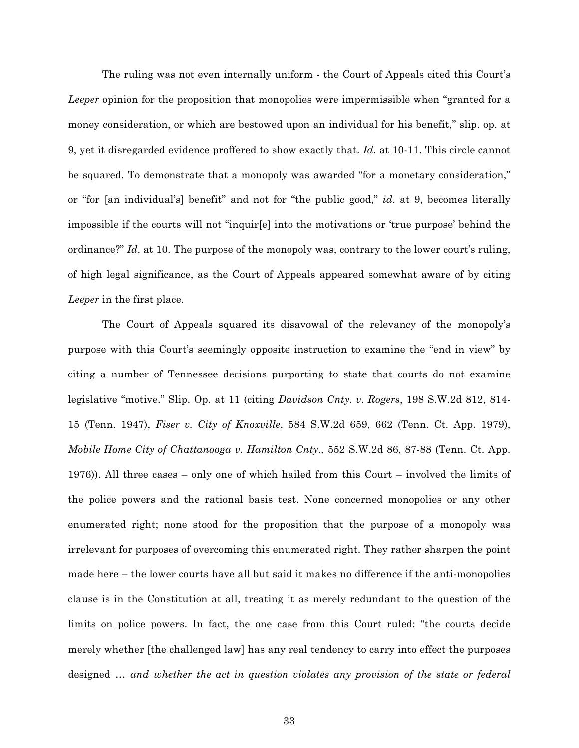The ruling was not even internally uniform - the Court of Appeals cited this Court's *Leeper* opinion for the proposition that monopolies were impermissible when "granted for a money consideration, or which are bestowed upon an individual for his benefit," slip. op. at 9, yet it disregarded evidence proffered to show exactly that. *Id*. at 10-11. This circle cannot be squared. To demonstrate that a monopoly was awarded "for a monetary consideration," or "for [an individual's] benefit" and not for "the public good," *id*. at 9, becomes literally impossible if the courts will not "inquir[e] into the motivations or 'true purpose' behind the ordinance?" *Id*. at 10. The purpose of the monopoly was, contrary to the lower court's ruling, of high legal significance, as the Court of Appeals appeared somewhat aware of by citing *Leeper* in the first place.

The Court of Appeals squared its disavowal of the relevancy of the monopoly's purpose with this Court's seemingly opposite instruction to examine the "end in view" by citing a number of Tennessee decisions purporting to state that courts do not examine legislative "motive." Slip. Op. at 11 (citing *Davidson Cnty. v. Rogers*, 198 S.W.2d 812, 814-15 (Tenn. 1947), *Fiser v. City of Knoxville*, 584 S.W.2d 659, 662 (Tenn. Ct. App. 1979), *Mobile Home City of Chattanooga v. Hamilton Cnty.,* 552 S.W.2d 86, 87-88 (Tenn. Ct. App. 1976)). All three cases – only one of which hailed from this Court – involved the limits of the police powers and the rational basis test. None concerned monopolies or any other enumerated right; none stood for the proposition that the purpose of a monopoly was irrelevant for purposes of overcoming this enumerated right. They rather sharpen the point made here – the lower courts have all but said it makes no difference if the anti-monopolies clause is in the Constitution at all, treating it as merely redundant to the question of the limits on police powers. In fact, the one case from this Court ruled: "the courts decide merely whether [the challenged law] has any real tendency to carry into effect the purposes designed … *and whether the act in question violates any provision of the state or federal*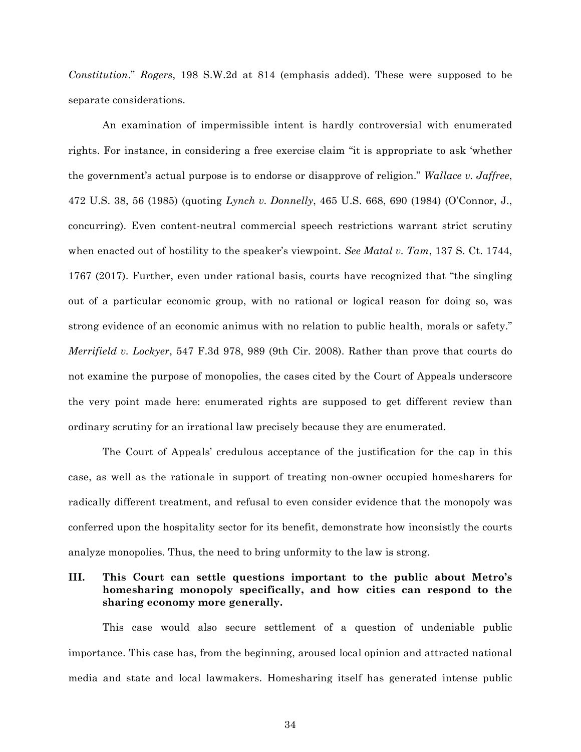*Constitution*." *Rogers*, 198 S.W.2d at 814 (emphasis added). These were supposed to be separate considerations.

An examination of impermissible intent is hardly controversial with enumerated rights. For instance, in considering a free exercise claim "it is appropriate to ask 'whether the government's actual purpose is to endorse or disapprove of religion." *Wallace v. Jaffree*, 472 U.S. 38, 56 (1985) (quoting *Lynch v. Donnelly*, 465 U.S. 668, 690 (1984) (O'Connor, J., concurring). Even content-neutral commercial speech restrictions warrant strict scrutiny when enacted out of hostility to the speaker's viewpoint. *See Matal v. Tam*, 137 S. Ct. 1744, 1767 (2017). Further, even under rational basis, courts have recognized that "the singling out of a particular economic group, with no rational or logical reason for doing so, was strong evidence of an economic animus with no relation to public health, morals or safety." *Merrifield v. Lockyer*, 547 F.3d 978, 989 (9th Cir. 2008). Rather than prove that courts do not examine the purpose of monopolies, the cases cited by the Court of Appeals underscore the very point made here: enumerated rights are supposed to get different review than ordinary scrutiny for an irrational law precisely because they are enumerated.

The Court of Appeals' credulous acceptance of the justification for the cap in this case, as well as the rationale in support of treating non-owner occupied homesharers for radically different treatment, and refusal to even consider evidence that the monopoly was conferred upon the hospitality sector for its benefit, demonstrate how inconsistly the courts analyze monopolies. Thus, the need to bring unformity to the law is strong.

## III. This Court can settle questions important to the public about Metro's homesharing monopoly specifically, and how cities can respond to the sharing economy more generally.

This case would also secure settlement of a question of undeniable public importance. This case has, from the beginning, aroused local opinion and attracted national media and state and local lawmakers. Homesharing itself has generated intense public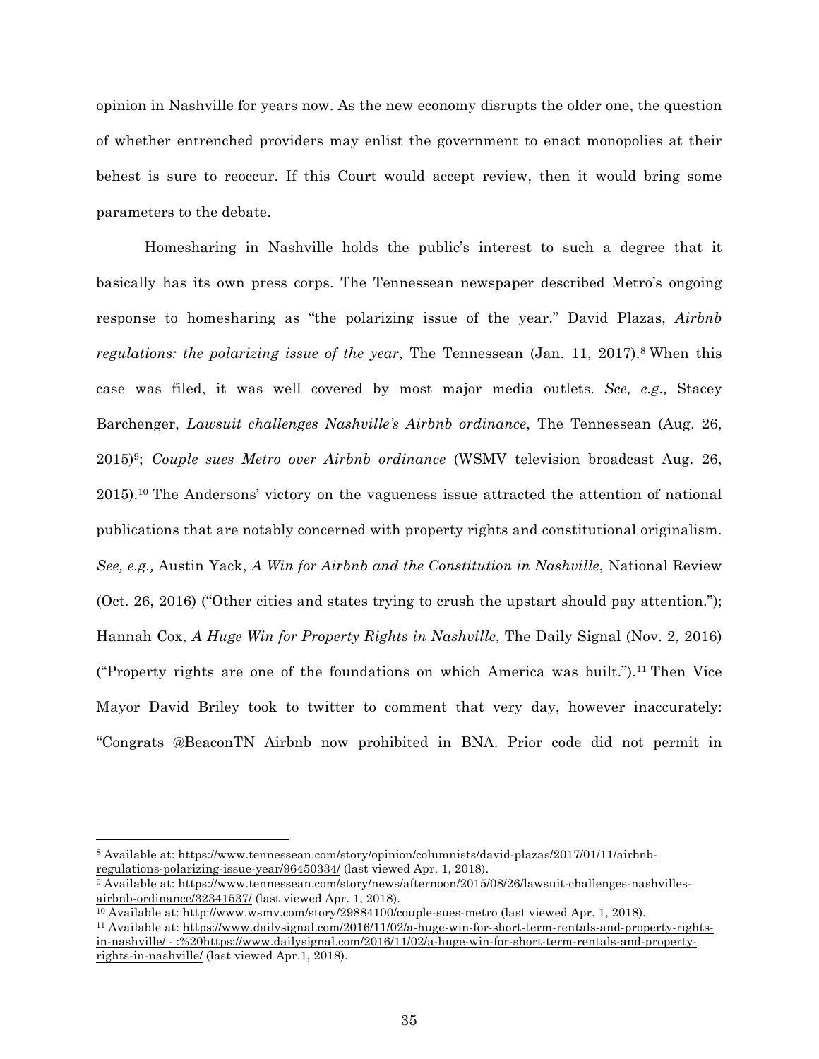opinion in Nashville for years now. As the new economy disrupts the older one, the question of whether entrenched providers may enlist the government to enact monopolies at their behest is sure to reoccur. If this Court would accept review, then it would bring some parameters to the debate.

Homesharing in Nashville holds the public's interest to such a degree that it basically has its own press corps. The Tennessean newspaper described Metro's ongoing response to homesharing as "the polarizing issue of the year." David Plazas, *Airbnb regulations: the polarizing issue of the year*, The Tennessean (Jan. 11, 2017).[8] When this case was filed, it was well covered by most major media outlets. *See, e.g.,* Stacey Barchenger, *Lawsuit challenges Nashville's Airbnb ordinance*, The Tennessean (Aug. 26, 2015)[9]; *Couple sues Metro over Airbnb ordinance* (WSMV television broadcast Aug. 26, 2015).[10] The Andersons' victory on the vagueness issue attracted the attention of national publications that are notably concerned with property rights and constitutional originalism. *See, e.g.,* Austin Yack, *A Win for Airbnb and the Constitution in Nashville*, National Review (Oct. 26, 2016) ("Other cities and states trying to crush the upstart should pay attention."); Hannah Cox, *A Huge Win for Property Rights in Nashville*, The Daily Signal (Nov. 2, 2016) ("Property rights are one of the foundations on which America was built.").[11] Then Vice Mayor David Briley took to twitter to comment that very day, however inaccurately: "Congrats @BeaconTN Airbnb now prohibited in BNA. Prior code did not permit in

---

[8] Available at: https://www.tennessean.com/story/opinion/columnists/david-plazas/2017/01/11/airbnb-regulations-polarizing-issue-year/96450334/ (last viewed Apr. 1, 2018).

[9] Available at: https://www.tennessean.com/story/news/afternoon/2015/08/26/lawsuit-challenges-nashvilles-airbnb-ordinance/32341537/ (last viewed Apr. 1, 2018).

[10] Available at: http://www.wsmv.com/story/29884100/couple-sues-metro (last viewed Apr. 1, 2018).

[11] Available at: https://www.dailysignal.com/2016/11/02/a-huge-win-for-short-term-rentals-and-property-rights-in-nashville/ - :%20https://www.dailysignal.com/2016/11/02/a-huge-win-for-short-term-rentals-and-property-rights-in-nashville/ (last viewed Apr.1, 2018).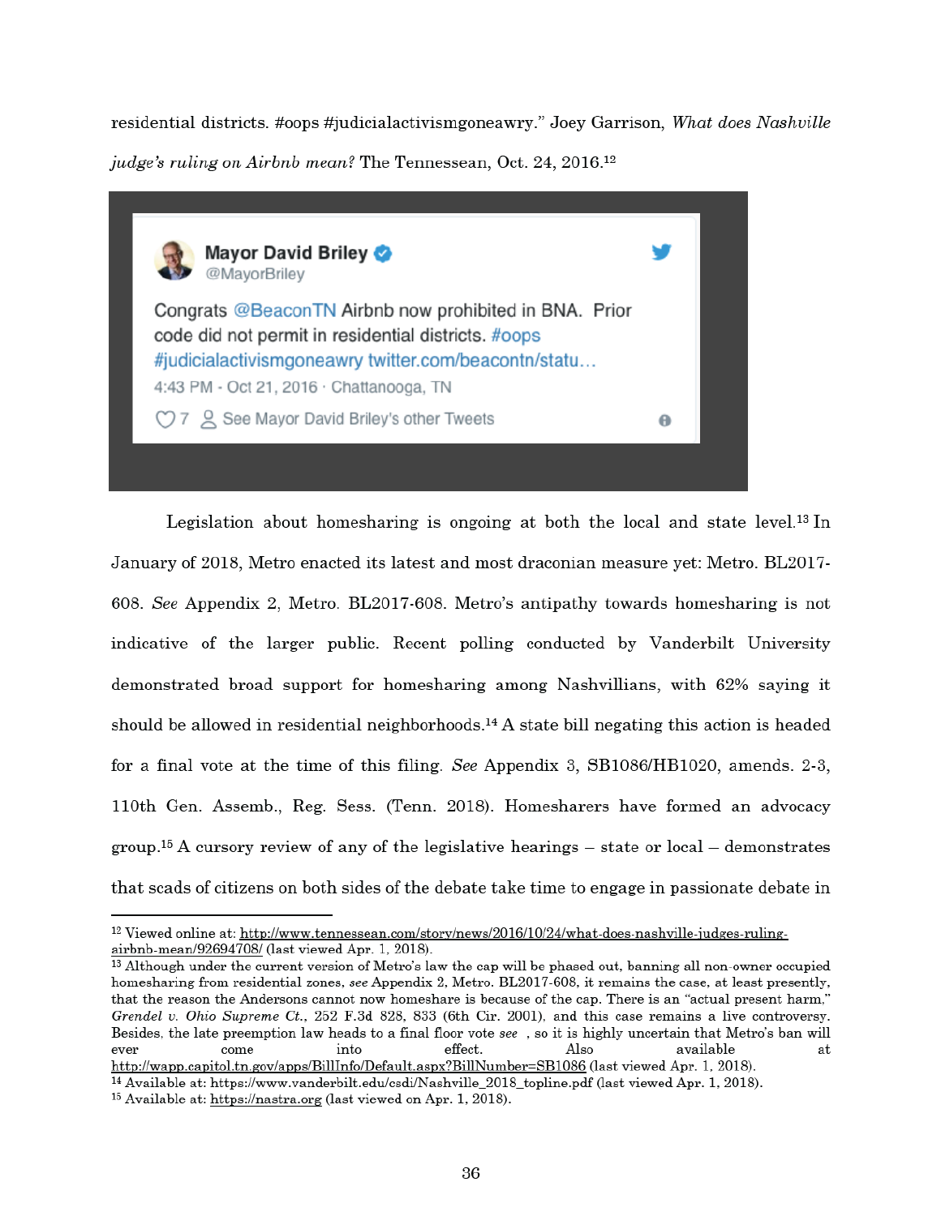residential districts. #oops #judicialactivismgoneawry." Joey Garrison, *What does Nashville judge's ruling on Airbnb mean?* The Tennessean, Oct. 24, 2016.[12]

Mayor David Briley
@MayorBriley

Congrats @BeaconTN Airbnb now prohibited in BNA. Prior code did not permit in residential districts. #oops #judicialactivismgoneawry twitter.com/beacontn/statu...

4:43 PM - Oct 21, 2016 · Chattanooga, TN

7 See Mayor David Briley's other Tweets

Legislation about homesharing is ongoing at both the local and state level.[13] In January of 2018, Metro enacted its latest and most draconian measure yet: Metro. BL2017-608. *See* Appendix 2, Metro. BL2017-608. Metro's antipathy towards homesharing is not indicative of the larger public. Recent polling conducted by Vanderbilt University demonstrated broad support for homesharing among Nashvillians, with 62% saying it should be allowed in residential neighborhoods.[14] A state bill negating this action is headed for a final vote at the time of this filing. *See* Appendix 3, SB1086/HB1020, amends. 2-3, 110th Gen. Assemb., Reg. Sess. (Tenn. 2018). Homesharers have formed an advocacy group.[15] A cursory review of any of the legislative hearings – state or local – demonstrates that scads of citizens on both sides of the debate take time to engage in passionate debate in

---

[12] Viewed online at: http://www.tennessean.com/story/news/2016/10/24/what-does-nashville-judges-ruling-airbnb-mean/92694708/ (last viewed Apr. 1, 2018).

[13] Although under the current version of Metro's law the cap will be phased out, banning all non-owner occupied homesharing from residential zones, *see* Appendix 2, Metro. BL2017-608, it remains the case, at least presently, that the reason the Andersons cannot now homeshare is because of the cap. There is an "actual present harm," *Grendel v. Ohio Supreme Ct.*, 252 F.3d 828, 833 (6th Cir. 2001), and this case remains a live controversy. Besides, the late preemption law heads to a final floor vote *see* , so it is highly uncertain that Metro's ban will ever come into effect. Also available at http://wapp.capitol.tn.gov/apps/BillInfo/Default.aspx?BillNumber=SB1086 (last viewed Apr. 1, 2018).

[14] Available at: https://www.vanderbilt.edu/csdi/Nashville_2018_topline.pdf (last viewed Apr. 1, 2018).

[15] Available at: https://nastra.org (last viewed on Apr. 1, 2018).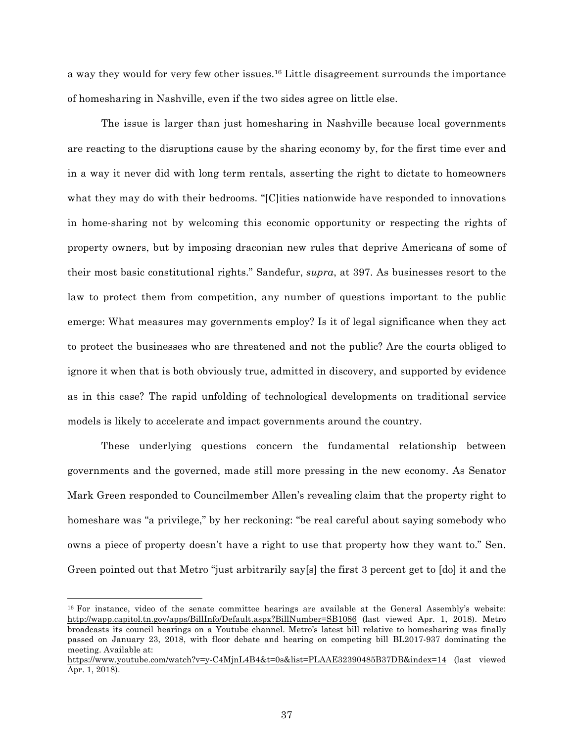a way they would for very few other issues.[16] Little disagreement surrounds the importance of homesharing in Nashville, even if the two sides agree on little else.

The issue is larger than just homesharing in Nashville because local governments are reacting to the disruptions cause by the sharing economy by, for the first time ever and in a way it never did with long term rentals, asserting the right to dictate to homeowners what they may do with their bedrooms. "[C]ities nationwide have responded to innovations in home-sharing not by welcoming this economic opportunity or respecting the rights of property owners, but by imposing draconian new rules that deprive Americans of some of their most basic constitutional rights." Sandefur, *supra*, at 397. As businesses resort to the law to protect them from competition, any number of questions important to the public emerge: What measures may governments employ? Is it of legal significance when they act to protect the businesses who are threatened and not the public? Are the courts obliged to ignore it when that is both obviously true, admitted in discovery, and supported by evidence as in this case? The rapid unfolding of technological developments on traditional service models is likely to accelerate and impact governments around the country.

These underlying questions concern the fundamental relationship between governments and the governed, made still more pressing in the new economy. As Senator Mark Green responded to Councilmember Allen's revealing claim that the property right to homeshare was "a privilege," by her reckoning: "be real careful about saying somebody who owns a piece of property doesn't have a right to use that property how they want to." Sen. Green pointed out that Metro "just arbitrarily say[s] the first 3 percent get to [do] it and the

---

[16] For instance, video of the senate committee hearings are available at the General Assembly's website: http://wapp.capitol.tn.gov/apps/BillInfo/Default.aspx?BillNumber=SB1086 (last viewed Apr. 1, 2018). Metro broadcasts its council hearings on a Youtube channel. Metro's latest bill relative to homesharing was finally passed on January 23, 2018, with floor debate and hearing on competing bill BL2017-937 dominating the meeting. Available at: https://www.youtube.com/watch?v=y-C4MjnL4B4&t=0s&list=PLAAE32390485B37DB&index=14 (last viewed Apr. 1, 2018).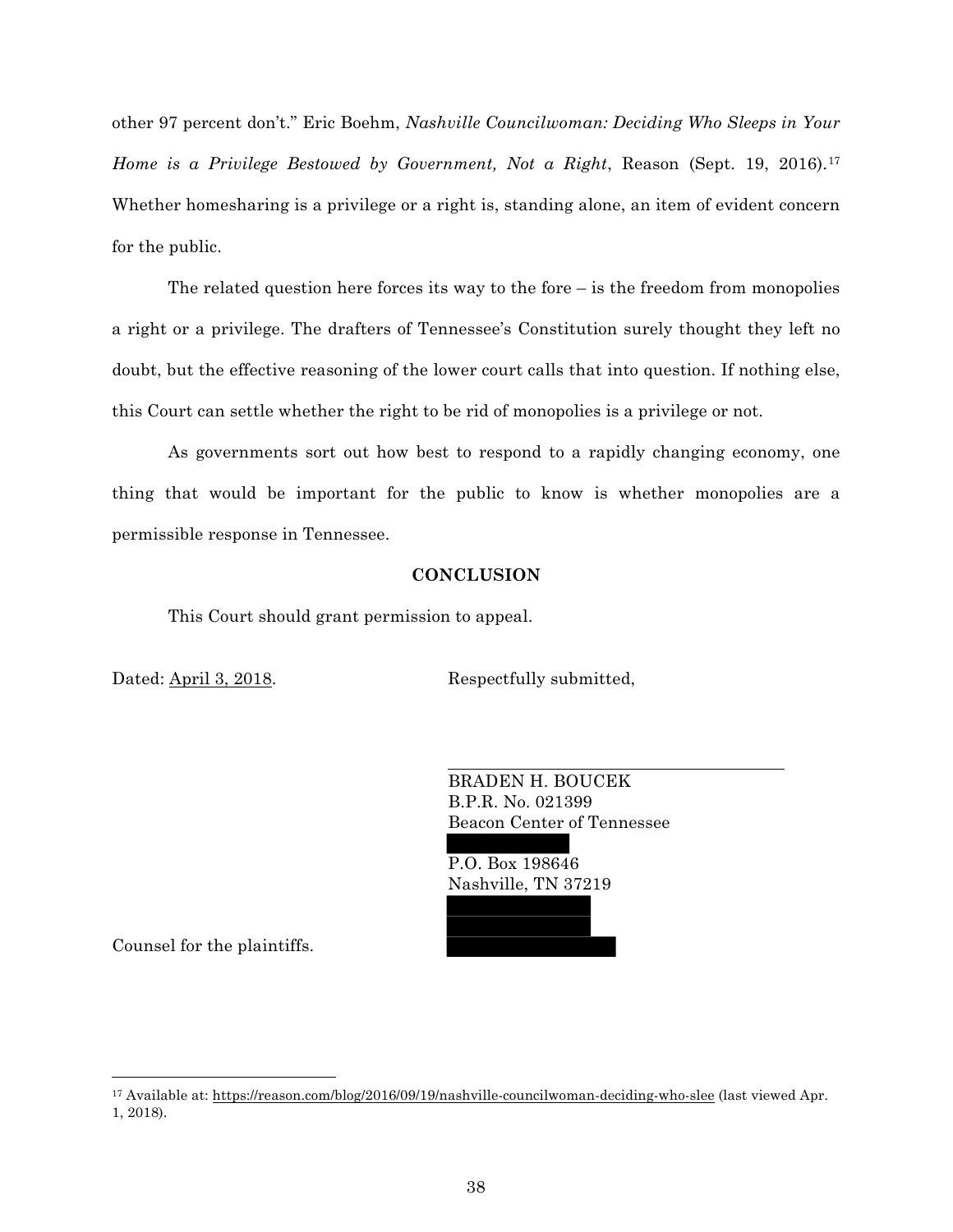other 97 percent don't." Eric Boehm, *Nashville Councilwoman: Deciding Who Sleeps in Your Home is a Privilege Bestowed by Government, Not a Right*, Reason (Sept. 19, 2016).[17] Whether homesharing is a privilege or a right is, standing alone, an item of evident concern for the public.

The related question here forces its way to the fore – is the freedom from monopolies a right or a privilege. The drafters of Tennessee's Constitution surely thought they left no doubt, but the effective reasoning of the lower court calls that into question. If nothing else, this Court can settle whether the right to be rid of monopolies is a privilege or not.

As governments sort out how best to respond to a rapidly changing economy, one thing that would be important for the public to know is whether monopolies are a permissible response in Tennessee.

**CONCLUSION**

This Court should grant permission to appeal.

Dated: April 3, 2018.

Respectfully submitted,

BRADEN H. BOUCEK
B.P.R. No. 021399
Beacon Center of Tennessee
P.O. Box 198646
Nashville, TN 37219

Counsel for the plaintiffs.

[17] Available at: https://reason.com/blog/2016/09/19/nashville-councilwoman-deciding-who-slee (last viewed Apr. 1, 2018).